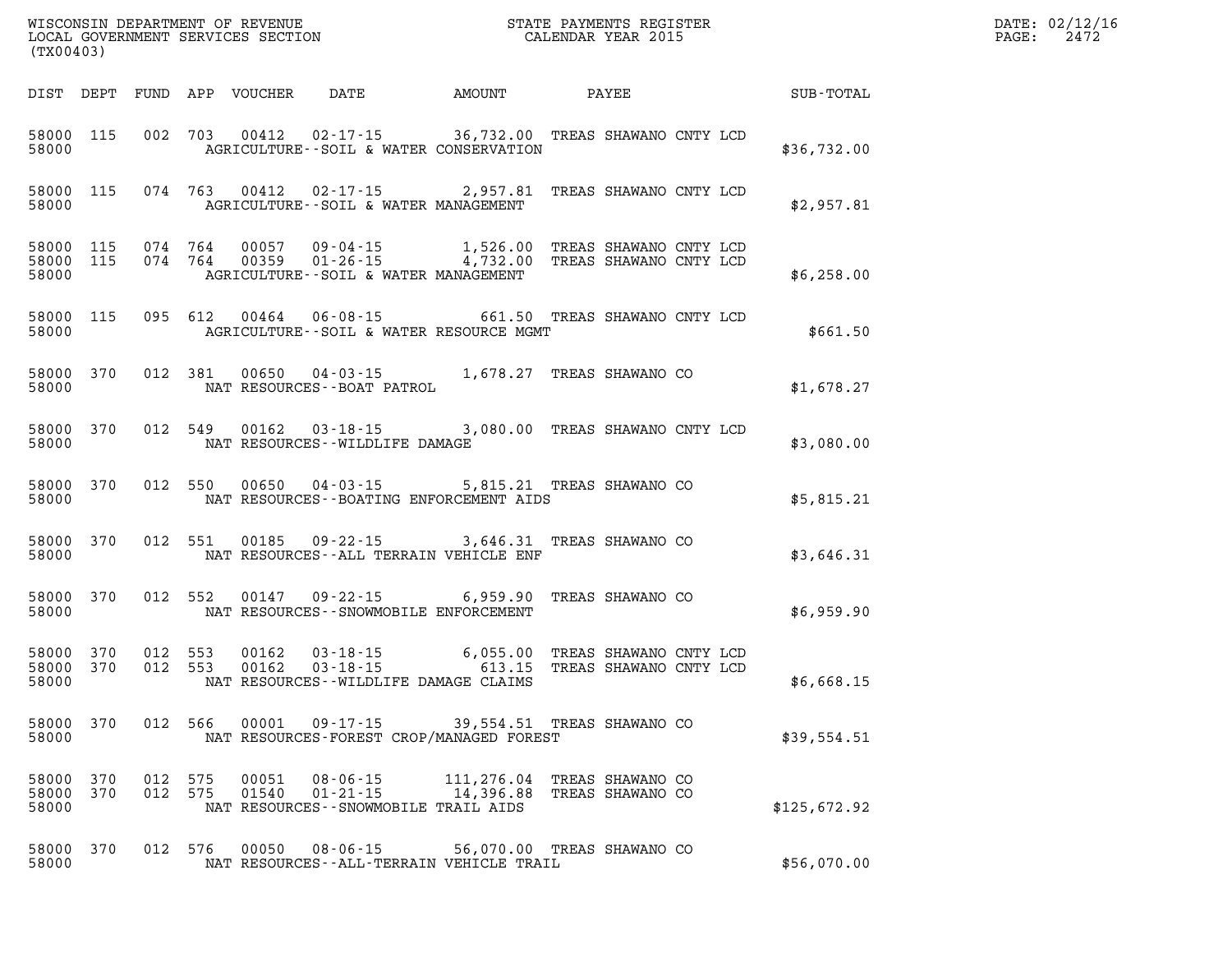WISCONSIN DEPARTMENT OF REVENUE
LOCAL GOVERNMENT SERVICES SECTION
(TX00403)

STATE PAYMENTS REGISTER
CALENDAR YEAR 2015

DATE: 02/12/16
PAGE: 2472

| DIST | DEPT | FUND | APP | VOUCHER | DATE | AMOUNT | PAYEE | SUB-TOTAL |
|---|---|---|---|---|---|---|---|---|
| 58000 | 115 | 002 | 703 | 00412 | 02-17-15 | 36,732.00 | TREAS SHAWANO CNTY LCD | |
| 58000 | | | | | AGRICULTURE--SOIL & WATER CONSERVATION | | | $36,732.00 |
| 58000 | 115 | 074 | 763 | 00412 | 02-17-15 | 2,957.81 | TREAS SHAWANO CNTY LCD | |
| 58000 | | | | | AGRICULTURE--SOIL & WATER MANAGEMENT | | | $2,957.81 |
| 58000 | 115 | 074 | 764 | 00057 | 09-04-15 | 1,526.00 | TREAS SHAWANO CNTY LCD | |
| 58000 | 115 | 074 | 764 | 00359 | 01-26-15 | 4,732.00 | TREAS SHAWANO CNTY LCD | |
| 58000 | | | | | AGRICULTURE--SOIL & WATER MANAGEMENT | | | $6,258.00 |
| 58000 | 115 | 095 | 612 | 00464 | 06-08-15 | 661.50 | TREAS SHAWANO CNTY LCD | |
| 58000 | | | | | AGRICULTURE--SOIL & WATER RESOURCE MGMT | | | $661.50 |
| 58000 | 370 | 012 | 381 | 00650 | 04-03-15 | 1,678.27 | TREAS SHAWANO CO | |
| 58000 | | | | | NAT RESOURCES--BOAT PATROL | | | $1,678.27 |
| 58000 | 370 | 012 | 549 | 00162 | 03-18-15 | 3,080.00 | TREAS SHAWANO CNTY LCD | |
| 58000 | | | | | NAT RESOURCES--WILDLIFE DAMAGE | | | $3,080.00 |
| 58000 | 370 | 012 | 550 | 00650 | 04-03-15 | 5,815.21 | TREAS SHAWANO CO | |
| 58000 | | | | | NAT RESOURCES--BOATING ENFORCEMENT AIDS | | | $5,815.21 |
| 58000 | 370 | 012 | 551 | 00185 | 09-22-15 | 3,646.31 | TREAS SHAWANO CO | |
| 58000 | | | | | NAT RESOURCES--ALL TERRAIN VEHICLE ENF | | | $3,646.31 |
| 58000 | 370 | 012 | 552 | 00147 | 09-22-15 | 6,959.90 | TREAS SHAWANO CO | |
| 58000 | | | | | NAT RESOURCES--SNOWMOBILE ENFORCEMENT | | | $6,959.90 |
| 58000 | 370 | 012 | 553 | 00162 | 03-18-15 | 6,055.00 | TREAS SHAWANO CNTY LCD | |
| 58000 | 370 | 012 | 553 | 00162 | 03-18-15 | 613.15 | TREAS SHAWANO CNTY LCD | |
| 58000 | | | | | NAT RESOURCES--WILDLIFE DAMAGE CLAIMS | | | $6,668.15 |
| 58000 | 370 | 012 | 566 | 00001 | 09-17-15 | 39,554.51 | TREAS SHAWANO CO | |
| 58000 | | | | | NAT RESOURCES-FOREST CROP/MANAGED FOREST | | | $39,554.51 |
| 58000 | 370 | 012 | 575 | 00051 | 08-06-15 | 111,276.04 | TREAS SHAWANO CO | |
| 58000 | 370 | 012 | 575 | 01540 | 01-21-15 | 14,396.88 | TREAS SHAWANO CO | |
| 58000 | | | | | NAT RESOURCES--SNOWMOBILE TRAIL AIDS | | | $125,672.92 |
| 58000 | 370 | 012 | 576 | 00050 | 08-06-15 | 56,070.00 | TREAS SHAWANO CO | |
| 58000 | | | | | NAT RESOURCES--ALL-TERRAIN VEHICLE TRAIL | | | $56,070.00 |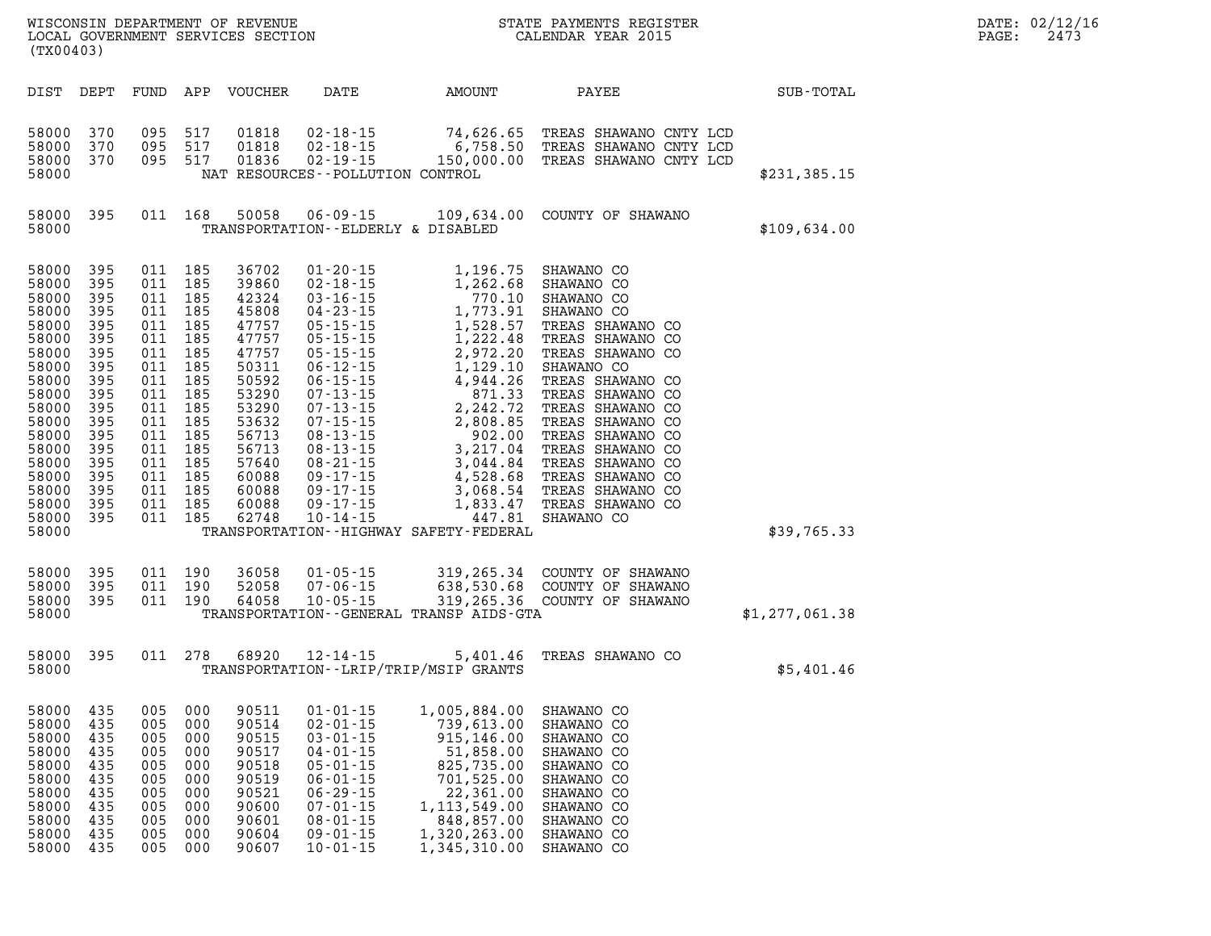WISCONSIN DEPARTMENT OF REVENUE
LOCAL GOVERNMENT SERVICES SECTION
(TX00403)

STATE PAYMENTS REGISTER
CALENDAR YEAR 2015

DATE: 02/12/16

| DIST | DEPT | FUND | APP | VOUCHER | DATE | AMOUNT | PAYEE | SUB-TOTAL |
|---|---|---|---|---|---|---|---|---|
| 58000 | 370 | 095 | 517 | 01818 | 02-18-15 | 74,626.65 | TREAS SHAWANO CNTY LCD | |
| 58000 | 370 | 095 | 517 | 01818 | 02-18-15 | 6,758.50 | TREAS SHAWANO CNTY LCD | |
| 58000 | 370 | 095 | 517 | 01836 | 02-19-15 | 150,000.00 | TREAS SHAWANO CNTY LCD | |
| 58000 | | | | | NAT RESOURCES--POLLUTION CONTROL | | | $231,385.15 |
| 58000 | 395 | 011 | 168 | 50058 | 06-09-15 | 109,634.00 | COUNTY OF SHAWANO | |
| 58000 | | | | | TRANSPORTATION--ELDERLY & DISABLED | | | $109,634.00 |
| 58000 | 395 | 011 | 185 | 36702 | 01-20-15 | 1,196.75 | SHAWANO CO | |
| 58000 | 395 | 011 | 185 | 39860 | 02-18-15 | 1,262.68 | SHAWANO CO | |
| 58000 | 395 | 011 | 185 | 42324 | 03-16-15 | 770.10 | SHAWANO CO | |
| 58000 | 395 | 011 | 185 | 45808 | 04-23-15 | 1,773.91 | SHAWANO CO | |
| 58000 | 395 | 011 | 185 | 47757 | 05-15-15 | 1,528.57 | TREAS SHAWANO CO | |
| 58000 | 395 | 011 | 185 | 47757 | 05-15-15 | 1,222.48 | TREAS SHAWANO CO | |
| 58000 | 395 | 011 | 185 | 47757 | 05-15-15 | 2,972.20 | TREAS SHAWANO CO | |
| 58000 | 395 | 011 | 185 | 50311 | 06-12-15 | 1,129.10 | SHAWANO CO | |
| 58000 | 395 | 011 | 185 | 50592 | 06-15-15 | 4,944.26 | TREAS SHAWANO CO | |
| 58000 | 395 | 011 | 185 | 53290 | 07-13-15 | 871.33 | TREAS SHAWANO CO | |
| 58000 | 395 | 011 | 185 | 53290 | 07-13-15 | 2,242.72 | TREAS SHAWANO CO | |
| 58000 | 395 | 011 | 185 | 53632 | 07-15-15 | 2,808.85 | TREAS SHAWANO CO | |
| 58000 | 395 | 011 | 185 | 56713 | 08-13-15 | 902.00 | TREAS SHAWANO CO | |
| 58000 | 395 | 011 | 185 | 56713 | 08-13-15 | 3,217.04 | TREAS SHAWANO CO | |
| 58000 | 395 | 011 | 185 | 57640 | 08-21-15 | 3,044.84 | TREAS SHAWANO CO | |
| 58000 | 395 | 011 | 185 | 60088 | 09-17-15 | 4,528.68 | TREAS SHAWANO CO | |
| 58000 | 395 | 011 | 185 | 60088 | 09-17-15 | 3,068.54 | TREAS SHAWANO CO | |
| 58000 | 395 | 011 | 185 | 60088 | 09-17-15 | 1,833.47 | TREAS SHAWANO CO | |
| 58000 | 395 | 011 | 185 | 62748 | 10-14-15 | 447.81 | SHAWANO CO | |
| 58000 | | | | | TRANSPORTATION--HIGHWAY SAFETY-FEDERAL | | | $39,765.33 |
| 58000 | 395 | 011 | 190 | 36058 | 01-05-15 | 319,265.34 | COUNTY OF SHAWANO | |
| 58000 | 395 | 011 | 190 | 52058 | 07-06-15 | 638,530.68 | COUNTY OF SHAWANO | |
| 58000 | 395 | 011 | 190 | 64058 | 10-05-15 | 319,265.36 | COUNTY OF SHAWANO | |
| 58000 | | | | | TRANSPORTATION--GENERAL TRANSP AIDS-GTA | | | $1,277,061.38 |
| 58000 | 395 | 011 | 278 | 68920 | 12-14-15 | 5,401.46 | TREAS SHAWANO CO | |
| 58000 | | | | | TRANSPORTATION--LRIP/TRIP/MSIP GRANTS | | | $5,401.46 |
| 58000 | 435 | 005 | 000 | 90511 | 01-01-15 | 1,005,884.00 | SHAWANO CO | |
| 58000 | 435 | 005 | 000 | 90514 | 02-01-15 | 739,613.00 | SHAWANO CO | |
| 58000 | 435 | 005 | 000 | 90515 | 03-01-15 | 915,146.00 | SHAWANO CO | |
| 58000 | 435 | 005 | 000 | 90517 | 04-01-15 | 51,858.00 | SHAWANO CO | |
| 58000 | 435 | 005 | 000 | 90518 | 05-01-15 | 825,735.00 | SHAWANO CO | |
| 58000 | 435 | 005 | 000 | 90519 | 06-01-15 | 701,525.00 | SHAWANO CO | |
| 58000 | 435 | 005 | 000 | 90521 | 06-29-15 | 22,361.00 | SHAWANO CO | |
| 58000 | 435 | 005 | 000 | 90600 | 07-01-15 | 1,113,549.00 | SHAWANO CO | |
| 58000 | 435 | 005 | 000 | 90601 | 08-01-15 | 848,857.00 | SHAWANO CO | |
| 58000 | 435 | 005 | 000 | 90604 | 09-01-15 | 1,320,263.00 | SHAWANO CO | |
| 58000 | 435 | 005 | 000 | 90607 | 10-01-15 | 1,345,310.00 | SHAWANO CO | |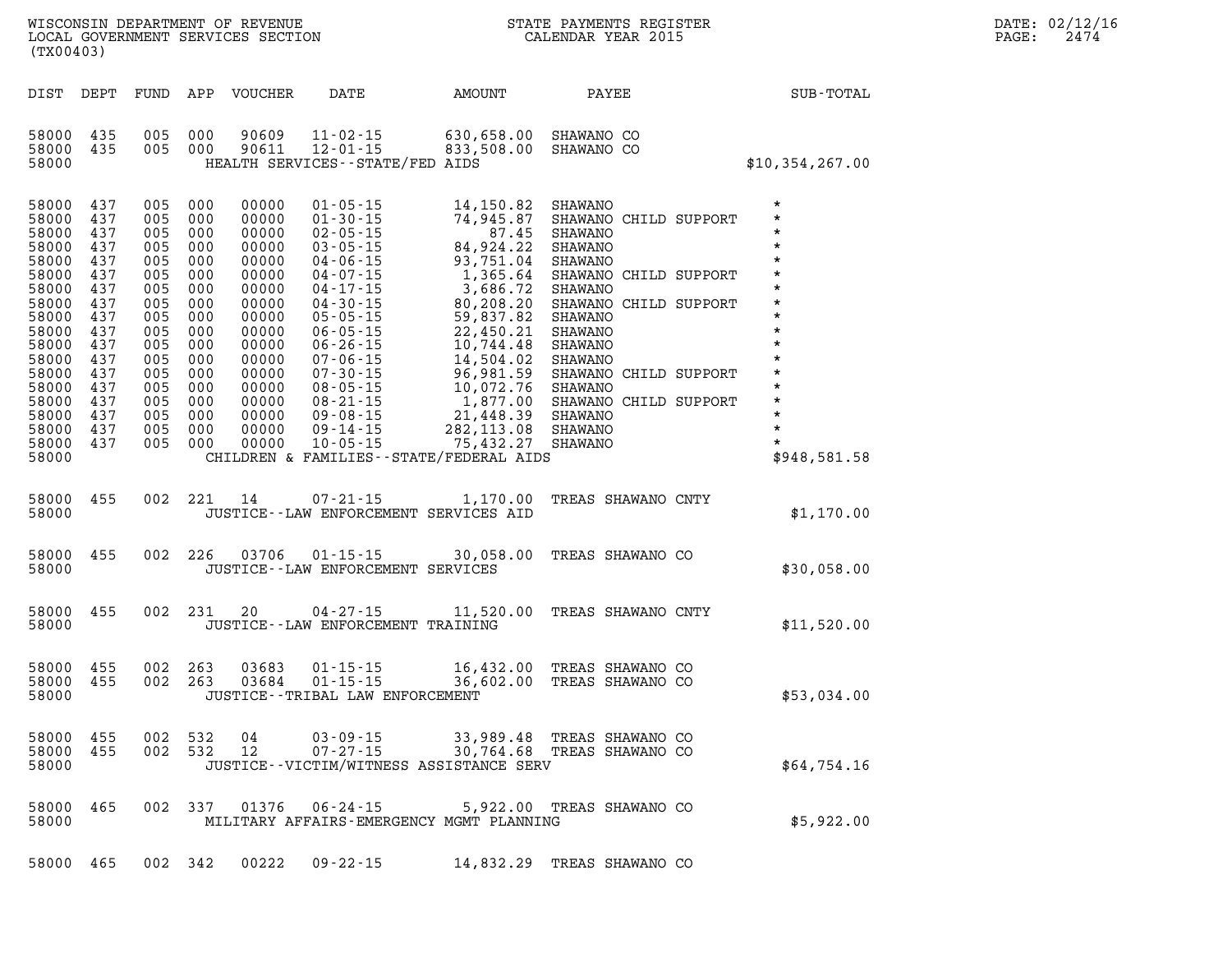| DIST | DEPT | FUND | APP | VOUCHER | DATE | AMOUNT | PAYEE | SUB-TOTAL |
|---|---|---|---|---|---|---|---|---|
| 58000 | 435 | 005 | 000 | 90609 | 11-02-15 | 630,658.00 | SHAWANO CO | |
| 58000 | 435 | 005 | 000 | 90611 | 12-01-15 | 833,508.00 | SHAWANO CO | |
| 58000 | | | | | HEALTH SERVICES--STATE/FED AIDS | | | $10,354,267.00 |
| 58000 | 437 | 005 | 000 | 00000 | 01-05-15 | 14,150.82 | SHAWANO | * |
| 58000 | 437 | 005 | 000 | 00000 | 01-30-15 | 74,945.87 | SHAWANO CHILD SUPPORT | * |
| 58000 | 437 | 005 | 000 | 00000 | 02-05-15 | 87.45 | SHAWANO | * |
| 58000 | 437 | 005 | 000 | 00000 | 03-05-15 | 84,924.22 | SHAWANO | * |
| 58000 | 437 | 005 | 000 | 00000 | 04-06-15 | 93,751.04 | SHAWANO | * |
| 58000 | 437 | 005 | 000 | 00000 | 04-07-15 | 1,365.64 | SHAWANO CHILD SUPPORT | * |
| 58000 | 437 | 005 | 000 | 00000 | 04-17-15 | 3,686.72 | SHAWANO | * |
| 58000 | 437 | 005 | 000 | 00000 | 04-30-15 | 80,208.20 | SHAWANO CHILD SUPPORT | * |
| 58000 | 437 | 005 | 000 | 00000 | 05-05-15 | 59,837.82 | SHAWANO | * |
| 58000 | 437 | 005 | 000 | 00000 | 06-05-15 | 22,450.21 | SHAWANO | * |
| 58000 | 437 | 005 | 000 | 00000 | 06-26-15 | 10,744.48 | SHAWANO | * |
| 58000 | 437 | 005 | 000 | 00000 | 07-06-15 | 14,504.02 | SHAWANO | * |
| 58000 | 437 | 005 | 000 | 00000 | 07-30-15 | 96,981.59 | SHAWANO CHILD SUPPORT | * |
| 58000 | 437 | 005 | 000 | 00000 | 08-05-15 | 10,072.76 | SHAWANO | * |
| 58000 | 437 | 005 | 000 | 00000 | 08-21-15 | 1,877.00 | SHAWANO CHILD SUPPORT | * |
| 58000 | 437 | 005 | 000 | 00000 | 09-08-15 | 21,448.39 | SHAWANO | * |
| 58000 | 437 | 005 | 000 | 00000 | 09-14-15 | 282,113.08 | SHAWANO | * |
| 58000 | 437 | 005 | 000 | 00000 | 10-05-15 | 75,432.27 | SHAWANO | * |
| 58000 | | | | | CHILDREN & FAMILIES--STATE/FEDERAL AIDS | | | $948,581.58 |
| 58000 | 455 | 002 | 221 | 14 | 07-21-15 | 1,170.00 | TREAS SHAWANO CNTY | |
| 58000 | | | | | JUSTICE--LAW ENFORCEMENT SERVICES AID | | | $1,170.00 |
| 58000 | 455 | 002 | 226 | 03706 | 01-15-15 | 30,058.00 | TREAS SHAWANO CO | |
| 58000 | | | | | JUSTICE--LAW ENFORCEMENT SERVICES | | | $30,058.00 |
| 58000 | 455 | 002 | 231 | 20 | 04-27-15 | 11,520.00 | TREAS SHAWANO CNTY | |
| 58000 | | | | | JUSTICE--LAW ENFORCEMENT TRAINING | | | $11,520.00 |
| 58000 | 455 | 002 | 263 | 03683 | 01-15-15 | 16,432.00 | TREAS SHAWANO CO | |
| 58000 | 455 | 002 | 263 | 03684 | 01-15-15 | 36,602.00 | TREAS SHAWANO CO | |
| 58000 | | | | | JUSTICE--TRIBAL LAW ENFORCEMENT | | | $53,034.00 |
| 58000 | 455 | 002 | 532 | 04 | 03-09-15 | 33,989.48 | TREAS SHAWANO CO | |
| 58000 | 455 | 002 | 532 | 12 | 07-27-15 | 30,764.68 | TREAS SHAWANO CO | |
| 58000 | | | | | JUSTICE--VICTIM/WITNESS ASSISTANCE SERV | | | $64,754.16 |
| 58000 | 465 | 002 | 337 | 01376 | 06-24-15 | 5,922.00 | TREAS SHAWANO CO | |
| 58000 | | | | | MILITARY AFFAIRS-EMERGENCY MGMT PLANNING | | | $5,922.00 |
| 58000 | 465 | 002 | 342 | 00222 | 09-22-15 | 14,832.29 | TREAS SHAWANO CO | |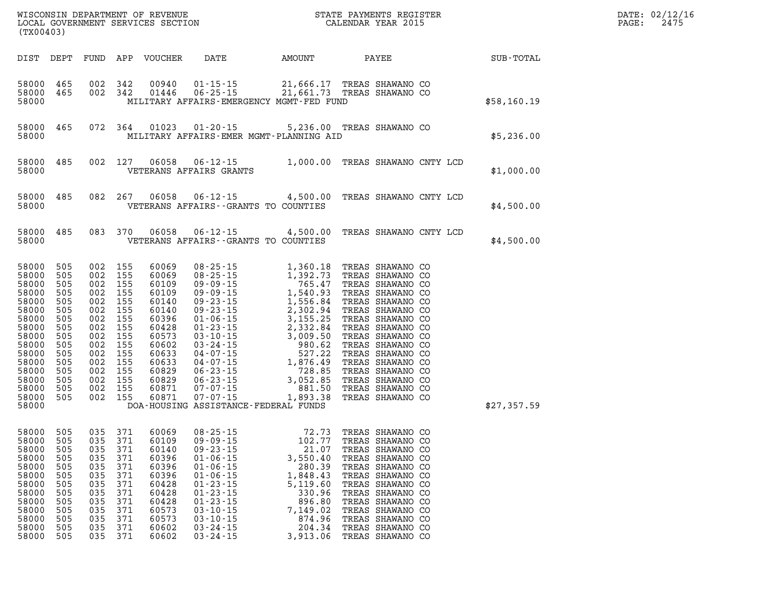WISCONSIN DEPARTMENT OF REVENUE
LOCAL GOVERNMENT SERVICES SECTION
(TX00403)

STATE PAYMENTS REGISTER
CALENDAR YEAR 2015

DATE: 02/12/16

| DIST | DEPT | FUND | APP | VOUCHER | DATE | AMOUNT | PAYEE | SUB-TOTAL |
|---|---|---|---|---|---|---|---|---|
| 58000 | 465 | 002 | 342 | 00940 | 01-15-15 | 21,666.17 | TREAS SHAWANO CO | |
| 58000 | 465 | 002 | 342 | 01446 | 06-25-15 | 21,661.73 | TREAS SHAWANO CO | |
| 58000 | | | | | MILITARY AFFAIRS-EMERGENCY MGMT-FED FUND | | | $58,160.19 |
| 58000 | 465 | 072 | 364 | 01023 | 01-20-15 | 5,236.00 | TREAS SHAWANO CO | |
| 58000 | | | | | MILITARY AFFAIRS-EMER MGMT-PLANNING AID | | | $5,236.00 |
| 58000 | 485 | 002 | 127 | 06058 | 06-12-15 | 1,000.00 | TREAS SHAWANO CNTY LCD | |
| 58000 | | | | | VETERANS AFFAIRS GRANTS | | | $1,000.00 |
| 58000 | 485 | 082 | 267 | 06058 | 06-12-15 | 4,500.00 | TREAS SHAWANO CNTY LCD | |
| 58000 | | | | | VETERANS AFFAIRS--GRANTS TO COUNTIES | | | $4,500.00 |
| 58000 | 485 | 083 | 370 | 06058 | 06-12-15 | 4,500.00 | TREAS SHAWANO CNTY LCD | |
| 58000 | | | | | VETERANS AFFAIRS--GRANTS TO COUNTIES | | | $4,500.00 |
| 58000 | 505 | 002 | 155 | 60069 | 08-25-15 | 1,360.18 | TREAS SHAWANO CO | |
| 58000 | 505 | 002 | 155 | 60069 | 08-25-15 | 1,392.73 | TREAS SHAWANO CO | |
| 58000 | 505 | 002 | 155 | 60109 | 09-09-15 | 765.47 | TREAS SHAWANO CO | |
| 58000 | 505 | 002 | 155 | 60109 | 09-09-15 | 1,540.93 | TREAS SHAWANO CO | |
| 58000 | 505 | 002 | 155 | 60140 | 09-23-15 | 1,556.84 | TREAS SHAWANO CO | |
| 58000 | 505 | 002 | 155 | 60140 | 09-23-15 | 2,302.94 | TREAS SHAWANO CO | |
| 58000 | 505 | 002 | 155 | 60396 | 01-06-15 | 3,155.25 | TREAS SHAWANO CO | |
| 58000 | 505 | 002 | 155 | 60428 | 01-23-15 | 2,332.84 | TREAS SHAWANO CO | |
| 58000 | 505 | 002 | 155 | 60573 | 03-10-15 | 3,009.50 | TREAS SHAWANO CO | |
| 58000 | 505 | 002 | 155 | 60602 | 03-24-15 | 980.62 | TREAS SHAWANO CO | |
| 58000 | 505 | 002 | 155 | 60633 | 04-07-15 | 527.22 | TREAS SHAWANO CO | |
| 58000 | 505 | 002 | 155 | 60633 | 04-07-15 | 1,876.49 | TREAS SHAWANO CO | |
| 58000 | 505 | 002 | 155 | 60829 | 06-23-15 | 728.85 | TREAS SHAWANO CO | |
| 58000 | 505 | 002 | 155 | 60829 | 06-23-15 | 3,052.85 | TREAS SHAWANO CO | |
| 58000 | 505 | 002 | 155 | 60871 | 07-07-15 | 881.50 | TREAS SHAWANO CO | |
| 58000 | 505 | 002 | 155 | 60871 | 07-07-15 | 1,893.38 | TREAS SHAWANO CO | |
| 58000 | | | | | DOA-HOUSING ASSISTANCE-FEDERAL FUNDS | | | $27,357.59 |
| 58000 | 505 | 035 | 371 | 60069 | 08-25-15 | 72.73 | TREAS SHAWANO CO | |
| 58000 | 505 | 035 | 371 | 60109 | 09-09-15 | 102.77 | TREAS SHAWANO CO | |
| 58000 | 505 | 035 | 371 | 60140 | 09-23-15 | 21.07 | TREAS SHAWANO CO | |
| 58000 | 505 | 035 | 371 | 60396 | 01-06-15 | 3,550.40 | TREAS SHAWANO CO | |
| 58000 | 505 | 035 | 371 | 60396 | 01-06-15 | 280.39 | TREAS SHAWANO CO | |
| 58000 | 505 | 035 | 371 | 60396 | 01-06-15 | 1,848.43 | TREAS SHAWANO CO | |
| 58000 | 505 | 035 | 371 | 60428 | 01-23-15 | 5,119.60 | TREAS SHAWANO CO | |
| 58000 | 505 | 035 | 371 | 60428 | 01-23-15 | 330.96 | TREAS SHAWANO CO | |
| 58000 | 505 | 035 | 371 | 60428 | 01-23-15 | 896.80 | TREAS SHAWANO CO | |
| 58000 | 505 | 035 | 371 | 60573 | 03-10-15 | 7,149.02 | TREAS SHAWANO CO | |
| 58000 | 505 | 035 | 371 | 60573 | 03-10-15 | 874.96 | TREAS SHAWANO CO | |
| 58000 | 505 | 035 | 371 | 60602 | 03-24-15 | 204.34 | TREAS SHAWANO CO | |
| 58000 | 505 | 035 | 371 | 60602 | 03-24-15 | 3,913.06 | TREAS SHAWANO CO | |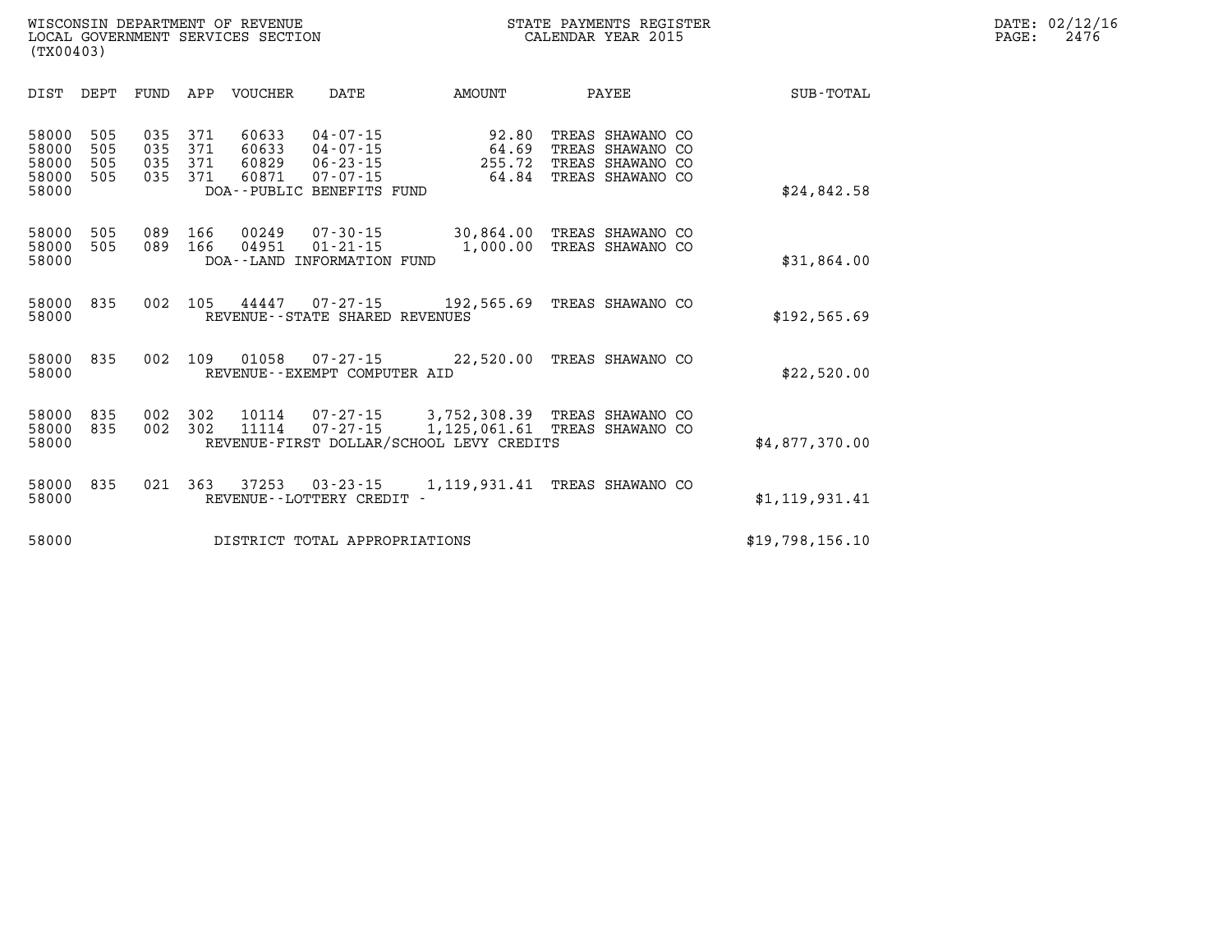WISCONSIN DEPARTMENT OF REVENUE
LOCAL GOVERNMENT SERVICES SECTION
(TX00403)

STATE PAYMENTS REGISTER
CALENDAR YEAR 2015

DATE: 02/12/16
PAGE: 2476

| DIST | DEPT | FUND | APP | VOUCHER | DATE | AMOUNT | PAYEE | SUB-TOTAL |
|---|---|---|---|---|---|---|---|---|
| 58000 | 505 | 035 | 371 | 60633 | 04-07-15 | 92.80 | TREAS SHAWANO CO | |
| 58000 | 505 | 035 | 371 | 60633 | 04-07-15 | 64.69 | TREAS SHAWANO CO | |
| 58000 | 505 | 035 | 371 | 60829 | 06-23-15 | 255.72 | TREAS SHAWANO CO | |
| 58000 | 505 | 035 | 371 | 60871 | 07-07-15 | 64.84 | TREAS SHAWANO CO | |
| 58000 | | | | DOA--PUBLIC BENEFITS FUND | | | | $24,842.58 |
| 58000 | 505 | 089 | 166 | 00249 | 07-30-15 | 30,864.00 | TREAS SHAWANO CO | |
| 58000 | 505 | 089 | 166 | 04951 | 01-21-15 | 1,000.00 | TREAS SHAWANO CO | |
| 58000 | | | | DOA--LAND INFORMATION FUND | | | | $31,864.00 |
| 58000 | 835 | 002 | 105 | 44447 | 07-27-15 | 192,565.69 | TREAS SHAWANO CO | |
| 58000 | | | | REVENUE--STATE SHARED REVENUES | | | | $192,565.69 |
| 58000 | 835 | 002 | 109 | 01058 | 07-27-15 | 22,520.00 | TREAS SHAWANO CO | |
| 58000 | | | | REVENUE--EXEMPT COMPUTER AID | | | | $22,520.00 |
| 58000 | 835 | 002 | 302 | 10114 | 07-27-15 | 3,752,308.39 | TREAS SHAWANO CO | |
| 58000 | 835 | 002 | 302 | 11114 | 07-27-15 | 1,125,061.61 | TREAS SHAWANO CO | |
| 58000 | | | | REVENUE-FIRST DOLLAR/SCHOOL LEVY CREDITS | | | | $4,877,370.00 |
| 58000 | 835 | 021 | 363 | 37253 | 03-23-15 | 1,119,931.41 | TREAS SHAWANO CO | |
| 58000 | | | | REVENUE--LOTTERY CREDIT - | | | | $1,119,931.41 |
| 58000 | | | | DISTRICT TOTAL APPROPRIATIONS | | | | $19,798,156.10 |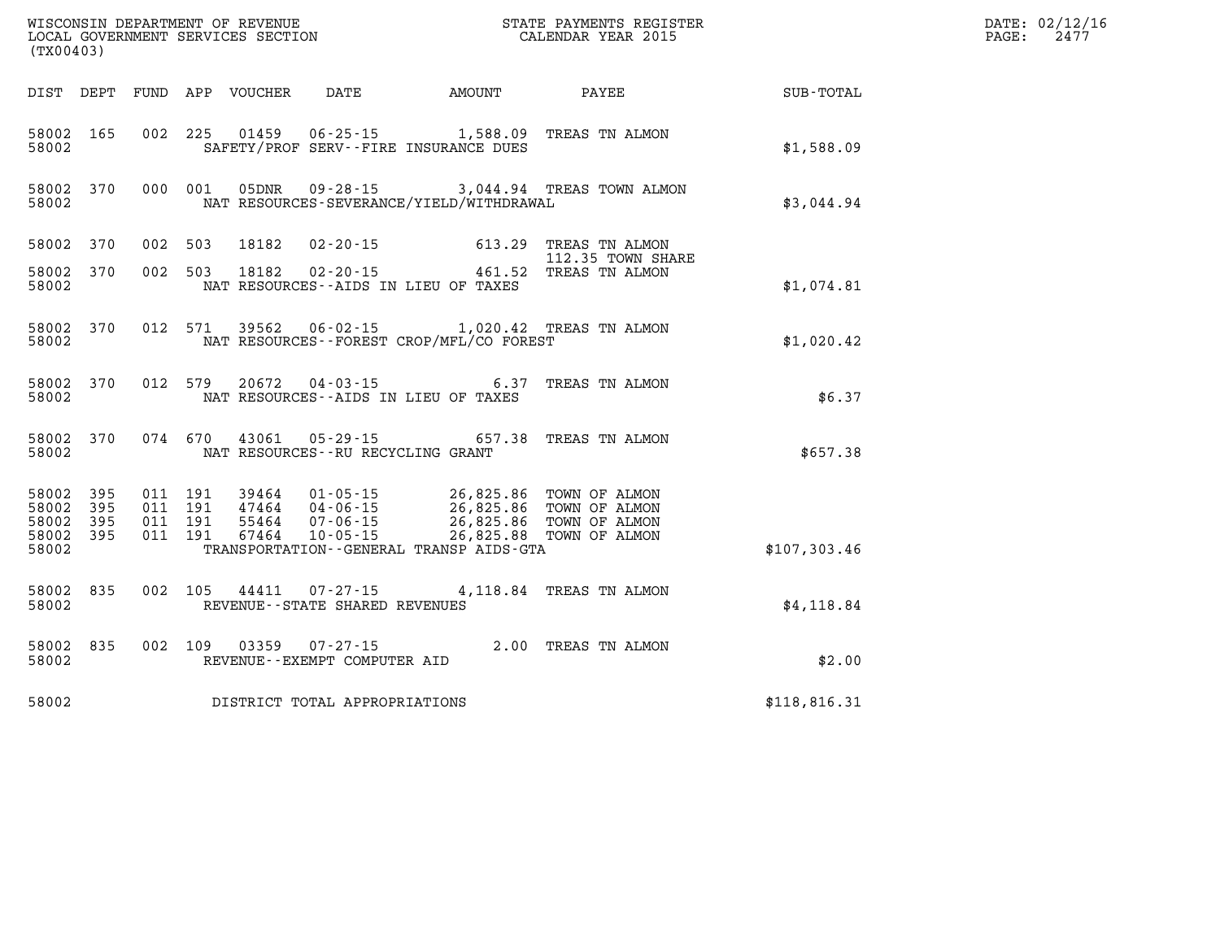WISCONSIN DEPARTMENT OF REVENUE
LOCAL GOVERNMENT SERVICES SECTION
(TX00403)

STATE PAYMENTS REGISTER
CALENDAR YEAR 2015

DATE: 02/12/16
PAGE: 2477

| DIST | DEPT | FUND | APP | VOUCHER | DATE | AMOUNT | PAYEE | SUB-TOTAL |
|---|---|---|---|---|---|---|---|---|
| 58002 | 165 | 002 | 225 | 01459 | 06-25-15 | 1,588.09 | TREAS TN ALMON | |
| 58002 | | | | SAFETY/PROF SERV--FIRE INSURANCE DUES | | | | $1,588.09 |
| 58002 | 370 | 000 | 001 | 05DNR | 09-28-15 | 3,044.94 | TREAS TOWN ALMON | |
| 58002 | | | | NAT RESOURCES-SEVERANCE/YIELD/WITHDRAWAL | | | | $3,044.94 |
| 58002 | 370 | 002 | 503 | 18182 | 02-20-15 | 613.29 | TREAS TN ALMON | |
| | | | | | | | 112.35 TOWN SHARE | |
| 58002 | 370 | 002 | 503 | 18182 | 02-20-15 | 461.52 | TREAS TN ALMON | |
| 58002 | | | | NAT RESOURCES--AIDS IN LIEU OF TAXES | | | | $1,074.81 |
| 58002 | 370 | 012 | 571 | 39562 | 06-02-15 | 1,020.42 | TREAS TN ALMON | |
| 58002 | | | | NAT RESOURCES--FOREST CROP/MFL/CO FOREST | | | | $1,020.42 |
| 58002 | 370 | 012 | 579 | 20672 | 04-03-15 | 6.37 | TREAS TN ALMON | |
| 58002 | | | | NAT RESOURCES--AIDS IN LIEU OF TAXES | | | | $6.37 |
| 58002 | 370 | 074 | 670 | 43061 | 05-29-15 | 657.38 | TREAS TN ALMON | |
| 58002 | | | | NAT RESOURCES--RU RECYCLING GRANT | | | | $657.38 |
| 58002 | 395 | 011 | 191 | 39464 | 01-05-15 | 26,825.86 | TOWN OF ALMON | |
| 58002 | 395 | 011 | 191 | 47464 | 04-06-15 | 26,825.86 | TOWN OF ALMON | |
| 58002 | 395 | 011 | 191 | 55464 | 07-06-15 | 26,825.86 | TOWN OF ALMON | |
| 58002 | 395 | 011 | 191 | 67464 | 10-05-15 | 26,825.88 | TOWN OF ALMON | |
| 58002 | | | | TRANSPORTATION--GENERAL TRANSP AIDS-GTA | | | | $107,303.46 |
| 58002 | 835 | 002 | 105 | 44411 | 07-27-15 | 4,118.84 | TREAS TN ALMON | |
| 58002 | | | | REVENUE--STATE SHARED REVENUES | | | | $4,118.84 |
| 58002 | 835 | 002 | 109 | 03359 | 07-27-15 | 2.00 | TREAS TN ALMON | |
| 58002 | | | | REVENUE--EXEMPT COMPUTER AID | | | | $2.00 |
| 58002 | | | | DISTRICT TOTAL APPROPRIATIONS | | | | $118,816.31 |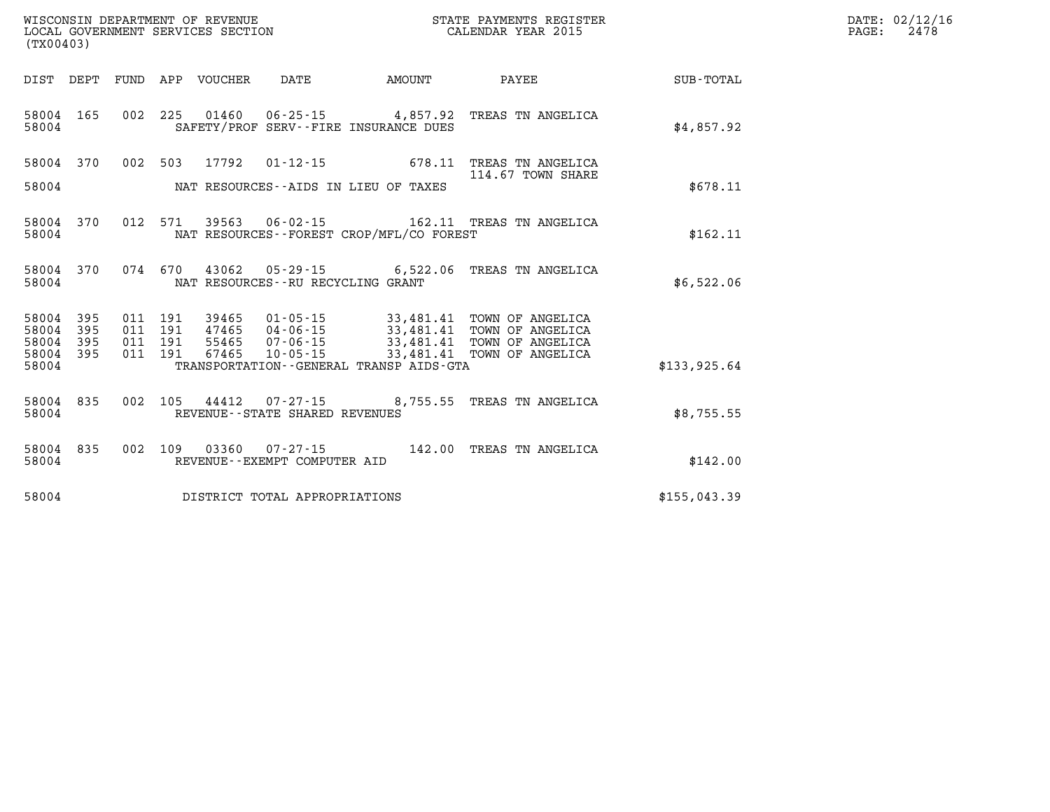WISCONSIN DEPARTMENT OF REVENUE
LOCAL GOVERNMENT SERVICES SECTION
(TX00403)

STATE PAYMENTS REGISTER
CALENDAR YEAR 2015

DATE: 02/12/16
PAGE: 2478

| DIST | DEPT | FUND | APP | VOUCHER | DATE | AMOUNT | PAYEE | SUB-TOTAL |
|---|---|---|---|---|---|---|---|---|
| 58004 | 165 | 002 | 225 | 01460 | 06-25-15 | 4,857.92 | TREAS TN ANGELICA | |
| 58004 | | | | | SAFETY/PROF SERV--FIRE INSURANCE DUES | | | $4,857.92 |
| 58004 | 370 | 002 | 503 | 17792 | 01-12-15 | 678.11 | TREAS TN ANGELICA<br>114.67 TOWN SHARE | |
| 58004 | | | | | NAT RESOURCES--AIDS IN LIEU OF TAXES | | | $678.11 |
| 58004 | 370 | 012 | 571 | 39563 | 06-02-15 | 162.11 | TREAS TN ANGELICA | |
| 58004 | | | | | NAT RESOURCES--FOREST CROP/MFL/CO FOREST | | | $162.11 |
| 58004 | 370 | 074 | 670 | 43062 | 05-29-15 | 6,522.06 | TREAS TN ANGELICA | |
| 58004 | | | | | NAT RESOURCES--RU RECYCLING GRANT | | | $6,522.06 |
| 58004 | 395 | 011 | 191 | 39465 | 01-05-15 | 33,481.41 | TOWN OF ANGELICA | |
| 58004 | 395 | 011 | 191 | 47465 | 04-06-15 | 33,481.41 | TOWN OF ANGELICA | |
| 58004 | 395 | 011 | 191 | 55465 | 07-06-15 | 33,481.41 | TOWN OF ANGELICA | |
| 58004 | 395 | 011 | 191 | 67465 | 10-05-15 | 33,481.41 | TOWN OF ANGELICA | |
| 58004 | | | | | TRANSPORTATION--GENERAL TRANSP AIDS-GTA | | | $133,925.64 |
| 58004 | 835 | 002 | 105 | 44412 | 07-27-15 | 8,755.55 | TREAS TN ANGELICA | |
| 58004 | | | | | REVENUE--STATE SHARED REVENUES | | | $8,755.55 |
| 58004 | 835 | 002 | 109 | 03360 | 07-27-15 | 142.00 | TREAS TN ANGELICA | |
| 58004 | | | | | REVENUE--EXEMPT COMPUTER AID | | | $142.00 |
| 58004 | | | | | DISTRICT TOTAL APPROPRIATIONS | | | $155,043.39 |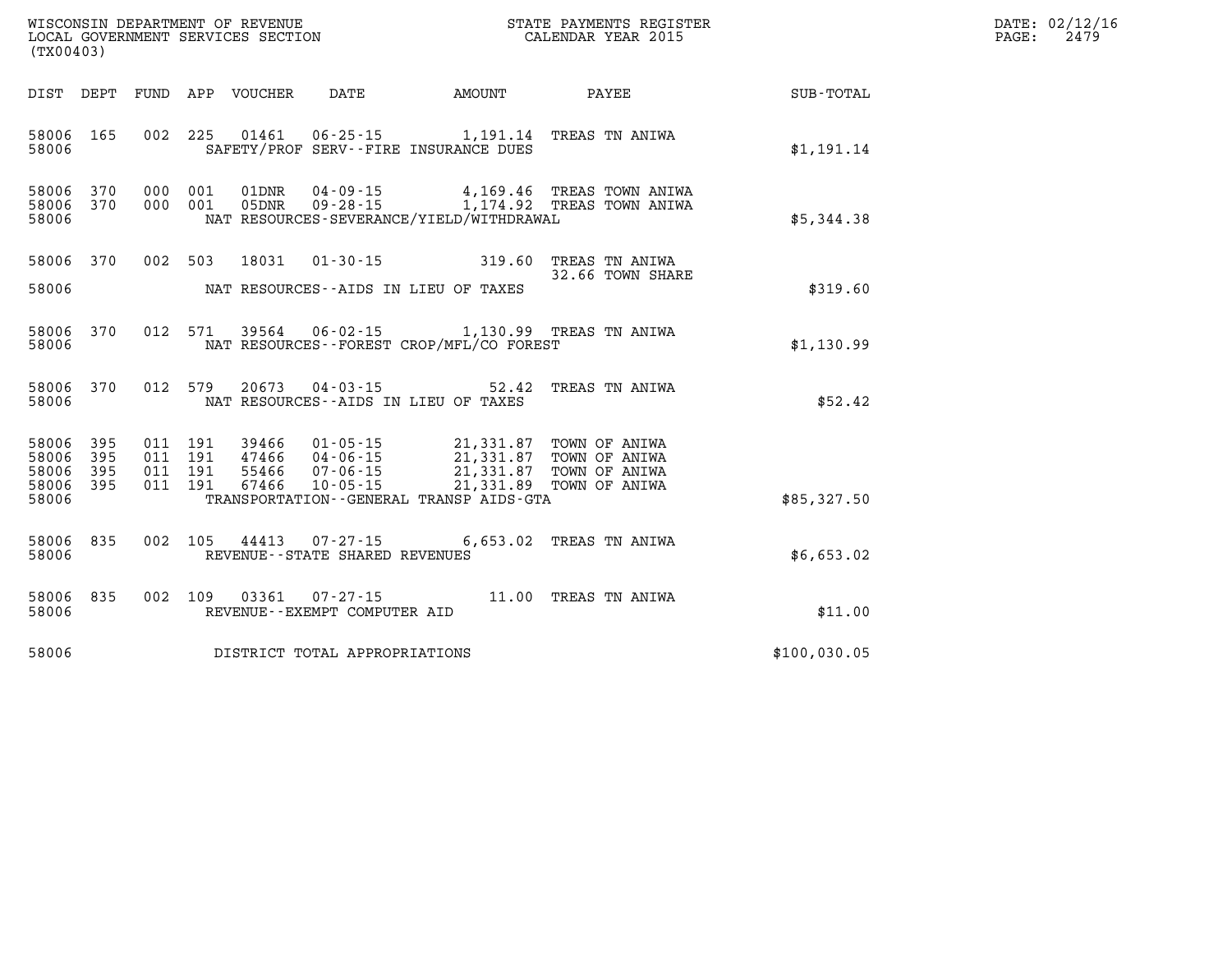WISCONSIN DEPARTMENT OF REVENUE
LOCAL GOVERNMENT SERVICES SECTION
(TX00403)

STATE PAYMENTS REGISTER
CALENDAR YEAR 2015

DATE: 02/12/16
PAGE: 2479

| DIST | DEPT | FUND | APP | VOUCHER | DATE | AMOUNT | PAYEE | SUB-TOTAL |
|---|---|---|---|---|---|---|---|---|
| 58006 | 165 | 002 | 225 | 01461 | 06-25-15 | 1,191.14 | TREAS TN ANIWA | |
| 58006 | | | | SAFETY/PROF SERV--FIRE INSURANCE DUES | | | | $1,191.14 |
| 58006 | 370 | 000 | 001 | 01DNR | 04-09-15 | 4,169.46 | TREAS TOWN ANIWA | |
| 58006 | 370 | 000 | 001 | 05DNR | 09-28-15 | 1,174.92 | TREAS TOWN ANIWA | |
| 58006 | | | | NAT RESOURCES-SEVERANCE/YIELD/WITHDRAWAL | | | | $5,344.38 |
| 58006 | 370 | 002 | 503 | 18031 | 01-30-15 | 319.60 | TREAS TN ANIWA | |
| | | | | | | | 32.66 TOWN SHARE | |
| 58006 | | | | NAT RESOURCES--AIDS IN LIEU OF TAXES | | | | $319.60 |
| 58006 | 370 | 012 | 571 | 39564 | 06-02-15 | 1,130.99 | TREAS TN ANIWA | |
| 58006 | | | | NAT RESOURCES--FOREST CROP/MFL/CO FOREST | | | | $1,130.99 |
| 58006 | 370 | 012 | 579 | 20673 | 04-03-15 | 52.42 | TREAS TN ANIWA | |
| 58006 | | | | NAT RESOURCES--AIDS IN LIEU OF TAXES | | | | $52.42 |
| 58006 | 395 | 011 | 191 | 39466 | 01-05-15 | 21,331.87 | TOWN OF ANIWA | |
| 58006 | 395 | 011 | 191 | 47466 | 04-06-15 | 21,331.87 | TOWN OF ANIWA | |
| 58006 | 395 | 011 | 191 | 55466 | 07-06-15 | 21,331.87 | TOWN OF ANIWA | |
| 58006 | 395 | 011 | 191 | 67466 | 10-05-15 | 21,331.89 | TOWN OF ANIWA | |
| 58006 | | | | TRANSPORTATION--GENERAL TRANSP AIDS-GTA | | | | $85,327.50 |
| 58006 | 835 | 002 | 105 | 44413 | 07-27-15 | 6,653.02 | TREAS TN ANIWA | |
| 58006 | | | | REVENUE--STATE SHARED REVENUES | | | | $6,653.02 |
| 58006 | 835 | 002 | 109 | 03361 | 07-27-15 | 11.00 | TREAS TN ANIWA | |
| 58006 | | | | REVENUE--EXEMPT COMPUTER AID | | | | $11.00 |
| 58006 | | | | DISTRICT TOTAL APPROPRIATIONS | | | | $100,030.05 |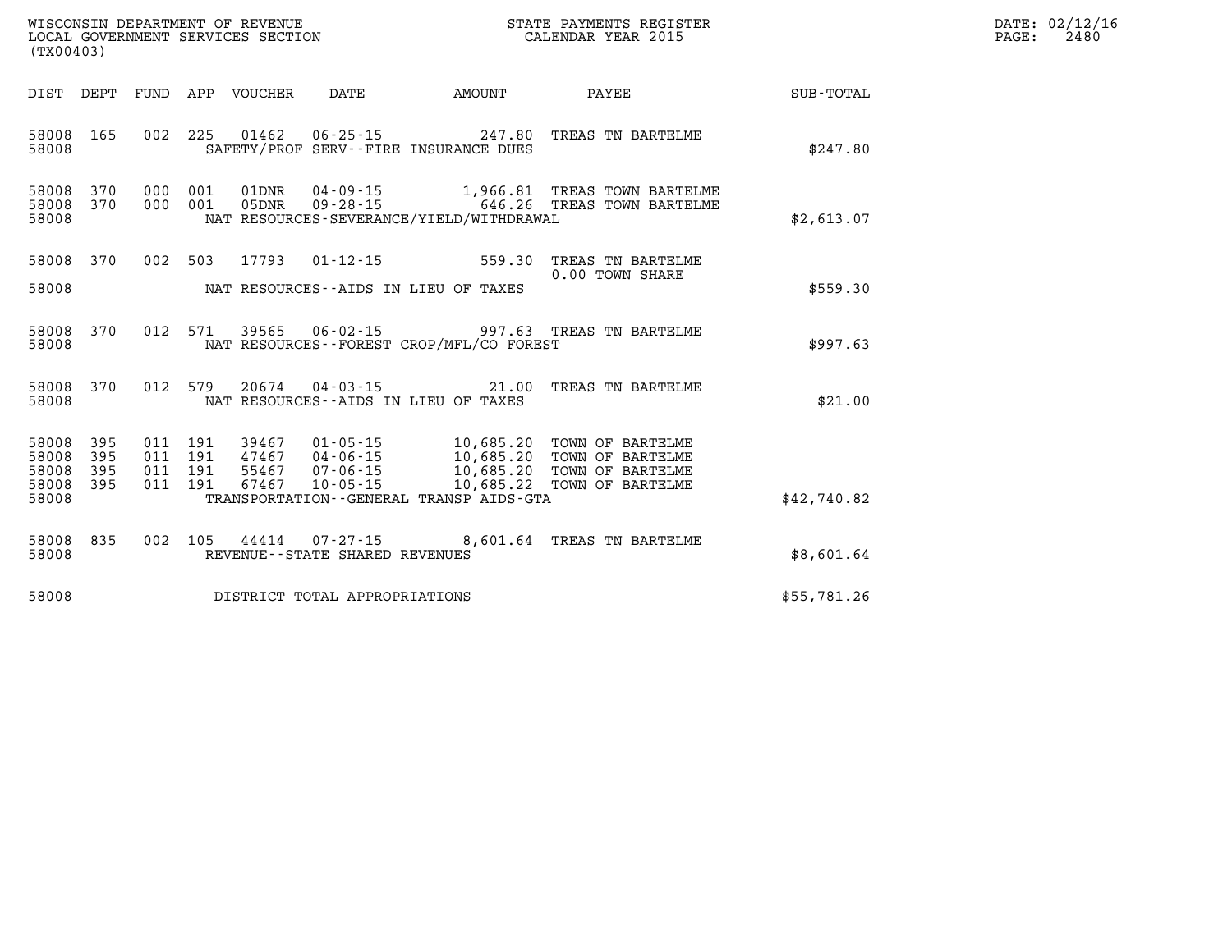WISCONSIN DEPARTMENT OF REVENUE
LOCAL GOVERNMENT SERVICES SECTION
(TX00403)

STATE PAYMENTS REGISTER
CALENDAR YEAR 2015

DATE: 02/12/16
PAGE: 2480

| DIST | DEPT | FUND | APP | VOUCHER | DATE | AMOUNT | PAYEE | SUB-TOTAL |
|---|---|---|---|---|---|---|---|---|
| 58008 | 165 | 002 | 225 | 01462 | 06-25-15 | 247.80 | TREAS TN BARTELME | |
| 58008 | | | | | SAFETY/PROF SERV--FIRE INSURANCE DUES | | | $247.80 |
| 58008 | 370 | 000 | 001 | 01DNR | 04-09-15 | 1,966.81 | TREAS TOWN BARTELME | |
| 58008 | 370 | 000 | 001 | 05DNR | 09-28-15 | 646.26 | TREAS TOWN BARTELME | |
| 58008 | | | | | NAT RESOURCES-SEVERANCE/YIELD/WITHDRAWAL | | | $2,613.07 |
| 58008 | 370 | 002 | 503 | 17793 | 01-12-15 | 559.30 | TREAS TN BARTELME 0.00 TOWN SHARE | |
| 58008 | | | | | NAT RESOURCES--AIDS IN LIEU OF TAXES | | | $559.30 |
| 58008 | 370 | 012 | 571 | 39565 | 06-02-15 | 997.63 | TREAS TN BARTELME | |
| 58008 | | | | | NAT RESOURCES--FOREST CROP/MFL/CO FOREST | | | $997.63 |
| 58008 | 370 | 012 | 579 | 20674 | 04-03-15 | 21.00 | TREAS TN BARTELME | |
| 58008 | | | | | NAT RESOURCES--AIDS IN LIEU OF TAXES | | | $21.00 |
| 58008 | 395 | 011 | 191 | 39467 | 01-05-15 | 10,685.20 | TOWN OF BARTELME | |
| 58008 | 395 | 011 | 191 | 47467 | 04-06-15 | 10,685.20 | TOWN OF BARTELME | |
| 58008 | 395 | 011 | 191 | 55467 | 07-06-15 | 10,685.20 | TOWN OF BARTELME | |
| 58008 | 395 | 011 | 191 | 67467 | 10-05-15 | 10,685.22 | TOWN OF BARTELME | |
| 58008 | | | | | TRANSPORTATION--GENERAL TRANSP AIDS-GTA | | | $42,740.82 |
| 58008 | 835 | 002 | 105 | 44414 | 07-27-15 | 8,601.64 | TREAS TN BARTELME | |
| 58008 | | | | | REVENUE--STATE SHARED REVENUES | | | $8,601.64 |
| 58008 | | | | | DISTRICT TOTAL APPROPRIATIONS | | | $55,781.26 |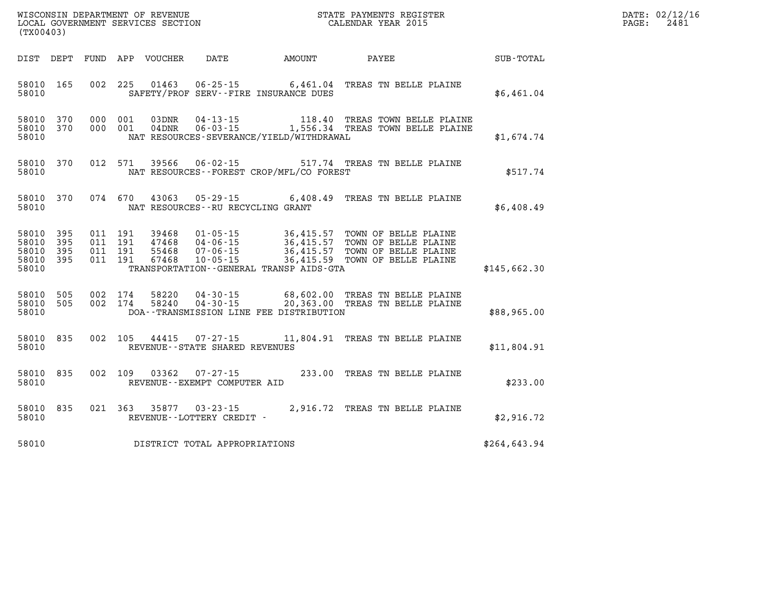WISCONSIN DEPARTMENT OF REVENUE
LOCAL GOVERNMENT SERVICES SECTION
(TX00403)

STATE PAYMENTS REGISTER
CALENDAR YEAR 2015

DATE: 02/12/16
PAGE: 2481

| DIST | DEPT | FUND | APP | VOUCHER | DATE | AMOUNT | PAYEE | SUB-TOTAL |
|---|---|---|---|---|---|---|---|---|
| 58010 | 165 | 002 | 225 | 01463 | 06-25-15 | 6,461.04 | TREAS TN BELLE PLAINE | |
| 58010 | | | | | SAFETY/PROF SERV--FIRE INSURANCE DUES | | | $6,461.04 |
| 58010 | 370 | 000 | 001 | 03DNR | 04-13-15 | 118.40 | TREAS TOWN BELLE PLAINE | |
| 58010 | 370 | 000 | 001 | 04DNR | 06-03-15 | 1,556.34 | TREAS TOWN BELLE PLAINE | |
| 58010 | | | | | NAT RESOURCES-SEVERANCE/YIELD/WITHDRAWAL | | | $1,674.74 |
| 58010 | 370 | 012 | 571 | 39566 | 06-02-15 | 517.74 | TREAS TN BELLE PLAINE | |
| 58010 | | | | | NAT RESOURCES--FOREST CROP/MFL/CO FOREST | | | $517.74 |
| 58010 | 370 | 074 | 670 | 43063 | 05-29-15 | 6,408.49 | TREAS TN BELLE PLAINE | |
| 58010 | | | | | NAT RESOURCES--RU RECYCLING GRANT | | | $6,408.49 |
| 58010 | 395 | 011 | 191 | 39468 | 01-05-15 | 36,415.57 | TOWN OF BELLE PLAINE | |
| 58010 | 395 | 011 | 191 | 47468 | 04-06-15 | 36,415.57 | TOWN OF BELLE PLAINE | |
| 58010 | 395 | 011 | 191 | 55468 | 07-06-15 | 36,415.57 | TOWN OF BELLE PLAINE | |
| 58010 | 395 | 011 | 191 | 67468 | 10-05-15 | 36,415.59 | TOWN OF BELLE PLAINE | |
| 58010 | | | | | TRANSPORTATION--GENERAL TRANSP AIDS-GTA | | | $145,662.30 |
| 58010 | 505 | 002 | 174 | 58220 | 04-30-15 | 68,602.00 | TREAS TN BELLE PLAINE | |
| 58010 | 505 | 002 | 174 | 58240 | 04-30-15 | 20,363.00 | TREAS TN BELLE PLAINE | |
| 58010 | | | | | DOA--TRANSMISSION LINE FEE DISTRIBUTION | | | $88,965.00 |
| 58010 | 835 | 002 | 105 | 44415 | 07-27-15 | 11,804.91 | TREAS TN BELLE PLAINE | |
| 58010 | | | | | REVENUE--STATE SHARED REVENUES | | | $11,804.91 |
| 58010 | 835 | 002 | 109 | 03362 | 07-27-15 | 233.00 | TREAS TN BELLE PLAINE | |
| 58010 | | | | | REVENUE--EXEMPT COMPUTER AID | | | $233.00 |
| 58010 | 835 | 021 | 363 | 35877 | 03-23-15 | 2,916.72 | TREAS TN BELLE PLAINE | |
| 58010 | | | | | REVENUE--LOTTERY CREDIT - | | | $2,916.72 |
| 58010 | | | | | DISTRICT TOTAL APPROPRIATIONS | | | $264,643.94 |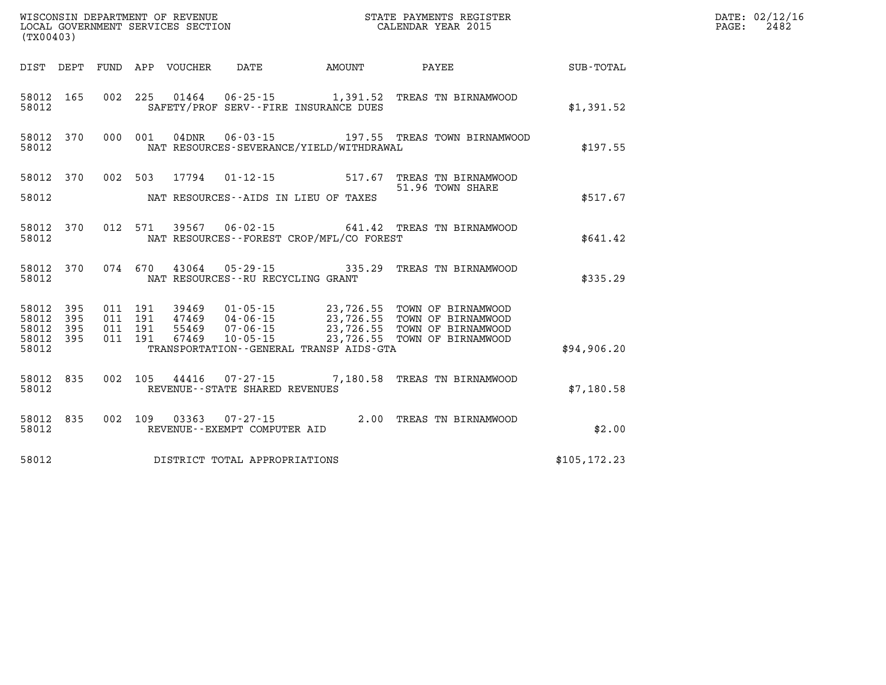WISCONSIN DEPARTMENT OF REVENUE
LOCAL GOVERNMENT SERVICES SECTION
(TX00403)

STATE PAYMENTS REGISTER
CALENDAR YEAR 2015

DATE: 02/12/16
PAGE: 2482

| DIST | DEPT | FUND | APP | VOUCHER | DATE | AMOUNT | PAYEE | SUB-TOTAL |
|---|---|---|---|---|---|---|---|---|
| 58012 | 165 | 002 | 225 | 01464 | 06-25-15 | 1,391.52 | TREAS TN BIRNAMWOOD | |
| 58012 | | | | | SAFETY/PROF SERV--FIRE INSURANCE DUES | | | $1,391.52 |
| 58012 | 370 | 000 | 001 | 04DNR | 06-03-15 | 197.55 | TREAS TOWN BIRNAMWOOD | |
| 58012 | | | | | NAT RESOURCES-SEVERANCE/YIELD/WITHDRAWAL | | | $197.55 |
| 58012 | 370 | 002 | 503 | 17794 | 01-12-15 | 517.67 | TREAS TN BIRNAMWOOD | |
| | | | | | | | 51.96 TOWN SHARE | |
| 58012 | | | | | NAT RESOURCES--AIDS IN LIEU OF TAXES | | | $517.67 |
| 58012 | 370 | 012 | 571 | 39567 | 06-02-15 | 641.42 | TREAS TN BIRNAMWOOD | |
| 58012 | | | | | NAT RESOURCES--FOREST CROP/MFL/CO FOREST | | | $641.42 |
| 58012 | 370 | 074 | 670 | 43064 | 05-29-15 | 335.29 | TREAS TN BIRNAMWOOD | |
| 58012 | | | | | NAT RESOURCES--RU RECYCLING GRANT | | | $335.29 |
| 58012 | 395 | 011 | 191 | 39469 | 01-05-15 | 23,726.55 | TOWN OF BIRNAMWOOD | |
| 58012 | 395 | 011 | 191 | 47469 | 04-06-15 | 23,726.55 | TOWN OF BIRNAMWOOD | |
| 58012 | 395 | 011 | 191 | 55469 | 07-06-15 | 23,726.55 | TOWN OF BIRNAMWOOD | |
| 58012 | 395 | 011 | 191 | 67469 | 10-05-15 | 23,726.55 | TOWN OF BIRNAMWOOD | |
| 58012 | | | | | TRANSPORTATION--GENERAL TRANSP AIDS-GTA | | | $94,906.20 |
| 58012 | 835 | 002 | 105 | 44416 | 07-27-15 | 7,180.58 | TREAS TN BIRNAMWOOD | |
| 58012 | | | | | REVENUE--STATE SHARED REVENUES | | | $7,180.58 |
| 58012 | 835 | 002 | 109 | 03363 | 07-27-15 | 2.00 | TREAS TN BIRNAMWOOD | |
| 58012 | | | | | REVENUE--EXEMPT COMPUTER AID | | | $2.00 |
| 58012 | | | | | DISTRICT TOTAL APPROPRIATIONS | | | $105,172.23 |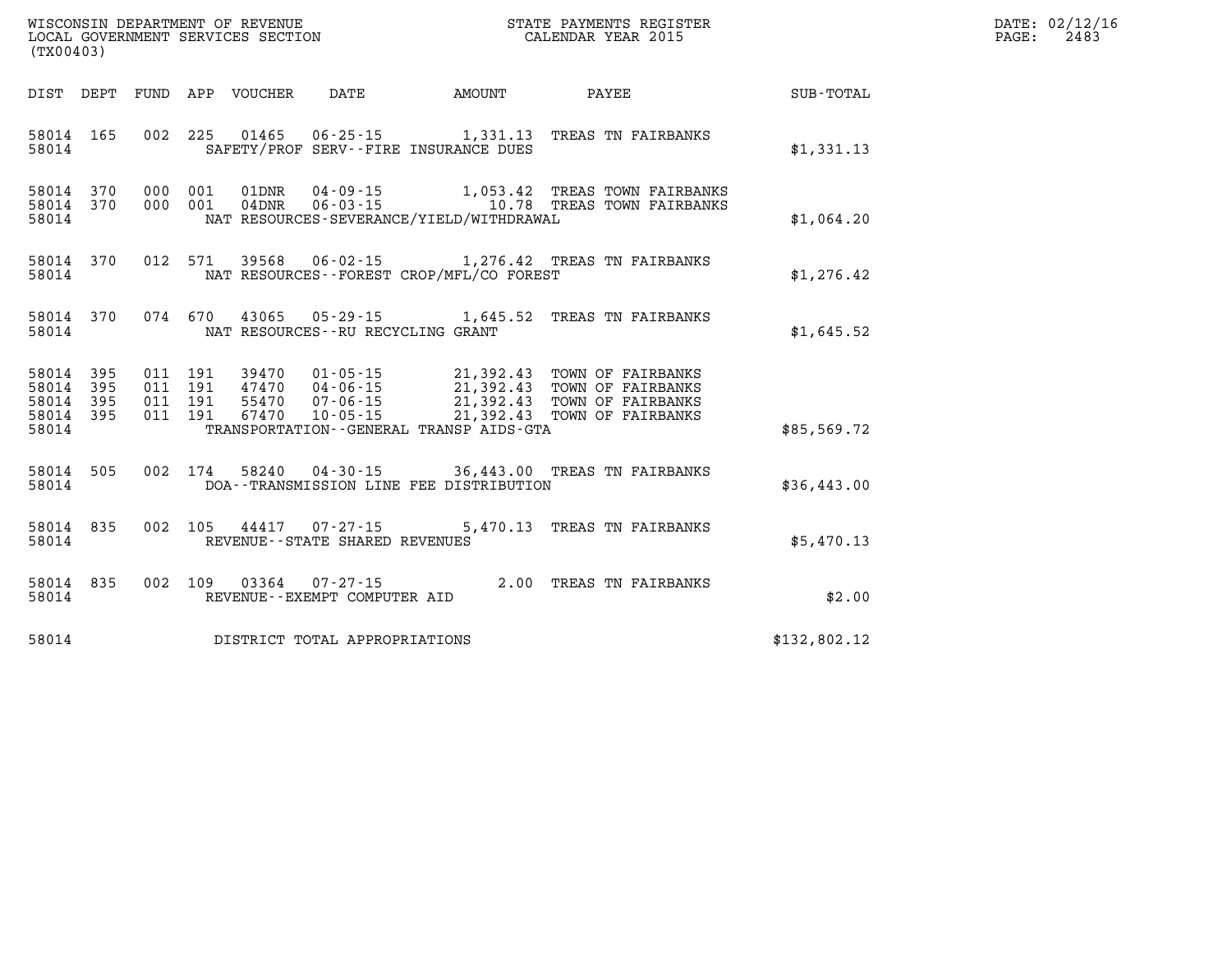WISCONSIN DEPARTMENT OF REVENUE
LOCAL GOVERNMENT SERVICES SECTION
(TX00403)

STATE PAYMENTS REGISTER
CALENDAR YEAR 2015

DATE: 02/12/16
PAGE: 2483

| DIST | DEPT | FUND | APP | VOUCHER | DATE | AMOUNT | PAYEE | SUB-TOTAL |
|---|---|---|---|---|---|---|---|---|
| 58014 | 165 | 002 | 225 | 01465 | 06-25-15 | 1,331.13 | TREAS TN FAIRBANKS | |
| 58014 | | | | | SAFETY/PROF SERV--FIRE INSURANCE DUES | | | $1,331.13 |
| 58014 | 370 | 000 | 001 | 01DNR | 04-09-15 | 1,053.42 | TREAS TOWN FAIRBANKS | |
| 58014 | 370 | 000 | 001 | 04DNR | 06-03-15 | 10.78 | TREAS TOWN FAIRBANKS | |
| 58014 | | | | | NAT RESOURCES-SEVERANCE/YIELD/WITHDRAWAL | | | $1,064.20 |
| 58014 | 370 | 012 | 571 | 39568 | 06-02-15 | 1,276.42 | TREAS TN FAIRBANKS | |
| 58014 | | | | | NAT RESOURCES--FOREST CROP/MFL/CO FOREST | | | $1,276.42 |
| 58014 | 370 | 074 | 670 | 43065 | 05-29-15 | 1,645.52 | TREAS TN FAIRBANKS | |
| 58014 | | | | | NAT RESOURCES--RU RECYCLING GRANT | | | $1,645.52 |
| 58014 | 395 | 011 | 191 | 39470 | 01-05-15 | 21,392.43 | TOWN OF FAIRBANKS | |
| 58014 | 395 | 011 | 191 | 47470 | 04-06-15 | 21,392.43 | TOWN OF FAIRBANKS | |
| 58014 | 395 | 011 | 191 | 55470 | 07-06-15 | 21,392.43 | TOWN OF FAIRBANKS | |
| 58014 | 395 | 011 | 191 | 67470 | 10-05-15 | 21,392.43 | TOWN OF FAIRBANKS | |
| 58014 | | | | | TRANSPORTATION--GENERAL TRANSP AIDS-GTA | | | $85,569.72 |
| 58014 | 505 | 002 | 174 | 58240 | 04-30-15 | 36,443.00 | TREAS TN FAIRBANKS | |
| 58014 | | | | | DOA--TRANSMISSION LINE FEE DISTRIBUTION | | | $36,443.00 |
| 58014 | 835 | 002 | 105 | 44417 | 07-27-15 | 5,470.13 | TREAS TN FAIRBANKS | |
| 58014 | | | | | REVENUE--STATE SHARED REVENUES | | | $5,470.13 |
| 58014 | 835 | 002 | 109 | 03364 | 07-27-15 | 2.00 | TREAS TN FAIRBANKS | |
| 58014 | | | | | REVENUE--EXEMPT COMPUTER AID | | | $2.00 |
| 58014 | | | | | DISTRICT TOTAL APPROPRIATIONS | | | $132,802.12 |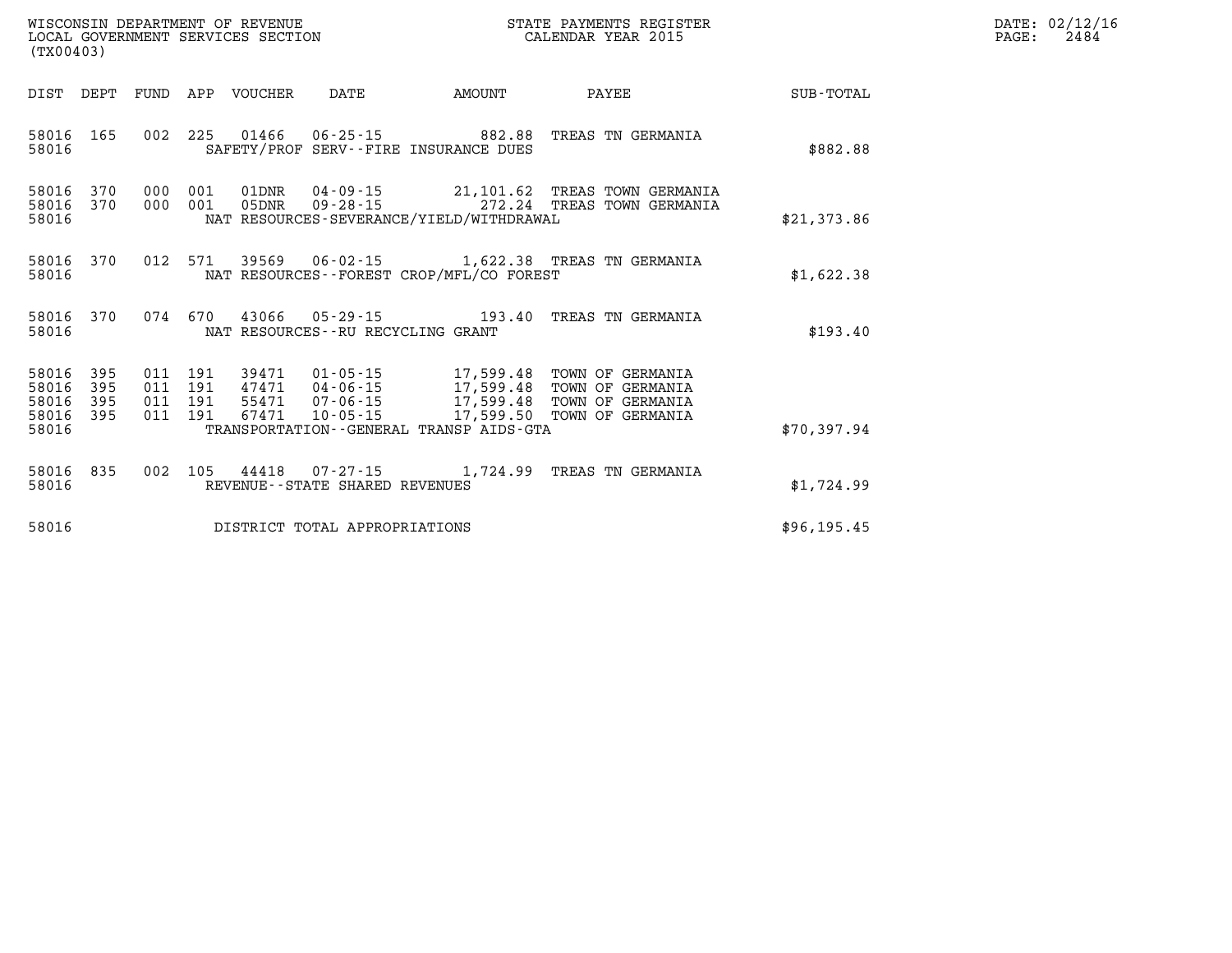WISCONSIN DEPARTMENT OF REVENUE
LOCAL GOVERNMENT SERVICES SECTION
(TX00403)

STATE PAYMENTS REGISTER
CALENDAR YEAR 2015

DATE: 02/12/16
PAGE: 2484

| DIST | DEPT | FUND | APP | VOUCHER | DATE | AMOUNT | PAYEE | SUB-TOTAL |
|---|---|---|---|---|---|---|---|---|
| 58016 | 165 | 002 | 225 | 01466 | 06-25-15 | 882.88 | TREAS TN GERMANIA | |
| 58016 | | | | SAFETY/PROF SERV--FIRE INSURANCE DUES | | | | $882.88 |
| 58016 | 370 | 000 | 001 | 01DNR | 04-09-15 | 21,101.62 | TREAS TOWN GERMANIA | |
| 58016 | 370 | 000 | 001 | 05DNR | 09-28-15 | 272.24 | TREAS TOWN GERMANIA | |
| 58016 | | | | NAT RESOURCES-SEVERANCE/YIELD/WITHDRAWAL | | | | $21,373.86 |
| 58016 | 370 | 012 | 571 | 39569 | 06-02-15 | 1,622.38 | TREAS TN GERMANIA | |
| 58016 | | | | NAT RESOURCES--FOREST CROP/MFL/CO FOREST | | | | $1,622.38 |
| 58016 | 370 | 074 | 670 | 43066 | 05-29-15 | 193.40 | TREAS TN GERMANIA | |
| 58016 | | | | NAT RESOURCES--RU RECYCLING GRANT | | | | $193.40 |
| 58016 | 395 | 011 | 191 | 39471 | 01-05-15 | 17,599.48 | TOWN OF GERMANIA | |
| 58016 | 395 | 011 | 191 | 47471 | 04-06-15 | 17,599.48 | TOWN OF GERMANIA | |
| 58016 | 395 | 011 | 191 | 55471 | 07-06-15 | 17,599.48 | TOWN OF GERMANIA | |
| 58016 | 395 | 011 | 191 | 67471 | 10-05-15 | 17,599.50 | TOWN OF GERMANIA | |
| 58016 | | | | TRANSPORTATION--GENERAL TRANSP AIDS-GTA | | | | $70,397.94 |
| 58016 | 835 | 002 | 105 | 44418 | 07-27-15 | 1,724.99 | TREAS TN GERMANIA | |
| 58016 | | | | REVENUE--STATE SHARED REVENUES | | | | $1,724.99 |
| 58016 | | | | DISTRICT TOTAL APPROPRIATIONS | | | | $96,195.45 |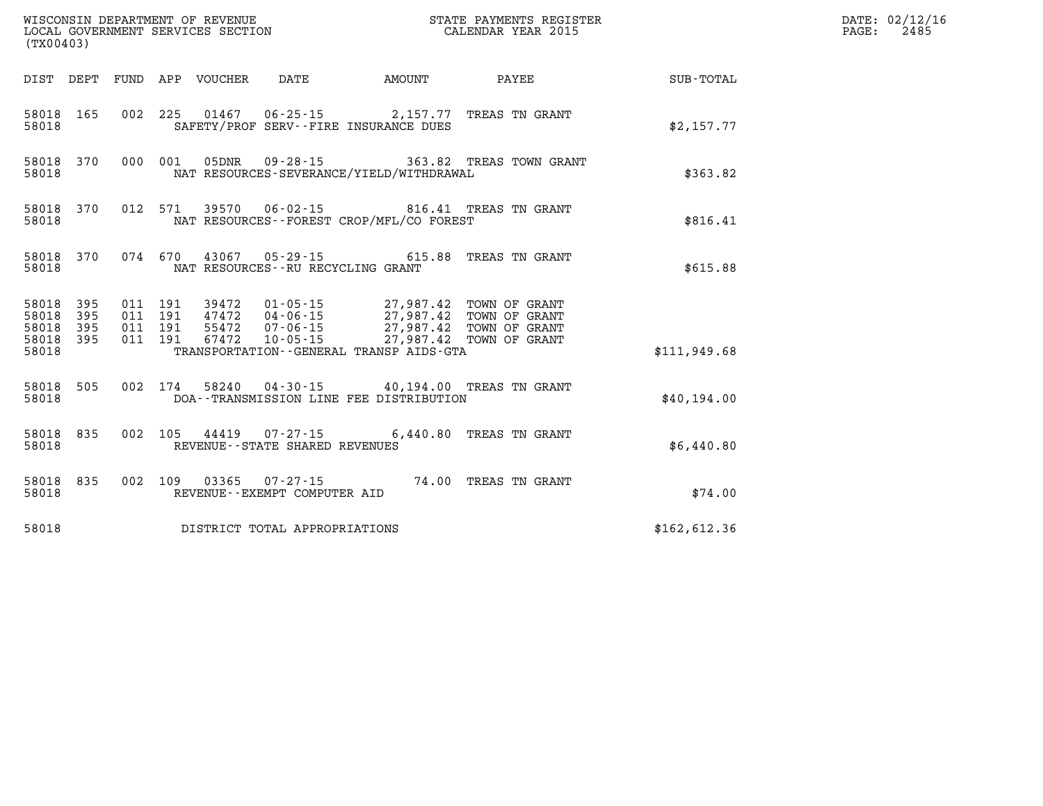WISCONSIN DEPARTMENT OF REVENUE
LOCAL GOVERNMENT SERVICES SECTION
(TX00403)

STATE PAYMENTS REGISTER
CALENDAR YEAR 2015

DATE: 02/12/16
PAGE: 2485

| DIST | DEPT | FUND | APP | VOUCHER | DATE | AMOUNT | PAYEE | SUB-TOTAL |
|---|---|---|---|---|---|---|---|---|
| 58018 | 165 | 002 | 225 | 01467 | 06-25-15 | 2,157.77 | TREAS TN GRANT | |
| 58018 | | | | SAFETY/PROF SERV--FIRE INSURANCE DUES | | | | $2,157.77 |
| 58018 | 370 | 000 | 001 | 05DNR | 09-28-15 | 363.82 | TREAS TOWN GRANT | |
| 58018 | | | | NAT RESOURCES-SEVERANCE/YIELD/WITHDRAWAL | | | | $363.82 |
| 58018 | 370 | 012 | 571 | 39570 | 06-02-15 | 816.41 | TREAS TN GRANT | |
| 58018 | | | | NAT RESOURCES--FOREST CROP/MFL/CO FOREST | | | | $816.41 |
| 58018 | 370 | 074 | 670 | 43067 | 05-29-15 | 615.88 | TREAS TN GRANT | |
| 58018 | | | | NAT RESOURCES--RU RECYCLING GRANT | | | | $615.88 |
| 58018 | 395 | 011 | 191 | 39472 | 01-05-15 | 27,987.42 | TOWN OF GRANT | |
| 58018 | 395 | 011 | 191 | 47472 | 04-06-15 | 27,987.42 | TOWN OF GRANT | |
| 58018 | 395 | 011 | 191 | 55472 | 07-06-15 | 27,987.42 | TOWN OF GRANT | |
| 58018 | 395 | 011 | 191 | 67472 | 10-05-15 | 27,987.42 | TOWN OF GRANT | |
| 58018 | | | | TRANSPORTATION--GENERAL TRANSP AIDS-GTA | | | | $111,949.68 |
| 58018 | 505 | 002 | 174 | 58240 | 04-30-15 | 40,194.00 | TREAS TN GRANT | |
| 58018 | | | | DOA--TRANSMISSION LINE FEE DISTRIBUTION | | | | $40,194.00 |
| 58018 | 835 | 002 | 105 | 44419 | 07-27-15 | 6,440.80 | TREAS TN GRANT | |
| 58018 | | | | REVENUE--STATE SHARED REVENUES | | | | $6,440.80 |
| 58018 | 835 | 002 | 109 | 03365 | 07-27-15 | 74.00 | TREAS TN GRANT | |
| 58018 | | | | REVENUE--EXEMPT COMPUTER AID | | | | $74.00 |
| 58018 | | | | DISTRICT TOTAL APPROPRIATIONS | | | | $162,612.36 |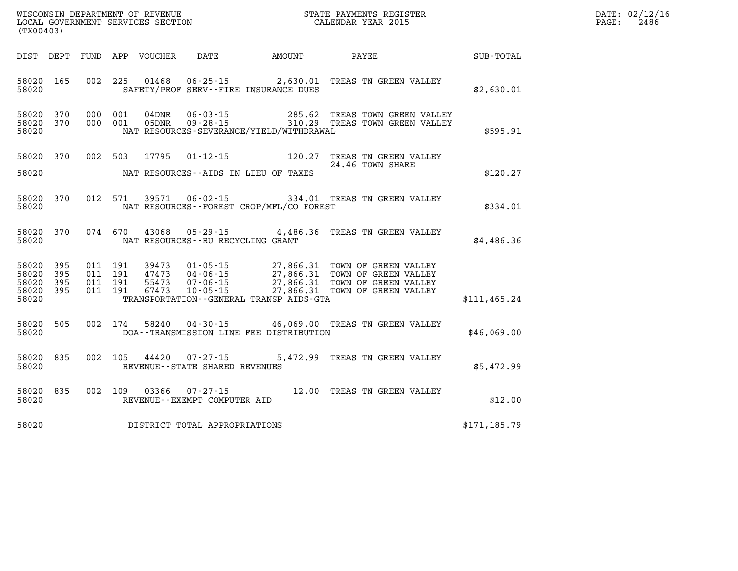WISCONSIN DEPARTMENT OF REVENUE
LOCAL GOVERNMENT SERVICES SECTION
(TX00403)

STATE PAYMENTS REGISTER
CALENDAR YEAR 2015

| DIST | DEPT | FUND | APP | VOUCHER | DATE | AMOUNT | PAYEE | SUB-TOTAL |
|---|---|---|---|---|---|---|---|---|
| 58020 | 165 | 002 | 225 | 01468 | 06-25-15 | 2,630.01 | TREAS TN GREEN VALLEY | |
| 58020 | | | | | SAFETY/PROF SERV--FIRE INSURANCE DUES | | | $2,630.01 |
| 58020 | 370 | 000 | 001 | 04DNR | 06-03-15 | 285.62 | TREAS TOWN GREEN VALLEY | |
| 58020 | 370 | 000 | 001 | 05DNR | 09-28-15 | 310.29 | TREAS TOWN GREEN VALLEY | |
| 58020 | | | | | NAT RESOURCES-SEVERANCE/YIELD/WITHDRAWAL | | | $595.91 |
| 58020 | 370 | 002 | 503 | 17795 | 01-12-15 | 120.27 | TREAS TN GREEN VALLEY | |
| | | | | | | | 24.46 TOWN SHARE | |
| 58020 | | | | | NAT RESOURCES--AIDS IN LIEU OF TAXES | | | $120.27 |
| 58020 | 370 | 012 | 571 | 39571 | 06-02-15 | 334.01 | TREAS TN GREEN VALLEY | |
| 58020 | | | | | NAT RESOURCES--FOREST CROP/MFL/CO FOREST | | | $334.01 |
| 58020 | 370 | 074 | 670 | 43068 | 05-29-15 | 4,486.36 | TREAS TN GREEN VALLEY | |
| 58020 | | | | | NAT RESOURCES--RU RECYCLING GRANT | | | $4,486.36 |
| 58020 | 395 | 011 | 191 | 39473 | 01-05-15 | 27,866.31 | TOWN OF GREEN VALLEY | |
| 58020 | 395 | 011 | 191 | 47473 | 04-06-15 | 27,866.31 | TOWN OF GREEN VALLEY | |
| 58020 | 395 | 011 | 191 | 55473 | 07-06-15 | 27,866.31 | TOWN OF GREEN VALLEY | |
| 58020 | 395 | 011 | 191 | 67473 | 10-05-15 | 27,866.31 | TOWN OF GREEN VALLEY | |
| 58020 | | | | | TRANSPORTATION--GENERAL TRANSP AIDS-GTA | | | $111,465.24 |
| 58020 | 505 | 002 | 174 | 58240 | 04-30-15 | 46,069.00 | TREAS TN GREEN VALLEY | |
| 58020 | | | | | DOA--TRANSMISSION LINE FEE DISTRIBUTION | | | $46,069.00 |
| 58020 | 835 | 002 | 105 | 44420 | 07-27-15 | 5,472.99 | TREAS TN GREEN VALLEY | |
| 58020 | | | | | REVENUE--STATE SHARED REVENUES | | | $5,472.99 |
| 58020 | 835 | 002 | 109 | 03366 | 07-27-15 | 12.00 | TREAS TN GREEN VALLEY | |
| 58020 | | | | | REVENUE--EXEMPT COMPUTER AID | | | $12.00 |
| 58020 | | | | | DISTRICT TOTAL APPROPRIATIONS | | | $171,185.79 |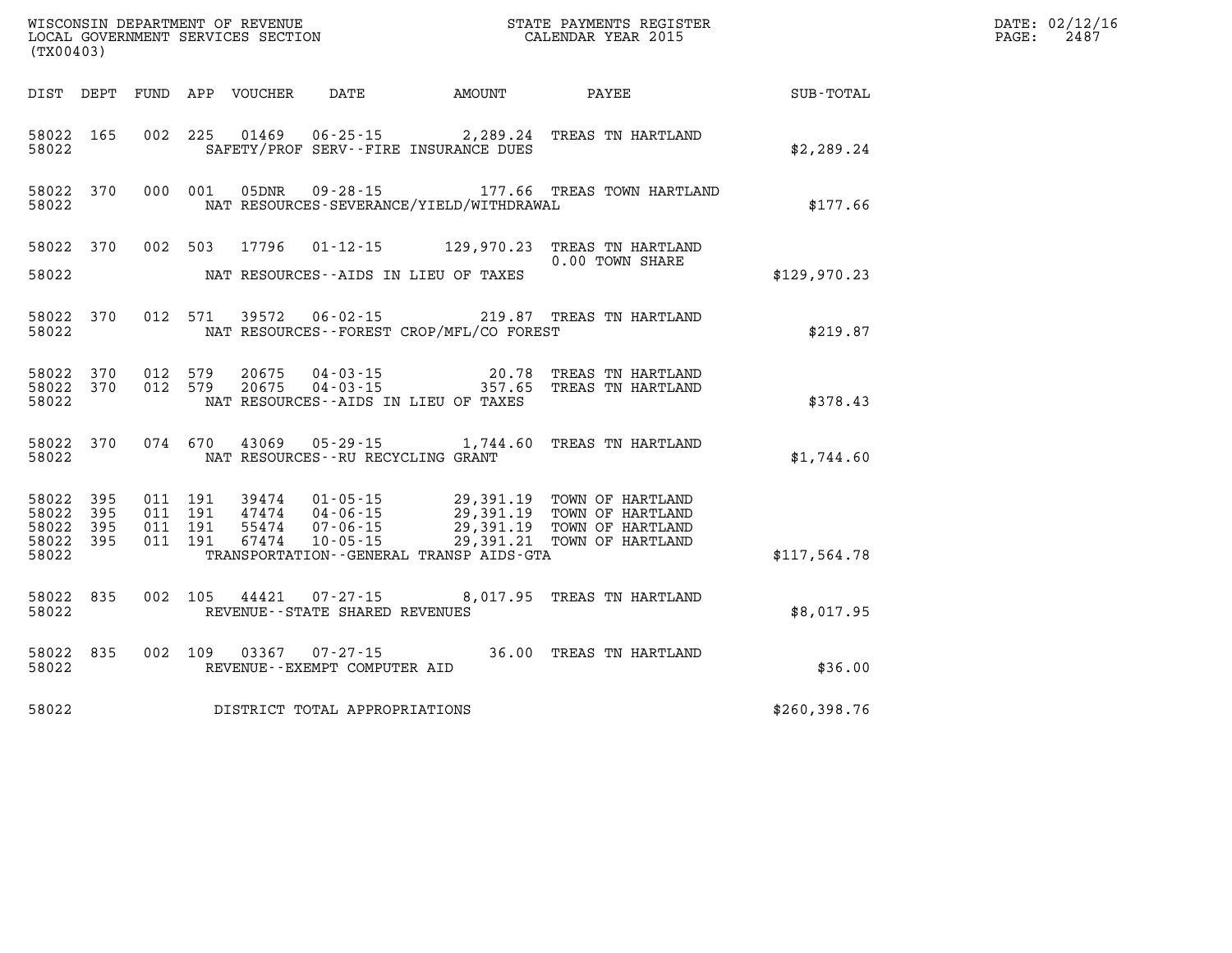WISCONSIN DEPARTMENT OF REVENUE
LOCAL GOVERNMENT SERVICES SECTION
(TX00403)

STATE PAYMENTS REGISTER
CALENDAR YEAR 2015

DATE: 02/12/16

| DIST | DEPT | FUND | APP | VOUCHER | DATE | AMOUNT | PAYEE | SUB-TOTAL |
|---|---|---|---|---|---|---|---|---|
| 58022 | 165 | 002 | 225 | 01469 | 06-25-15 | 2,289.24 | TREAS TN HARTLAND | |
| 58022 | | | | | SAFETY/PROF SERV--FIRE INSURANCE DUES | | | $2,289.24 |
| 58022 | 370 | 000 | 001 | 05DNR | 09-28-15 | 177.66 | TREAS TOWN HARTLAND | |
| 58022 | | | | | NAT RESOURCES-SEVERANCE/YIELD/WITHDRAWAL | | | $177.66 |
| 58022 | 370 | 002 | 503 | 17796 | 01-12-15 | 129,970.23 | TREAS TN HARTLAND | |
| | | | | | | | 0.00 TOWN SHARE | |
| 58022 | | | | | NAT RESOURCES--AIDS IN LIEU OF TAXES | | | $129,970.23 |
| 58022 | 370 | 012 | 571 | 39572 | 06-02-15 | 219.87 | TREAS TN HARTLAND | |
| 58022 | | | | | NAT RESOURCES--FOREST CROP/MFL/CO FOREST | | | $219.87 |
| 58022 | 370 | 012 | 579 | 20675 | 04-03-15 | 20.78 | TREAS TN HARTLAND | |
| 58022 | 370 | 012 | 579 | 20675 | 04-03-15 | 357.65 | TREAS TN HARTLAND | |
| 58022 | | | | | NAT RESOURCES--AIDS IN LIEU OF TAXES | | | $378.43 |
| 58022 | 370 | 074 | 670 | 43069 | 05-29-15 | 1,744.60 | TREAS TN HARTLAND | |
| 58022 | | | | | NAT RESOURCES--RU RECYCLING GRANT | | | $1,744.60 |
| 58022 | 395 | 011 | 191 | 39474 | 01-05-15 | 29,391.19 | TOWN OF HARTLAND | |
| 58022 | 395 | 011 | 191 | 47474 | 04-06-15 | 29,391.19 | TOWN OF HARTLAND | |
| 58022 | 395 | 011 | 191 | 55474 | 07-06-15 | 29,391.19 | TOWN OF HARTLAND | |
| 58022 | 395 | 011 | 191 | 67474 | 10-05-15 | 29,391.21 | TOWN OF HARTLAND | |
| 58022 | | | | | TRANSPORTATION--GENERAL TRANSP AIDS-GTA | | | $117,564.78 |
| 58022 | 835 | 002 | 105 | 44421 | 07-27-15 | 8,017.95 | TREAS TN HARTLAND | |
| 58022 | | | | | REVENUE--STATE SHARED REVENUES | | | $8,017.95 |
| 58022 | 835 | 002 | 109 | 03367 | 07-27-15 | 36.00 | TREAS TN HARTLAND | |
| 58022 | | | | | REVENUE--EXEMPT COMPUTER AID | | | $36.00 |
| 58022 | | | | | DISTRICT TOTAL APPROPRIATIONS | | | $260,398.76 |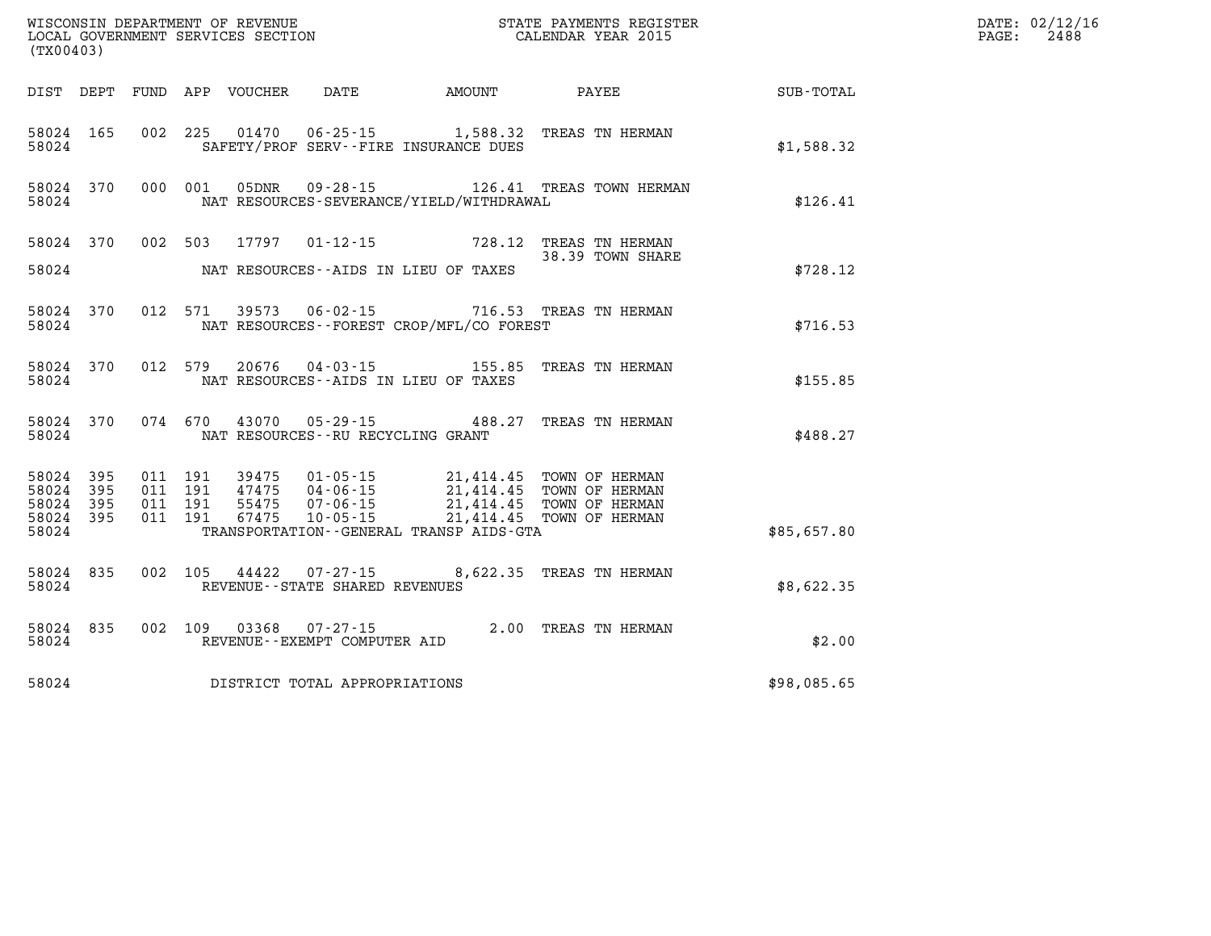WISCONSIN DEPARTMENT OF REVENUE
LOCAL GOVERNMENT SERVICES SECTION
(TX00403)

STATE PAYMENTS REGISTER
CALENDAR YEAR 2015

DATE: 02/12/16
PAGE: 2488

| DIST | DEPT | FUND | APP | VOUCHER | DATE | AMOUNT | PAYEE | SUB-TOTAL |
|---|---|---|---|---|---|---|---|---|
| 58024 | 165 | 002 | 225 | 01470 | 06-25-15 | 1,588.32 | TREAS TN HERMAN | |
| 58024 | | | | | SAFETY/PROF SERV--FIRE INSURANCE DUES | | | $1,588.32 |
| 58024 | 370 | 000 | 001 | 05DNR | 09-28-15 | 126.41 | TREAS TOWN HERMAN | |
| 58024 | | | | | NAT RESOURCES-SEVERANCE/YIELD/WITHDRAWAL | | | $126.41 |
| 58024 | 370 | 002 | 503 | 17797 | 01-12-15 | 728.12 | TREAS TN HERMAN | |
| | | | | | | | 38.39 TOWN SHARE | |
| 58024 | | | | | NAT RESOURCES--AIDS IN LIEU OF TAXES | | | $728.12 |
| 58024 | 370 | 012 | 571 | 39573 | 06-02-15 | 716.53 | TREAS TN HERMAN | |
| 58024 | | | | | NAT RESOURCES--FOREST CROP/MFL/CO FOREST | | | $716.53 |
| 58024 | 370 | 012 | 579 | 20676 | 04-03-15 | 155.85 | TREAS TN HERMAN | |
| 58024 | | | | | NAT RESOURCES--AIDS IN LIEU OF TAXES | | | $155.85 |
| 58024 | 370 | 074 | 670 | 43070 | 05-29-15 | 488.27 | TREAS TN HERMAN | |
| 58024 | | | | | NAT RESOURCES--RU RECYCLING GRANT | | | $488.27 |
| 58024 | 395 | 011 | 191 | 39475 | 01-05-15 | 21,414.45 | TOWN OF HERMAN | |
| 58024 | 395 | 011 | 191 | 47475 | 04-06-15 | 21,414.45 | TOWN OF HERMAN | |
| 58024 | 395 | 011 | 191 | 55475 | 07-06-15 | 21,414.45 | TOWN OF HERMAN | |
| 58024 | 395 | 011 | 191 | 67475 | 10-05-15 | 21,414.45 | TOWN OF HERMAN | |
| 58024 | | | | | TRANSPORTATION--GENERAL TRANSP AIDS-GTA | | | $85,657.80 |
| 58024 | 835 | 002 | 105 | 44422 | 07-27-15 | 8,622.35 | TREAS TN HERMAN | |
| 58024 | | | | | REVENUE--STATE SHARED REVENUES | | | $8,622.35 |
| 58024 | 835 | 002 | 109 | 03368 | 07-27-15 | 2.00 | TREAS TN HERMAN | |
| 58024 | | | | | REVENUE--EXEMPT COMPUTER AID | | | $2.00 |
| 58024 | | | | | DISTRICT TOTAL APPROPRIATIONS | | | $98,085.65 |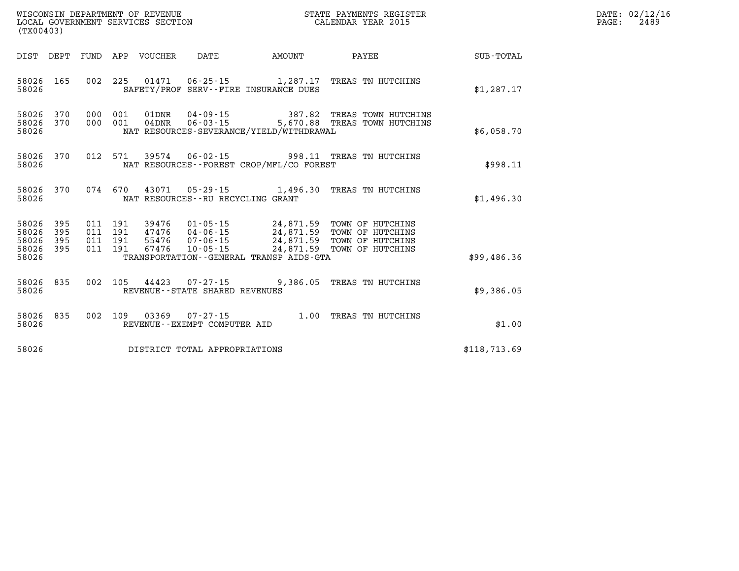WISCONSIN DEPARTMENT OF REVENUE
LOCAL GOVERNMENT SERVICES SECTION
(TX00403)

STATE PAYMENTS REGISTER
CALENDAR YEAR 2015

DATE: 02/12/16
PAGE: 2489

| DIST | DEPT | FUND | APP | VOUCHER | DATE | AMOUNT | PAYEE | SUB-TOTAL |
|---|---|---|---|---|---|---|---|---|
| 58026 | 165 | 002 | 225 | 01471 | 06-25-15 | 1,287.17 | TREAS TN HUTCHINS | |
| 58026 | | | | | SAFETY/PROF SERV--FIRE INSURANCE DUES | | | $1,287.17 |
| 58026 | 370 | 000 | 001 | 01DNR | 04-09-15 | 387.82 | TREAS TOWN HUTCHINS | |
| 58026 | 370 | 000 | 001 | 04DNR | 06-03-15 | 5,670.88 | TREAS TOWN HUTCHINS | |
| 58026 | | | | | NAT RESOURCES-SEVERANCE/YIELD/WITHDRAWAL | | | $6,058.70 |
| 58026 | 370 | 012 | 571 | 39574 | 06-02-15 | 998.11 | TREAS TN HUTCHINS | |
| 58026 | | | | | NAT RESOURCES--FOREST CROP/MFL/CO FOREST | | | $998.11 |
| 58026 | 370 | 074 | 670 | 43071 | 05-29-15 | 1,496.30 | TREAS TN HUTCHINS | |
| 58026 | | | | | NAT RESOURCES--RU RECYCLING GRANT | | | $1,496.30 |
| 58026 | 395 | 011 | 191 | 39476 | 01-05-15 | 24,871.59 | TOWN OF HUTCHINS | |
| 58026 | 395 | 011 | 191 | 47476 | 04-06-15 | 24,871.59 | TOWN OF HUTCHINS | |
| 58026 | 395 | 011 | 191 | 55476 | 07-06-15 | 24,871.59 | TOWN OF HUTCHINS | |
| 58026 | 395 | 011 | 191 | 67476 | 10-05-15 | 24,871.59 | TOWN OF HUTCHINS | |
| 58026 | | | | | TRANSPORTATION--GENERAL TRANSP AIDS-GTA | | | $99,486.36 |
| 58026 | 835 | 002 | 105 | 44423 | 07-27-15 | 9,386.05 | TREAS TN HUTCHINS | |
| 58026 | | | | | REVENUE--STATE SHARED REVENUES | | | $9,386.05 |
| 58026 | 835 | 002 | 109 | 03369 | 07-27-15 | 1.00 | TREAS TN HUTCHINS | |
| 58026 | | | | | REVENUE--EXEMPT COMPUTER AID | | | $1.00 |
| 58026 | | | | | DISTRICT TOTAL APPROPRIATIONS | | | $118,713.69 |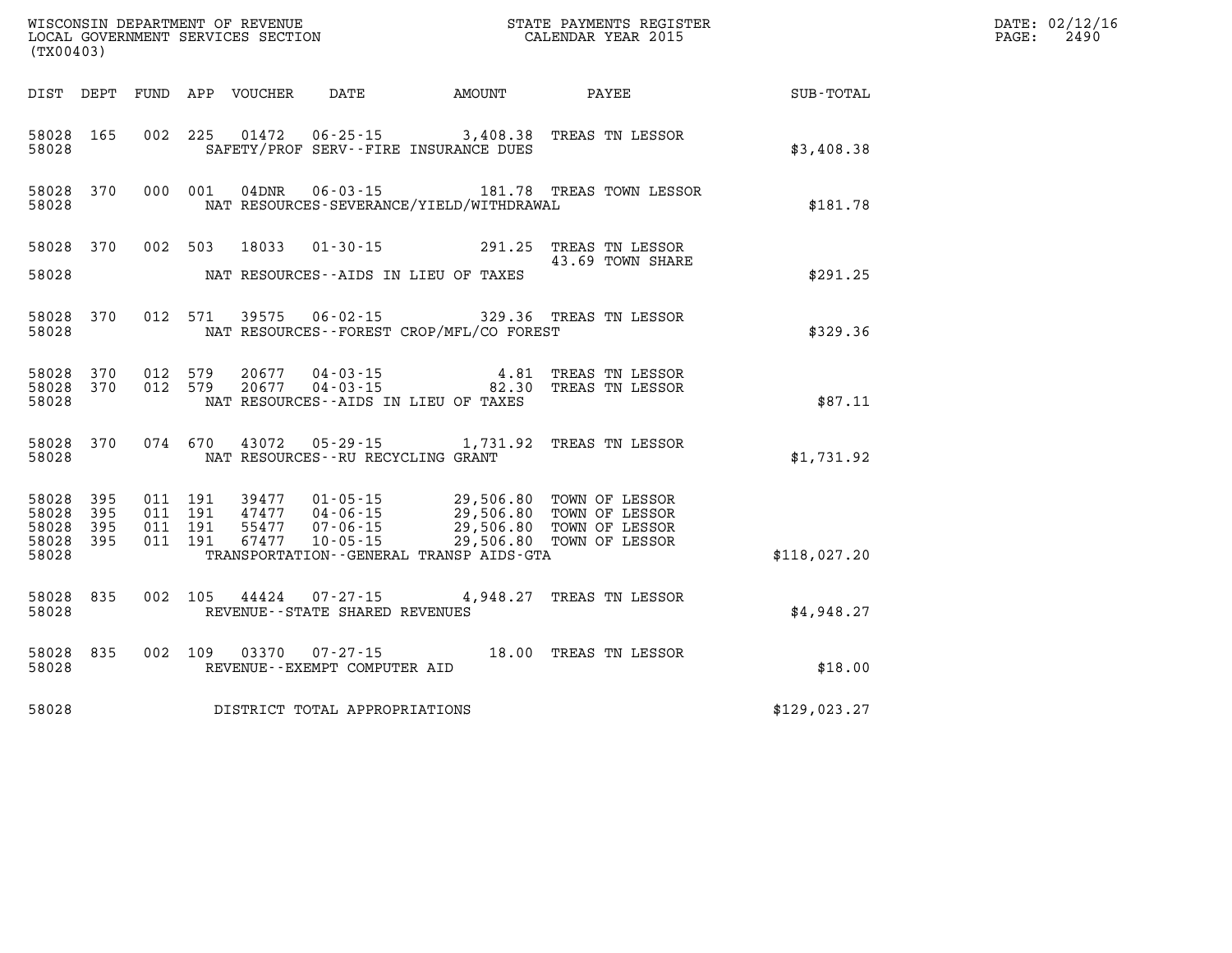WISCONSIN DEPARTMENT OF REVENUE
LOCAL GOVERNMENT SERVICES SECTION
(TX00403)

STATE PAYMENTS REGISTER
CALENDAR YEAR 2015

DATE: 02/12/16
PAGE: 2490

| DIST | DEPT | FUND | APP | VOUCHER | DATE | AMOUNT | PAYEE | SUB-TOTAL |
|---|---|---|---|---|---|---|---|---|
| 58028 | 165 | 002 | 225 | 01472 | 06-25-15 | 3,408.38 | TREAS TN LESSOR | |
| 58028 | | | | | SAFETY/PROF SERV--FIRE INSURANCE DUES | | | $3,408.38 |
| 58028 | 370 | 000 | 001 | 04DNR | 06-03-15 | 181.78 | TREAS TOWN LESSOR | |
| 58028 | | | | | NAT RESOURCES-SEVERANCE/YIELD/WITHDRAWAL | | | $181.78 |
| 58028 | 370 | 002 | 503 | 18033 | 01-30-15 | 291.25 | TREAS TN LESSOR | |
| | | | | | | | 43.69 TOWN SHARE | |
| 58028 | | | | | NAT RESOURCES--AIDS IN LIEU OF TAXES | | | $291.25 |
| 58028 | 370 | 012 | 571 | 39575 | 06-02-15 | 329.36 | TREAS TN LESSOR | |
| 58028 | | | | | NAT RESOURCES--FOREST CROP/MFL/CO FOREST | | | $329.36 |
| 58028 | 370 | 012 | 579 | 20677 | 04-03-15 | 4.81 | TREAS TN LESSOR | |
| 58028 | 370 | 012 | 579 | 20677 | 04-03-15 | 82.30 | TREAS TN LESSOR | |
| 58028 | | | | | NAT RESOURCES--AIDS IN LIEU OF TAXES | | | $87.11 |
| 58028 | 370 | 074 | 670 | 43072 | 05-29-15 | 1,731.92 | TREAS TN LESSOR | |
| 58028 | | | | | NAT RESOURCES--RU RECYCLING GRANT | | | $1,731.92 |
| 58028 | 395 | 011 | 191 | 39477 | 01-05-15 | 29,506.80 | TOWN OF LESSOR | |
| 58028 | 395 | 011 | 191 | 47477 | 04-06-15 | 29,506.80 | TOWN OF LESSOR | |
| 58028 | 395 | 011 | 191 | 55477 | 07-06-15 | 29,506.80 | TOWN OF LESSOR | |
| 58028 | 395 | 011 | 191 | 67477 | 10-05-15 | 29,506.80 | TOWN OF LESSOR | |
| 58028 | | | | | TRANSPORTATION--GENERAL TRANSP AIDS-GTA | | | $118,027.20 |
| 58028 | 835 | 002 | 105 | 44424 | 07-27-15 | 4,948.27 | TREAS TN LESSOR | |
| 58028 | | | | | REVENUE--STATE SHARED REVENUES | | | $4,948.27 |
| 58028 | 835 | 002 | 109 | 03370 | 07-27-15 | 18.00 | TREAS TN LESSOR | |
| 58028 | | | | | REVENUE--EXEMPT COMPUTER AID | | | $18.00 |
| 58028 | | | | | DISTRICT TOTAL APPROPRIATIONS | | | $129,023.27 |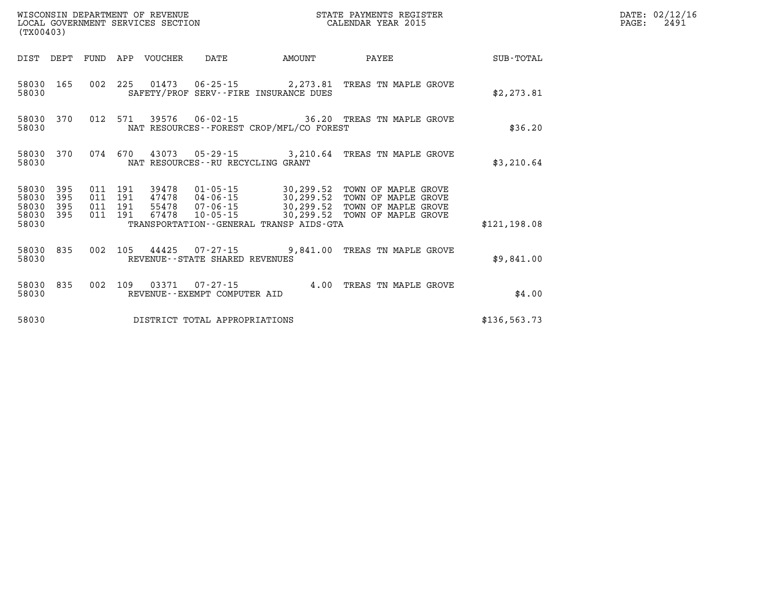WISCONSIN DEPARTMENT OF REVENUE
LOCAL GOVERNMENT SERVICES SECTION
(TX00403)

STATE PAYMENTS REGISTER
CALENDAR YEAR 2015

| DIST | DEPT | FUND | APP | VOUCHER | DATE | AMOUNT | PAYEE | SUB-TOTAL |
|---|---|---|---|---|---|---|---|---|
| 58030 | 165 | 002 | 225 | 01473 | 06-25-15 | 2,273.81 | TREAS TN MAPLE GROVE | |
| 58030 | | | | SAFETY/PROF SERV--FIRE INSURANCE DUES | | | | $2,273.81 |
| 58030 | 370 | 012 | 571 | 39576 | 06-02-15 | 36.20 | TREAS TN MAPLE GROVE | |
| 58030 | | | | NAT RESOURCES--FOREST CROP/MFL/CO FOREST | | | | $36.20 |
| 58030 | 370 | 074 | 670 | 43073 | 05-29-15 | 3,210.64 | TREAS TN MAPLE GROVE | |
| 58030 | | | | NAT RESOURCES--RU RECYCLING GRANT | | | | $3,210.64 |
| 58030 | 395 | 011 | 191 | 39478 | 01-05-15 | 30,299.52 | TOWN OF MAPLE GROVE | |
| 58030 | 395 | 011 | 191 | 47478 | 04-06-15 | 30,299.52 | TOWN OF MAPLE GROVE | |
| 58030 | 395 | 011 | 191 | 55478 | 07-06-15 | 30,299.52 | TOWN OF MAPLE GROVE | |
| 58030 | 395 | 011 | 191 | 67478 | 10-05-15 | 30,299.52 | TOWN OF MAPLE GROVE | |
| 58030 | | | | TRANSPORTATION--GENERAL TRANSP AIDS-GTA | | | | $121,198.08 |
| 58030 | 835 | 002 | 105 | 44425 | 07-27-15 | 9,841.00 | TREAS TN MAPLE GROVE | |
| 58030 | | | | REVENUE--STATE SHARED REVENUES | | | | $9,841.00 |
| 58030 | 835 | 002 | 109 | 03371 | 07-27-15 | 4.00 | TREAS TN MAPLE GROVE | |
| 58030 | | | | REVENUE--EXEMPT COMPUTER AID | | | | $4.00 |
| 58030 | | | | DISTRICT TOTAL APPROPRIATIONS | | | | $136,563.73 |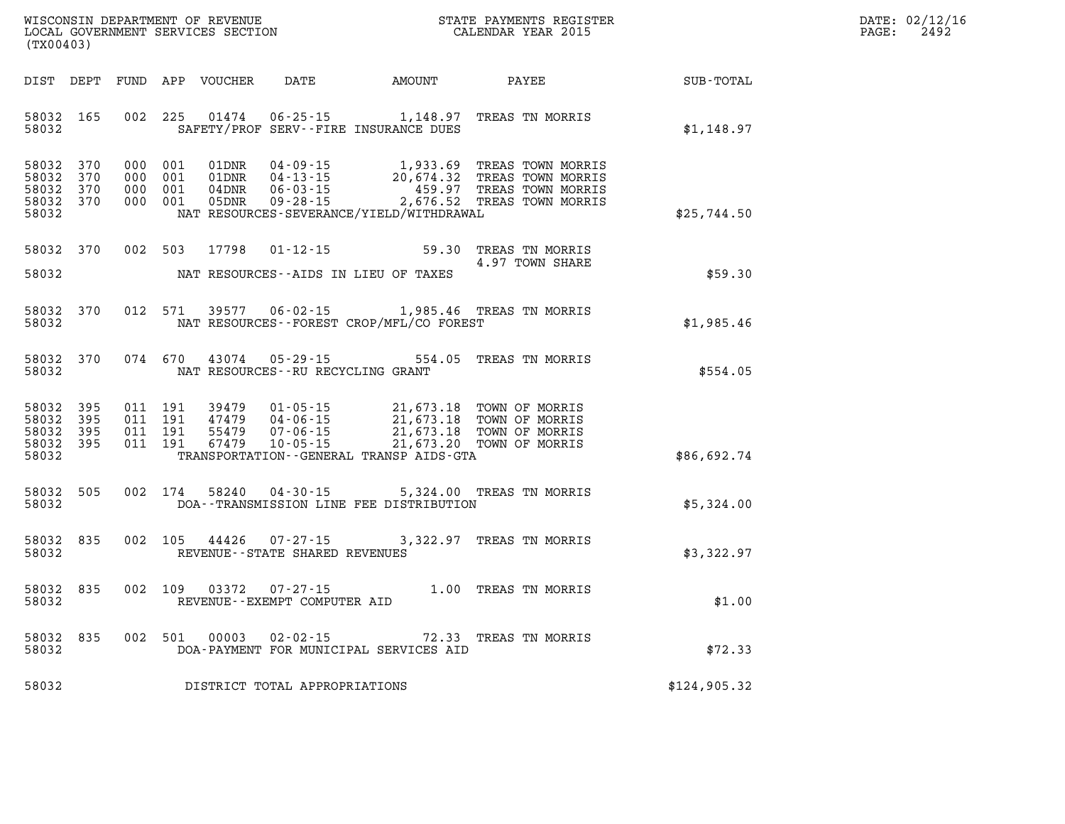WISCONSIN DEPARTMENT OF REVENUE
LOCAL GOVERNMENT SERVICES SECTION
(TX00403)

STATE PAYMENTS REGISTER
CALENDAR YEAR 2015

DATE: 02/12/16
PAGE: 2492

| DIST | DEPT | FUND | APP | VOUCHER | DATE | AMOUNT | PAYEE | SUB-TOTAL |
|---|---|---|---|---|---|---|---|---|
| 58032 | 165 | 002 | 225 | 01474 | 06-25-15 | 1,148.97 | TREAS TN MORRIS | |
| 58032 | | | | | SAFETY/PROF SERV--FIRE INSURANCE DUES | | | $1,148.97 |
| 58032 | 370 | 000 | 001 | 01DNR | 04-09-15 | 1,933.69 | TREAS TOWN MORRIS | |
| 58032 | 370 | 000 | 001 | 01DNR | 04-13-15 | 20,674.32 | TREAS TOWN MORRIS | |
| 58032 | 370 | 000 | 001 | 04DNR | 06-03-15 | 459.97 | TREAS TOWN MORRIS | |
| 58032 | 370 | 000 | 001 | 05DNR | 09-28-15 | 2,676.52 | TREAS TOWN MORRIS | |
| 58032 | | | | | NAT RESOURCES-SEVERANCE/YIELD/WITHDRAWAL | | | $25,744.50 |
| 58032 | 370 | 002 | 503 | 17798 | 01-12-15 | 59.30 | TREAS TN MORRIS 4.97 TOWN SHARE | |
| 58032 | | | | | NAT RESOURCES--AIDS IN LIEU OF TAXES | | | $59.30 |
| 58032 | 370 | 012 | 571 | 39577 | 06-02-15 | 1,985.46 | TREAS TN MORRIS | |
| 58032 | | | | | NAT RESOURCES--FOREST CROP/MFL/CO FOREST | | | $1,985.46 |
| 58032 | 370 | 074 | 670 | 43074 | 05-29-15 | 554.05 | TREAS TN MORRIS | |
| 58032 | | | | | NAT RESOURCES--RU RECYCLING GRANT | | | $554.05 |
| 58032 | 395 | 011 | 191 | 39479 | 01-05-15 | 21,673.18 | TOWN OF MORRIS | |
| 58032 | 395 | 011 | 191 | 47479 | 04-06-15 | 21,673.18 | TOWN OF MORRIS | |
| 58032 | 395 | 011 | 191 | 55479 | 07-06-15 | 21,673.18 | TOWN OF MORRIS | |
| 58032 | 395 | 011 | 191 | 67479 | 10-05-15 | 21,673.20 | TOWN OF MORRIS | |
| 58032 | | | | | TRANSPORTATION--GENERAL TRANSP AIDS-GTA | | | $86,692.74 |
| 58032 | 505 | 002 | 174 | 58240 | 04-30-15 | 5,324.00 | TREAS TN MORRIS | |
| 58032 | | | | | DOA--TRANSMISSION LINE FEE DISTRIBUTION | | | $5,324.00 |
| 58032 | 835 | 002 | 105 | 44426 | 07-27-15 | 3,322.97 | TREAS TN MORRIS | |
| 58032 | | | | | REVENUE--STATE SHARED REVENUES | | | $3,322.97 |
| 58032 | 835 | 002 | 109 | 03372 | 07-27-15 | 1.00 | TREAS TN MORRIS | |
| 58032 | | | | | REVENUE--EXEMPT COMPUTER AID | | | $1.00 |
| 58032 | 835 | 002 | 501 | 00003 | 02-02-15 | 72.33 | TREAS TN MORRIS | |
| 58032 | | | | | DOA-PAYMENT FOR MUNICIPAL SERVICES AID | | | $72.33 |
| 58032 | | | | | DISTRICT TOTAL APPROPRIATIONS | | | $124,905.32 |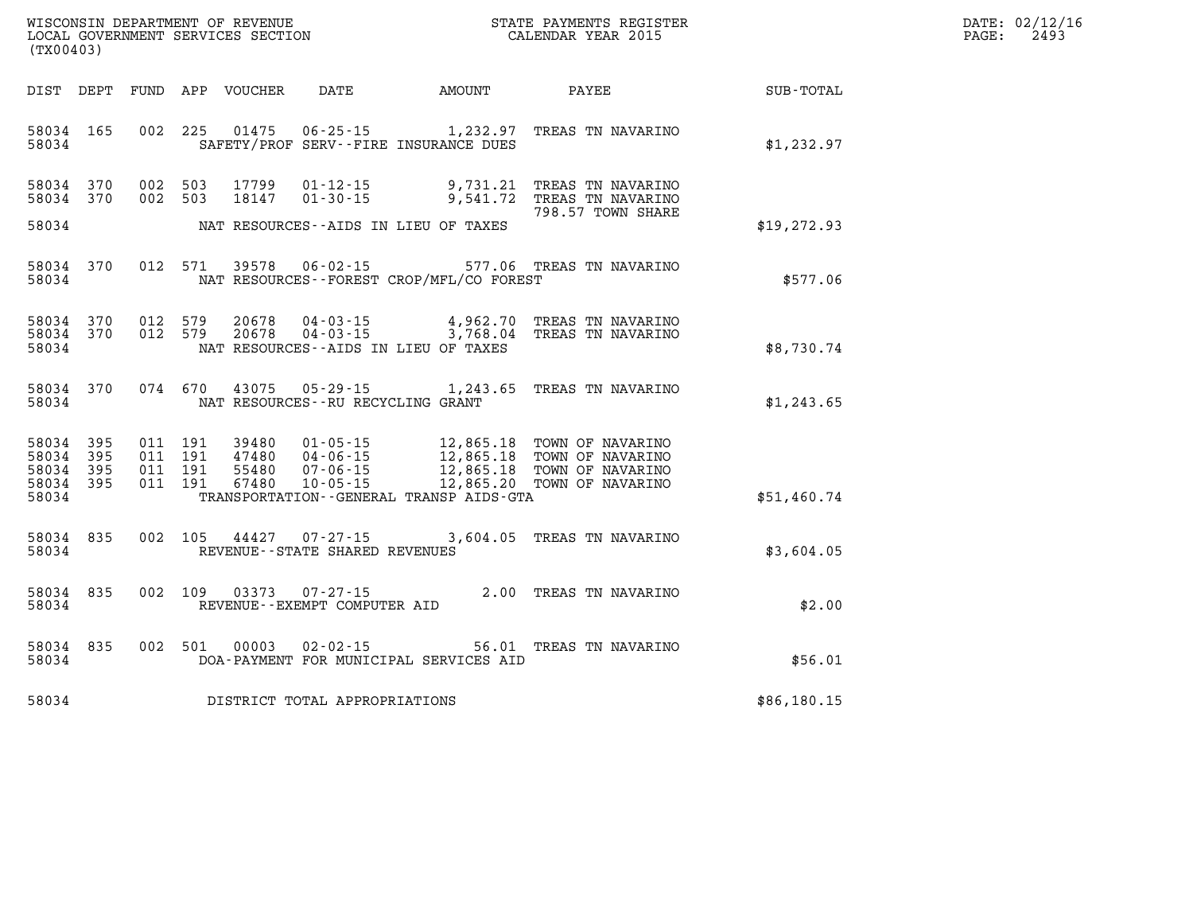WISCONSIN DEPARTMENT OF REVENUE
LOCAL GOVERNMENT SERVICES SECTION
(TX00403)

STATE PAYMENTS REGISTER
CALENDAR YEAR 2015

| DIST | DEPT | FUND | APP | VOUCHER | DATE | AMOUNT | PAYEE | SUB-TOTAL |
|---|---|---|---|---|---|---|---|---|
| 58034 | 165 | 002 | 225 | 01475 | 06-25-15 | 1,232.97 | TREAS TN NAVARINO | |
| 58034 | | | | | SAFETY/PROF SERV--FIRE INSURANCE DUES | | | $1,232.97 |
| 58034 | 370 | 002 | 503 | 17799 | 01-12-15 | 9,731.21 | TREAS TN NAVARINO | |
| 58034 | 370 | 002 | 503 | 18147 | 01-30-15 | 9,541.72 | TREAS TN NAVARINO | |
| | | | | | | | 798.57 TOWN SHARE | |
| 58034 | | | | | NAT RESOURCES--AIDS IN LIEU OF TAXES | | | $19,272.93 |
| 58034 | 370 | 012 | 571 | 39578 | 06-02-15 | 577.06 | TREAS TN NAVARINO | |
| 58034 | | | | | NAT RESOURCES--FOREST CROP/MFL/CO FOREST | | | $577.06 |
| 58034 | 370 | 012 | 579 | 20678 | 04-03-15 | 4,962.70 | TREAS TN NAVARINO | |
| 58034 | 370 | 012 | 579 | 20678 | 04-03-15 | 3,768.04 | TREAS TN NAVARINO | |
| 58034 | | | | | NAT RESOURCES--AIDS IN LIEU OF TAXES | | | $8,730.74 |
| 58034 | 370 | 074 | 670 | 43075 | 05-29-15 | 1,243.65 | TREAS TN NAVARINO | |
| 58034 | | | | | NAT RESOURCES--RU RECYCLING GRANT | | | $1,243.65 |
| 58034 | 395 | 011 | 191 | 39480 | 01-05-15 | 12,865.18 | TOWN OF NAVARINO | |
| 58034 | 395 | 011 | 191 | 47480 | 04-06-15 | 12,865.18 | TOWN OF NAVARINO | |
| 58034 | 395 | 011 | 191 | 55480 | 07-06-15 | 12,865.18 | TOWN OF NAVARINO | |
| 58034 | 395 | 011 | 191 | 67480 | 10-05-15 | 12,865.20 | TOWN OF NAVARINO | |
| 58034 | | | | | TRANSPORTATION--GENERAL TRANSP AIDS-GTA | | | $51,460.74 |
| 58034 | 835 | 002 | 105 | 44427 | 07-27-15 | 3,604.05 | TREAS TN NAVARINO | |
| 58034 | | | | | REVENUE--STATE SHARED REVENUES | | | $3,604.05 |
| 58034 | 835 | 002 | 109 | 03373 | 07-27-15 | 2.00 | TREAS TN NAVARINO | |
| 58034 | | | | | REVENUE--EXEMPT COMPUTER AID | | | $2.00 |
| 58034 | 835 | 002 | 501 | 00003 | 02-02-15 | 56.01 | TREAS TN NAVARINO | |
| 58034 | | | | | DOA-PAYMENT FOR MUNICIPAL SERVICES AID | | | $56.01 |
| 58034 | | | | | DISTRICT TOTAL APPROPRIATIONS | | | $86,180.15 |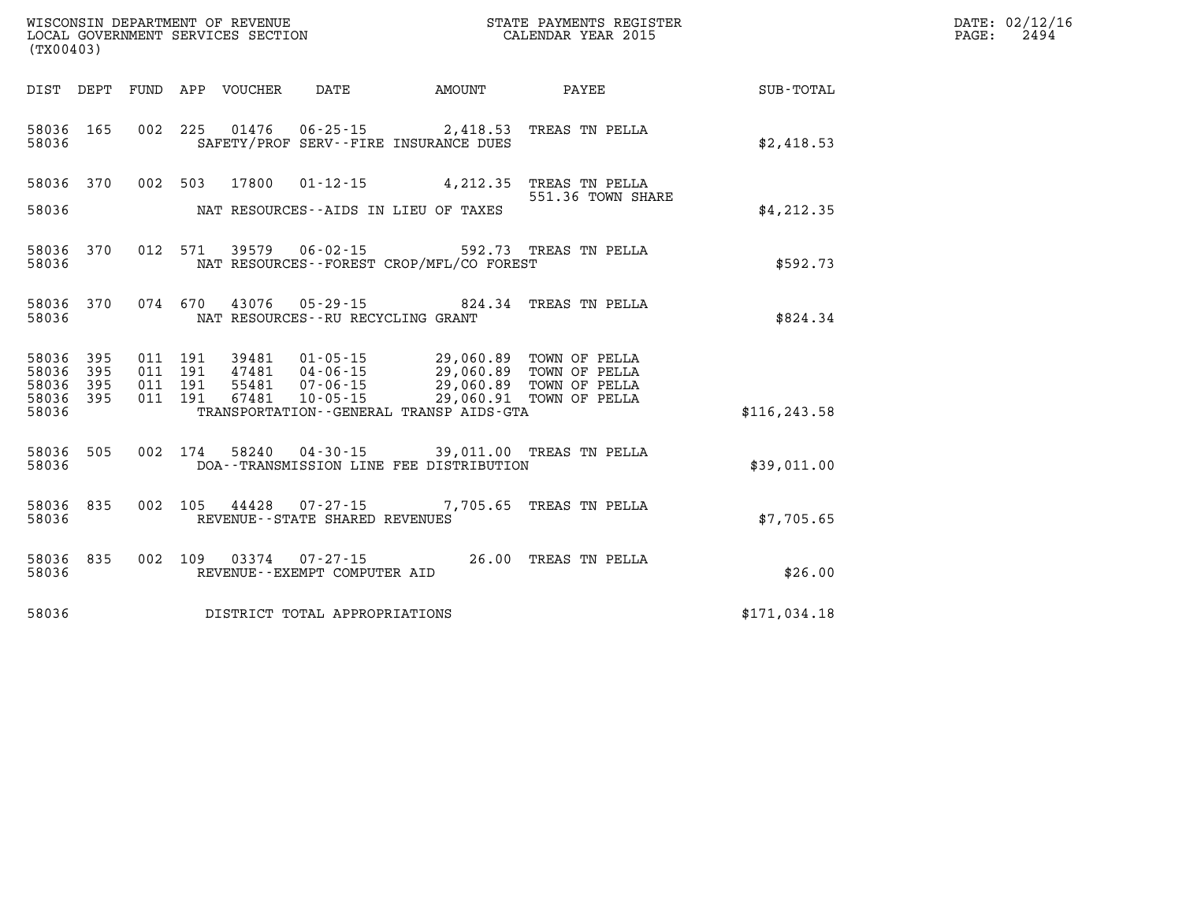WISCONSIN DEPARTMENT OF REVENUE
LOCAL GOVERNMENT SERVICES SECTION
(TX00403)

STATE PAYMENTS REGISTER
CALENDAR YEAR 2015

DATE: 02/12/16
PAGE: 2494

| DIST | DEPT | FUND | APP | VOUCHER | DATE | AMOUNT | PAYEE | SUB-TOTAL |
|---|---|---|---|---|---|---|---|---|
| 58036 | 165 | 002 | 225 | 01476 | 06-25-15 | 2,418.53 | TREAS TN PELLA | |
| 58036 | | | | | SAFETY/PROF SERV--FIRE INSURANCE DUES | | | $2,418.53 |
| 58036 | 370 | 002 | 503 | 17800 | 01-12-15 | 4,212.35 | TREAS TN PELLA 551.36 TOWN SHARE | |
| 58036 | | | | | NAT RESOURCES--AIDS IN LIEU OF TAXES | | | $4,212.35 |
| 58036 | 370 | 012 | 571 | 39579 | 06-02-15 | 592.73 | TREAS TN PELLA | |
| 58036 | | | | | NAT RESOURCES--FOREST CROP/MFL/CO FOREST | | | $592.73 |
| 58036 | 370 | 074 | 670 | 43076 | 05-29-15 | 824.34 | TREAS TN PELLA | |
| 58036 | | | | | NAT RESOURCES--RU RECYCLING GRANT | | | $824.34 |
| 58036 | 395 | 011 | 191 | 39481 | 01-05-15 | 29,060.89 | TOWN OF PELLA | |
| 58036 | 395 | 011 | 191 | 47481 | 04-06-15 | 29,060.89 | TOWN OF PELLA | |
| 58036 | 395 | 011 | 191 | 55481 | 07-06-15 | 29,060.89 | TOWN OF PELLA | |
| 58036 | 395 | 011 | 191 | 67481 | 10-05-15 | 29,060.91 | TOWN OF PELLA | |
| 58036 | | | | | TRANSPORTATION--GENERAL TRANSP AIDS-GTA | | | $116,243.58 |
| 58036 | 505 | 002 | 174 | 58240 | 04-30-15 | 39,011.00 | TREAS TN PELLA | |
| 58036 | | | | | DOA--TRANSMISSION LINE FEE DISTRIBUTION | | | $39,011.00 |
| 58036 | 835 | 002 | 105 | 44428 | 07-27-15 | 7,705.65 | TREAS TN PELLA | |
| 58036 | | | | | REVENUE--STATE SHARED REVENUES | | | $7,705.65 |
| 58036 | 835 | 002 | 109 | 03374 | 07-27-15 | 26.00 | TREAS TN PELLA | |
| 58036 | | | | | REVENUE--EXEMPT COMPUTER AID | | | $26.00 |
| 58036 | | | | | DISTRICT TOTAL APPROPRIATIONS | | | $171,034.18 |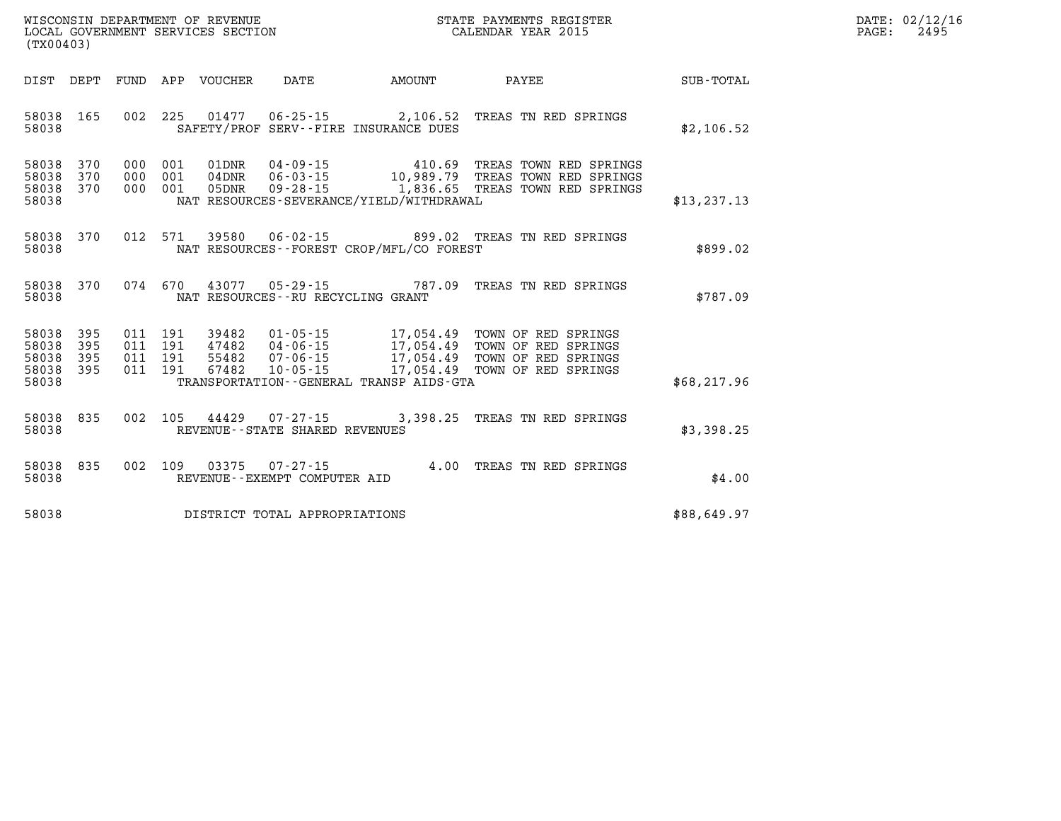WISCONSIN DEPARTMENT OF REVENUE
LOCAL GOVERNMENT SERVICES SECTION
(TX00403)

STATE PAYMENTS REGISTER
CALENDAR YEAR 2015

DATE: 02/12/16
PAGE: 2495

| DIST | DEPT | FUND | APP | VOUCHER | DATE | AMOUNT | PAYEE | SUB-TOTAL |
|---|---|---|---|---|---|---|---|---|
| 58038 | 165 | 002 | 225 | 01477 | 06-25-15 | 2,106.52 | TREAS TN RED SPRINGS | |
| 58038 | | | | SAFETY/PROF SERV--FIRE INSURANCE DUES | | | | $2,106.52 |
| 58038 | 370 | 000 | 001 | 01DNR | 04-09-15 | 410.69 | TREAS TOWN RED SPRINGS | |
| 58038 | 370 | 000 | 001 | 04DNR | 06-03-15 | 10,989.79 | TREAS TOWN RED SPRINGS | |
| 58038 | 370 | 000 | 001 | 05DNR | 09-28-15 | 1,836.65 | TREAS TOWN RED SPRINGS | |
| 58038 | | | | NAT RESOURCES-SEVERANCE/YIELD/WITHDRAWAL | | | | $13,237.13 |
| 58038 | 370 | 012 | 571 | 39580 | 06-02-15 | 899.02 | TREAS TN RED SPRINGS | |
| 58038 | | | | NAT RESOURCES--FOREST CROP/MFL/CO FOREST | | | | $899.02 |
| 58038 | 370 | 074 | 670 | 43077 | 05-29-15 | 787.09 | TREAS TN RED SPRINGS | |
| 58038 | | | | NAT RESOURCES--RU RECYCLING GRANT | | | | $787.09 |
| 58038 | 395 | 011 | 191 | 39482 | 01-05-15 | 17,054.49 | TOWN OF RED SPRINGS | |
| 58038 | 395 | 011 | 191 | 47482 | 04-06-15 | 17,054.49 | TOWN OF RED SPRINGS | |
| 58038 | 395 | 011 | 191 | 55482 | 07-06-15 | 17,054.49 | TOWN OF RED SPRINGS | |
| 58038 | 395 | 011 | 191 | 67482 | 10-05-15 | 17,054.49 | TOWN OF RED SPRINGS | |
| 58038 | | | | TRANSPORTATION--GENERAL TRANSP AIDS-GTA | | | | $68,217.96 |
| 58038 | 835 | 002 | 105 | 44429 | 07-27-15 | 3,398.25 | TREAS TN RED SPRINGS | |
| 58038 | | | | REVENUE--STATE SHARED REVENUES | | | | $3,398.25 |
| 58038 | 835 | 002 | 109 | 03375 | 07-27-15 | 4.00 | TREAS TN RED SPRINGS | |
| 58038 | | | | REVENUE--EXEMPT COMPUTER AID | | | | $4.00 |
| 58038 | | | | DISTRICT TOTAL APPROPRIATIONS | | | | $88,649.97 |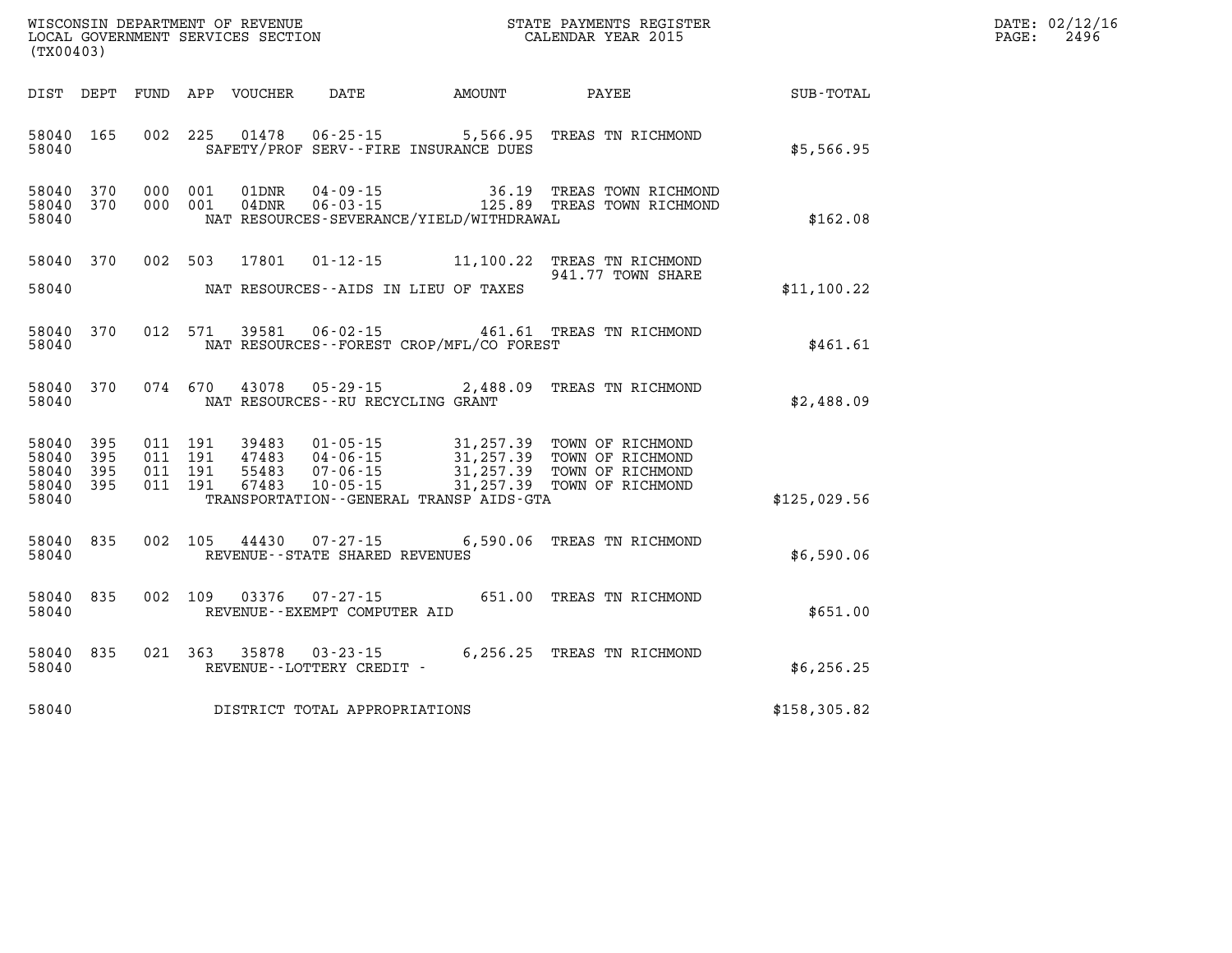WISCONSIN DEPARTMENT OF REVENUE
LOCAL GOVERNMENT SERVICES SECTION
(TX00403)

STATE PAYMENTS REGISTER
CALENDAR YEAR 2015

DATE: 02/12/16
PAGE: 2496

| DIST | DEPT | FUND | APP | VOUCHER | DATE | AMOUNT | PAYEE | SUB-TOTAL |
|---|---|---|---|---|---|---|---|---|
| 58040 | 165 | 002 | 225 | 01478 | 06-25-15 | 5,566.95 | TREAS TN RICHMOND | |
| 58040 | | | | SAFETY/PROF SERV--FIRE INSURANCE DUES | | | | $5,566.95 |
| 58040 | 370 | 000 | 001 | 01DNR | 04-09-15 | 36.19 | TREAS TOWN RICHMOND | |
| 58040 | 370 | 000 | 001 | 04DNR | 06-03-15 | 125.89 | TREAS TOWN RICHMOND | |
| 58040 | | | | NAT RESOURCES-SEVERANCE/YIELD/WITHDRAWAL | | | | $162.08 |
| 58040 | 370 | 002 | 503 | 17801 | 01-12-15 | 11,100.22 | TREAS TN RICHMOND 941.77 TOWN SHARE | |
| 58040 | | | | NAT RESOURCES--AIDS IN LIEU OF TAXES | | | | $11,100.22 |
| 58040 | 370 | 012 | 571 | 39581 | 06-02-15 | 461.61 | TREAS TN RICHMOND | |
| 58040 | | | | NAT RESOURCES--FOREST CROP/MFL/CO FOREST | | | | $461.61 |
| 58040 | 370 | 074 | 670 | 43078 | 05-29-15 | 2,488.09 | TREAS TN RICHMOND | |
| 58040 | | | | NAT RESOURCES--RU RECYCLING GRANT | | | | $2,488.09 |
| 58040 | 395 | 011 | 191 | 39483 | 01-05-15 | 31,257.39 | TOWN OF RICHMOND | |
| 58040 | 395 | 011 | 191 | 47483 | 04-06-15 | 31,257.39 | TOWN OF RICHMOND | |
| 58040 | 395 | 011 | 191 | 55483 | 07-06-15 | 31,257.39 | TOWN OF RICHMOND | |
| 58040 | 395 | 011 | 191 | 67483 | 10-05-15 | 31,257.39 | TOWN OF RICHMOND | |
| 58040 | | | | TRANSPORTATION--GENERAL TRANSP AIDS-GTA | | | | $125,029.56 |
| 58040 | 835 | 002 | 105 | 44430 | 07-27-15 | 6,590.06 | TREAS TN RICHMOND | |
| 58040 | | | | REVENUE--STATE SHARED REVENUES | | | | $6,590.06 |
| 58040 | 835 | 002 | 109 | 03376 | 07-27-15 | 651.00 | TREAS TN RICHMOND | |
| 58040 | | | | REVENUE--EXEMPT COMPUTER AID | | | | $651.00 |
| 58040 | 835 | 021 | 363 | 35878 | 03-23-15 | 6,256.25 | TREAS TN RICHMOND | |
| 58040 | | | | REVENUE--LOTTERY CREDIT - | | | | $6,256.25 |
| 58040 | | | | DISTRICT TOTAL APPROPRIATIONS | | | | $158,305.82 |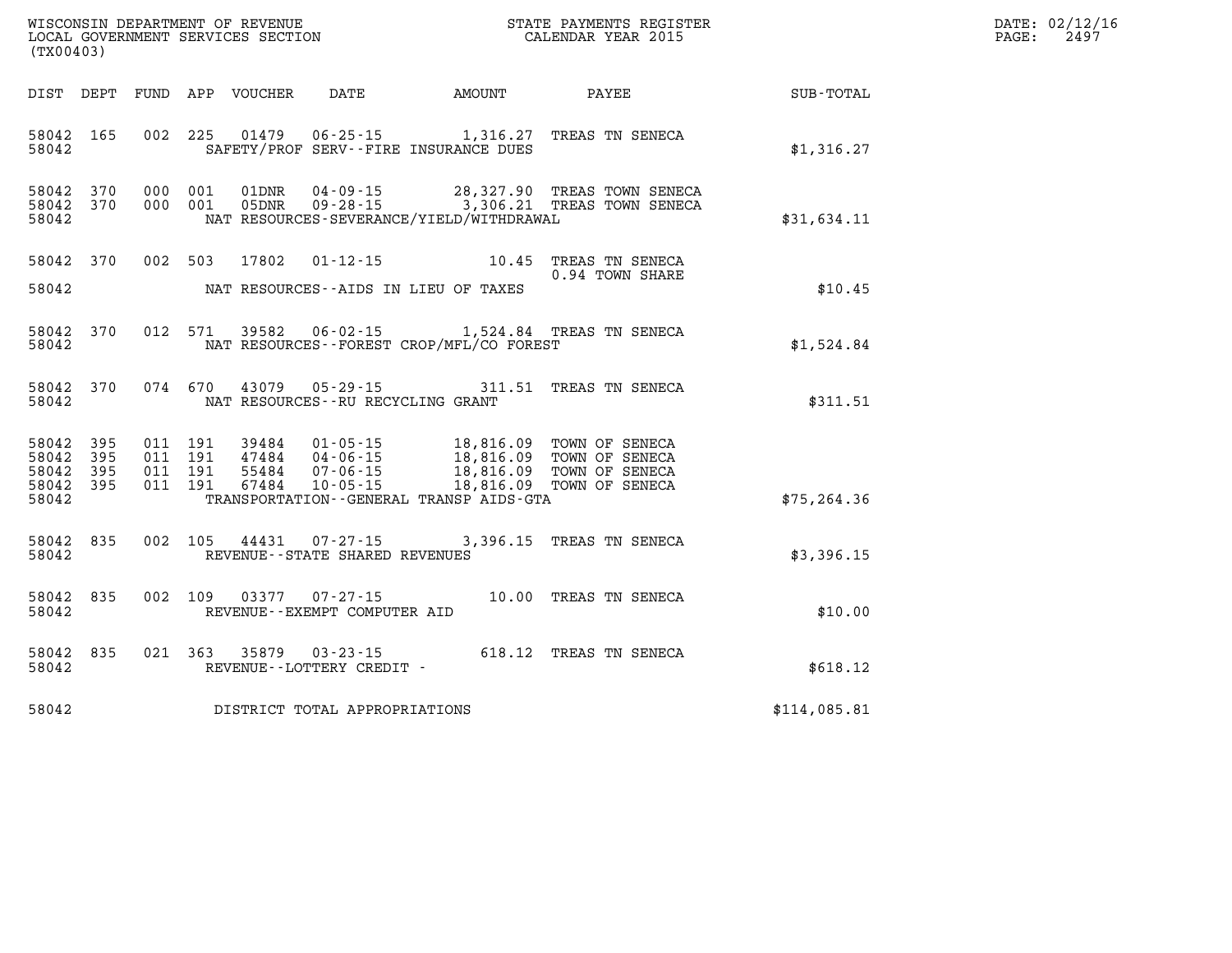WISCONSIN DEPARTMENT OF REVENUE
LOCAL GOVERNMENT SERVICES SECTION
(TX00403)

STATE PAYMENTS REGISTER
CALENDAR YEAR 2015

DATE: 02/12/16
PAGE: 2497

| DIST | DEPT | FUND | APP | VOUCHER | DATE | AMOUNT | PAYEE | SUB-TOTAL |
|---|---|---|---|---|---|---|---|---|
| 58042 | 165 | 002 | 225 | 01479 | 06-25-15 | 1,316.27 | TREAS TN SENECA | |
| 58042 | | | | SAFETY/PROF SERV--FIRE INSURANCE DUES | | | | $1,316.27 |
| 58042 | 370 | 000 | 001 | 01DNR | 04-09-15 | 28,327.90 | TREAS TOWN SENECA | |
| 58042 | 370 | 000 | 001 | 05DNR | 09-28-15 | 3,306.21 | TREAS TOWN SENECA | |
| 58042 | | | | NAT RESOURCES-SEVERANCE/YIELD/WITHDRAWAL | | | | $31,634.11 |
| 58042 | 370 | 002 | 503 | 17802 | 01-12-15 | 10.45 | TREAS TN SENECA<br>0.94 TOWN SHARE | |
| 58042 | | | | NAT RESOURCES--AIDS IN LIEU OF TAXES | | | | $10.45 |
| 58042 | 370 | 012 | 571 | 39582 | 06-02-15 | 1,524.84 | TREAS TN SENECA | |
| 58042 | | | | NAT RESOURCES--FOREST CROP/MFL/CO FOREST | | | | $1,524.84 |
| 58042 | 370 | 074 | 670 | 43079 | 05-29-15 | 311.51 | TREAS TN SENECA | |
| 58042 | | | | NAT RESOURCES--RU RECYCLING GRANT | | | | $311.51 |
| 58042 | 395 | 011 | 191 | 39484 | 01-05-15 | 18,816.09 | TOWN OF SENECA | |
| 58042 | 395 | 011 | 191 | 47484 | 04-06-15 | 18,816.09 | TOWN OF SENECA | |
| 58042 | 395 | 011 | 191 | 55484 | 07-06-15 | 18,816.09 | TOWN OF SENECA | |
| 58042 | 395 | 011 | 191 | 67484 | 10-05-15 | 18,816.09 | TOWN OF SENECA | |
| 58042 | | | | TRANSPORTATION--GENERAL TRANSP AIDS-GTA | | | | $75,264.36 |
| 58042 | 835 | 002 | 105 | 44431 | 07-27-15 | 3,396.15 | TREAS TN SENECA | |
| 58042 | | | | REVENUE--STATE SHARED REVENUES | | | | $3,396.15 |
| 58042 | 835 | 002 | 109 | 03377 | 07-27-15 | 10.00 | TREAS TN SENECA | |
| 58042 | | | | REVENUE--EXEMPT COMPUTER AID | | | | $10.00 |
| 58042 | 835 | 021 | 363 | 35879 | 03-23-15 | 618.12 | TREAS TN SENECA | |
| 58042 | | | | REVENUE--LOTTERY CREDIT - | | | | $618.12 |
| 58042 | | | | DISTRICT TOTAL APPROPRIATIONS | | | | $114,085.81 |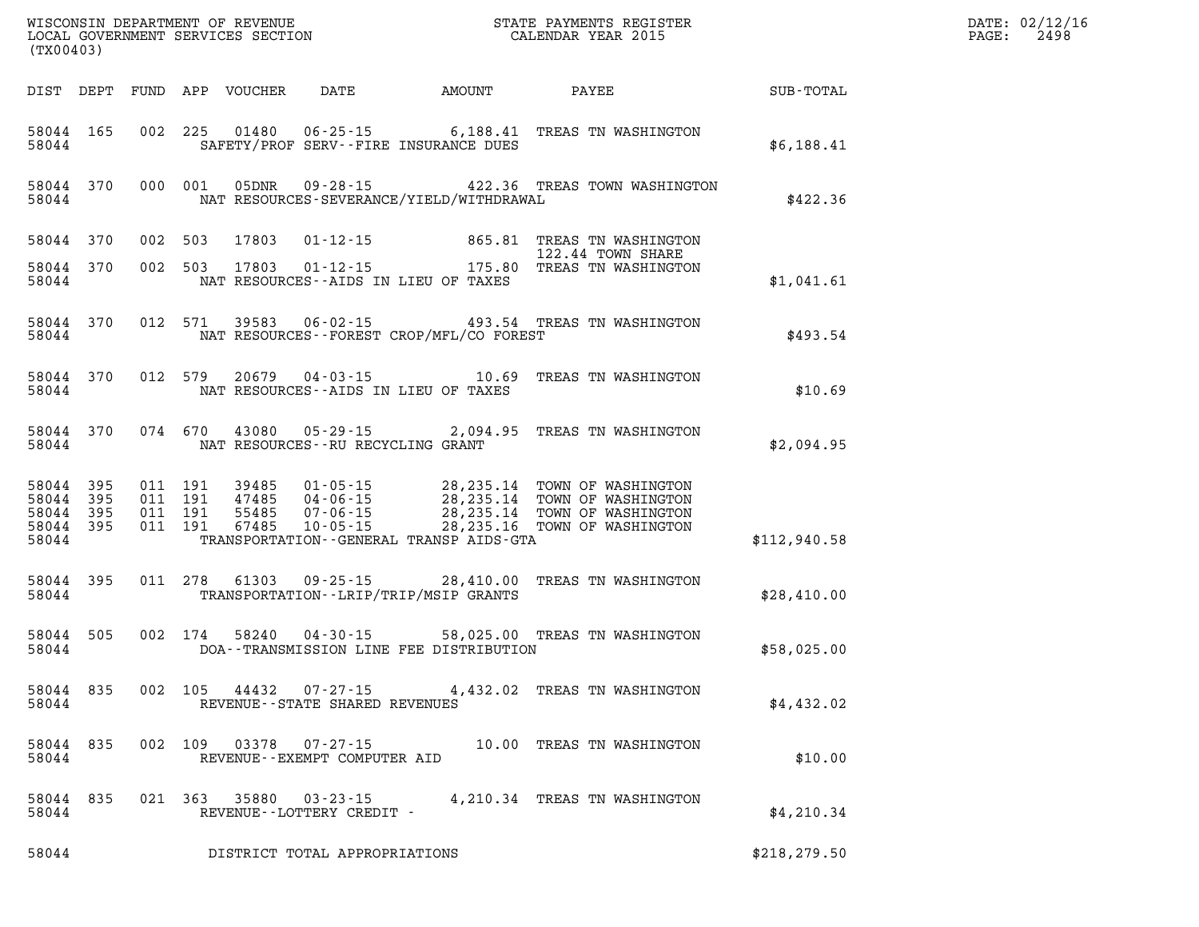WISCONSIN DEPARTMENT OF REVENUE
LOCAL GOVERNMENT SERVICES SECTION
(TX00403)

STATE PAYMENTS REGISTER
CALENDAR YEAR 2015

DATE: 02/12/16
PAGE: 2498

| DIST | DEPT | FUND | APP | VOUCHER | DATE | AMOUNT | PAYEE | SUB-TOTAL |
|---|---|---|---|---|---|---|---|---|
| 58044 | 165 | 002 | 225 | 01480 | 06-25-15 | 6,188.41 | TREAS TN WASHINGTON | |
| 58044 | | | | SAFETY/PROF SERV--FIRE INSURANCE DUES | | | | $6,188.41 |
| 58044 | 370 | 000 | 001 | 05DNR | 09-28-15 | 422.36 | TREAS TOWN WASHINGTON | |
| 58044 | | | | NAT RESOURCES-SEVERANCE/YIELD/WITHDRAWAL | | | | $422.36 |
| 58044 | 370 | 002 | 503 | 17803 | 01-12-15 | 865.81 | TREAS TN WASHINGTON | |
| | | | | | | | 122.44 TOWN SHARE | |
| 58044 | 370 | 002 | 503 | 17803 | 01-12-15 | 175.80 | TREAS TN WASHINGTON | |
| 58044 | | | | NAT RESOURCES--AIDS IN LIEU OF TAXES | | | | $1,041.61 |
| 58044 | 370 | 012 | 571 | 39583 | 06-02-15 | 493.54 | TREAS TN WASHINGTON | |
| 58044 | | | | NAT RESOURCES--FOREST CROP/MFL/CO FOREST | | | | $493.54 |
| 58044 | 370 | 012 | 579 | 20679 | 04-03-15 | 10.69 | TREAS TN WASHINGTON | |
| 58044 | | | | NAT RESOURCES--AIDS IN LIEU OF TAXES | | | | $10.69 |
| 58044 | 370 | 074 | 670 | 43080 | 05-29-15 | 2,094.95 | TREAS TN WASHINGTON | |
| 58044 | | | | NAT RESOURCES--RU RECYCLING GRANT | | | | $2,094.95 |
| 58044 | 395 | 011 | 191 | 39485 | 01-05-15 | 28,235.14 | TOWN OF WASHINGTON | |
| 58044 | 395 | 011 | 191 | 47485 | 04-06-15 | 28,235.14 | TOWN OF WASHINGTON | |
| 58044 | 395 | 011 | 191 | 55485 | 07-06-15 | 28,235.14 | TOWN OF WASHINGTON | |
| 58044 | 395 | 011 | 191 | 67485 | 10-05-15 | 28,235.16 | TOWN OF WASHINGTON | |
| 58044 | | | | TRANSPORTATION--GENERAL TRANSP AIDS-GTA | | | | $112,940.58 |
| 58044 | 395 | 011 | 278 | 61303 | 09-25-15 | 28,410.00 | TREAS TN WASHINGTON | |
| 58044 | | | | TRANSPORTATION--LRIP/TRIP/MSIP GRANTS | | | | $28,410.00 |
| 58044 | 505 | 002 | 174 | 58240 | 04-30-15 | 58,025.00 | TREAS TN WASHINGTON | |
| 58044 | | | | DOA--TRANSMISSION LINE FEE DISTRIBUTION | | | | $58,025.00 |
| 58044 | 835 | 002 | 105 | 44432 | 07-27-15 | 4,432.02 | TREAS TN WASHINGTON | |
| 58044 | | | | REVENUE--STATE SHARED REVENUES | | | | $4,432.02 |
| 58044 | 835 | 002 | 109 | 03378 | 07-27-15 | 10.00 | TREAS TN WASHINGTON | |
| 58044 | | | | REVENUE--EXEMPT COMPUTER AID | | | | $10.00 |
| 58044 | 835 | 021 | 363 | 35880 | 03-23-15 | 4,210.34 | TREAS TN WASHINGTON | |
| 58044 | | | | REVENUE--LOTTERY CREDIT - | | | | $4,210.34 |
| 58044 | | | | DISTRICT TOTAL APPROPRIATIONS | | | | $218,279.50 |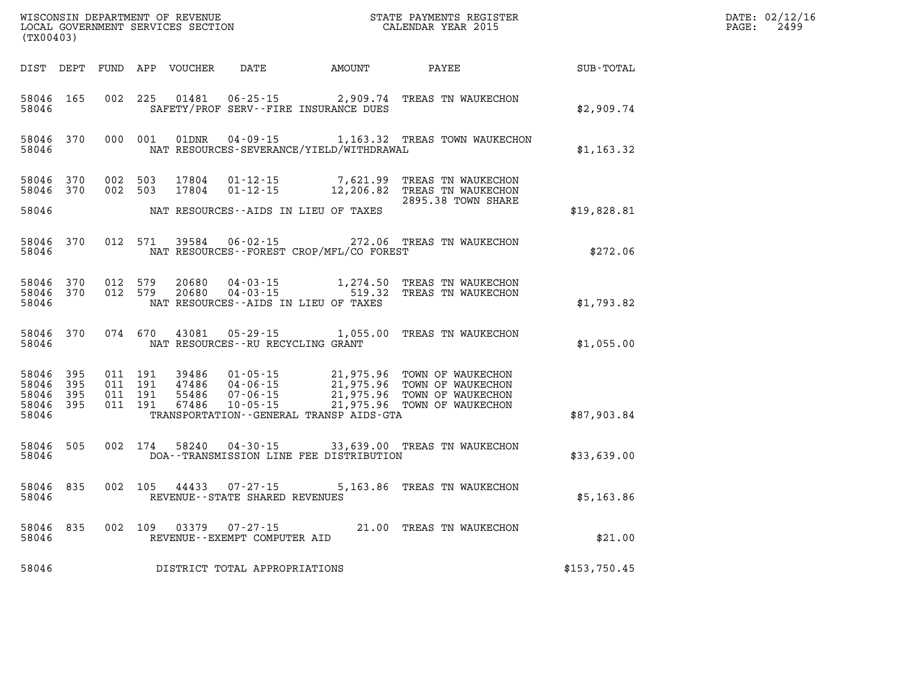WISCONSIN DEPARTMENT OF REVENUE
LOCAL GOVERNMENT SERVICES SECTION
(TX00403)

STATE PAYMENTS REGISTER
CALENDAR YEAR 2015

DATE: 02/12/16
PAGE: 2499

| DIST | DEPT | FUND | APP | VOUCHER | DATE | AMOUNT | PAYEE | SUB-TOTAL |
|---|---|---|---|---|---|---|---|---|
| 58046 | 165 | 002 | 225 | 01481 | 06-25-15 | 2,909.74 | TREAS TN WAUKECHON | |
| 58046 | | | | | SAFETY/PROF SERV--FIRE INSURANCE DUES | | | $2,909.74 |
| 58046 | 370 | 000 | 001 | 01DNR | 04-09-15 | 1,163.32 | TREAS TOWN WAUKECHON | |
| 58046 | | | | | NAT RESOURCES-SEVERANCE/YIELD/WITHDRAWAL | | | $1,163.32 |
| 58046 | 370 | 002 | 503 | 17804 | 01-12-15 | 7,621.99 | TREAS TN WAUKECHON | |
| 58046 | 370 | 002 | 503 | 17804 | 01-12-15 | 12,206.82 | TREAS TN WAUKECHON 2895.38 TOWN SHARE | |
| 58046 | | | | | NAT RESOURCES--AIDS IN LIEU OF TAXES | | | $19,828.81 |
| 58046 | 370 | 012 | 571 | 39584 | 06-02-15 | 272.06 | TREAS TN WAUKECHON | |
| 58046 | | | | | NAT RESOURCES--FOREST CROP/MFL/CO FOREST | | | $272.06 |
| 58046 | 370 | 012 | 579 | 20680 | 04-03-15 | 1,274.50 | TREAS TN WAUKECHON | |
| 58046 | 370 | 012 | 579 | 20680 | 04-03-15 | 519.32 | TREAS TN WAUKECHON | |
| 58046 | | | | | NAT RESOURCES--AIDS IN LIEU OF TAXES | | | $1,793.82 |
| 58046 | 370 | 074 | 670 | 43081 | 05-29-15 | 1,055.00 | TREAS TN WAUKECHON | |
| 58046 | | | | | NAT RESOURCES--RU RECYCLING GRANT | | | $1,055.00 |
| 58046 | 395 | 011 | 191 | 39486 | 01-05-15 | 21,975.96 | TOWN OF WAUKECHON | |
| 58046 | 395 | 011 | 191 | 47486 | 04-06-15 | 21,975.96 | TOWN OF WAUKECHON | |
| 58046 | 395 | 011 | 191 | 55486 | 07-06-15 | 21,975.96 | TOWN OF WAUKECHON | |
| 58046 | 395 | 011 | 191 | 67486 | 10-05-15 | 21,975.96 | TOWN OF WAUKECHON | |
| 58046 | | | | | TRANSPORTATION--GENERAL TRANSP AIDS-GTA | | | $87,903.84 |
| 58046 | 505 | 002 | 174 | 58240 | 04-30-15 | 33,639.00 | TREAS TN WAUKECHON | |
| 58046 | | | | | DOA--TRANSMISSION LINE FEE DISTRIBUTION | | | $33,639.00 |
| 58046 | 835 | 002 | 105 | 44433 | 07-27-15 | 5,163.86 | TREAS TN WAUKECHON | |
| 58046 | | | | | REVENUE--STATE SHARED REVENUES | | | $5,163.86 |
| 58046 | 835 | 002 | 109 | 03379 | 07-27-15 | 21.00 | TREAS TN WAUKECHON | |
| 58046 | | | | | REVENUE--EXEMPT COMPUTER AID | | | $21.00 |
| 58046 | | | | | DISTRICT TOTAL APPROPRIATIONS | | | $153,750.45 |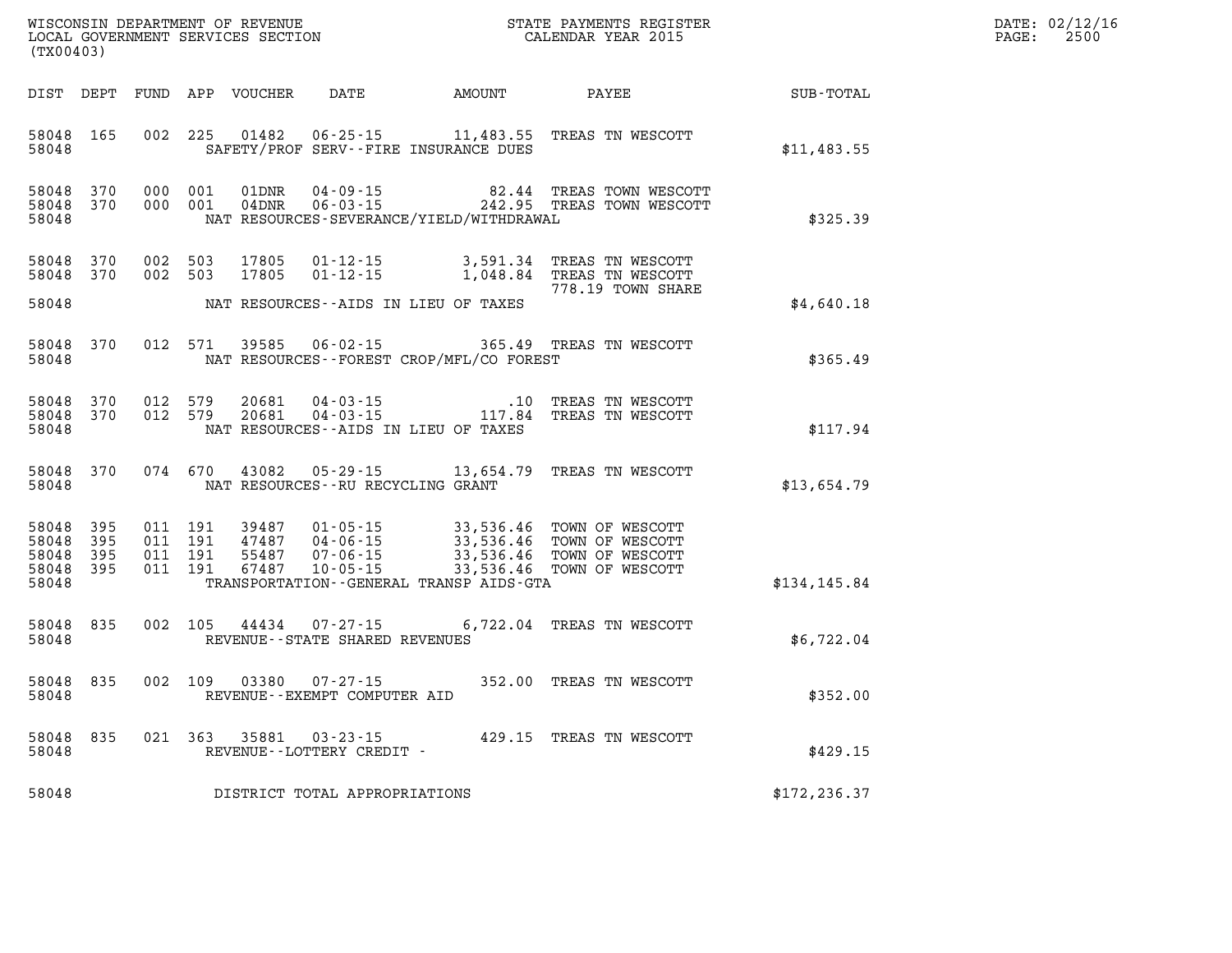WISCONSIN DEPARTMENT OF REVENUE
LOCAL GOVERNMENT SERVICES SECTION
(TX00403)

STATE PAYMENTS REGISTER
CALENDAR YEAR 2015

DATE: 02/12/16
PAGE: 2500

| DIST | DEPT | FUND | APP | VOUCHER | DATE | AMOUNT | PAYEE | SUB-TOTAL |
|---|---|---|---|---|---|---|---|---|
| 58048 | 165 | 002 | 225 | 01482 | 06-25-15 | 11,483.55 | TREAS TN WESCOTT | |
| 58048 | | | | | SAFETY/PROF SERV--FIRE INSURANCE DUES | | | $11,483.55 |
| 58048 | 370 | 000 | 001 | 01DNR | 04-09-15 | 82.44 | TREAS TOWN WESCOTT | |
| 58048 | 370 | 000 | 001 | 04DNR | 06-03-15 | 242.95 | TREAS TOWN WESCOTT | |
| 58048 | | | | | NAT RESOURCES-SEVERANCE/YIELD/WITHDRAWAL | | | $325.39 |
| 58048 | 370 | 002 | 503 | 17805 | 01-12-15 | 3,591.34 | TREAS TN WESCOTT | |
| 58048 | 370 | 002 | 503 | 17805 | 01-12-15 | 1,048.84 | TREAS TN WESCOTT 778.19 TOWN SHARE | |
| 58048 | | | | | NAT RESOURCES--AIDS IN LIEU OF TAXES | | | $4,640.18 |
| 58048 | 370 | 012 | 571 | 39585 | 06-02-15 | 365.49 | TREAS TN WESCOTT | |
| 58048 | | | | | NAT RESOURCES--FOREST CROP/MFL/CO FOREST | | | $365.49 |
| 58048 | 370 | 012 | 579 | 20681 | 04-03-15 | .10 | TREAS TN WESCOTT | |
| 58048 | 370 | 012 | 579 | 20681 | 04-03-15 | 117.84 | TREAS TN WESCOTT | |
| 58048 | | | | | NAT RESOURCES--AIDS IN LIEU OF TAXES | | | $117.94 |
| 58048 | 370 | 074 | 670 | 43082 | 05-29-15 | 13,654.79 | TREAS TN WESCOTT | |
| 58048 | | | | | NAT RESOURCES--RU RECYCLING GRANT | | | $13,654.79 |
| 58048 | 395 | 011 | 191 | 39487 | 01-05-15 | 33,536.46 | TOWN OF WESCOTT | |
| 58048 | 395 | 011 | 191 | 47487 | 04-06-15 | 33,536.46 | TOWN OF WESCOTT | |
| 58048 | 395 | 011 | 191 | 55487 | 07-06-15 | 33,536.46 | TOWN OF WESCOTT | |
| 58048 | 395 | 011 | 191 | 67487 | 10-05-15 | 33,536.46 | TOWN OF WESCOTT | |
| 58048 | | | | | TRANSPORTATION--GENERAL TRANSP AIDS-GTA | | | $134,145.84 |
| 58048 | 835 | 002 | 105 | 44434 | 07-27-15 | 6,722.04 | TREAS TN WESCOTT | |
| 58048 | | | | | REVENUE--STATE SHARED REVENUES | | | $6,722.04 |
| 58048 | 835 | 002 | 109 | 03380 | 07-27-15 | 352.00 | TREAS TN WESCOTT | |
| 58048 | | | | | REVENUE--EXEMPT COMPUTER AID | | | $352.00 |
| 58048 | 835 | 021 | 363 | 35881 | 03-23-15 | 429.15 | TREAS TN WESCOTT | |
| 58048 | | | | | REVENUE--LOTTERY CREDIT - | | | $429.15 |
| 58048 | | | | | DISTRICT TOTAL APPROPRIATIONS | | | $172,236.37 |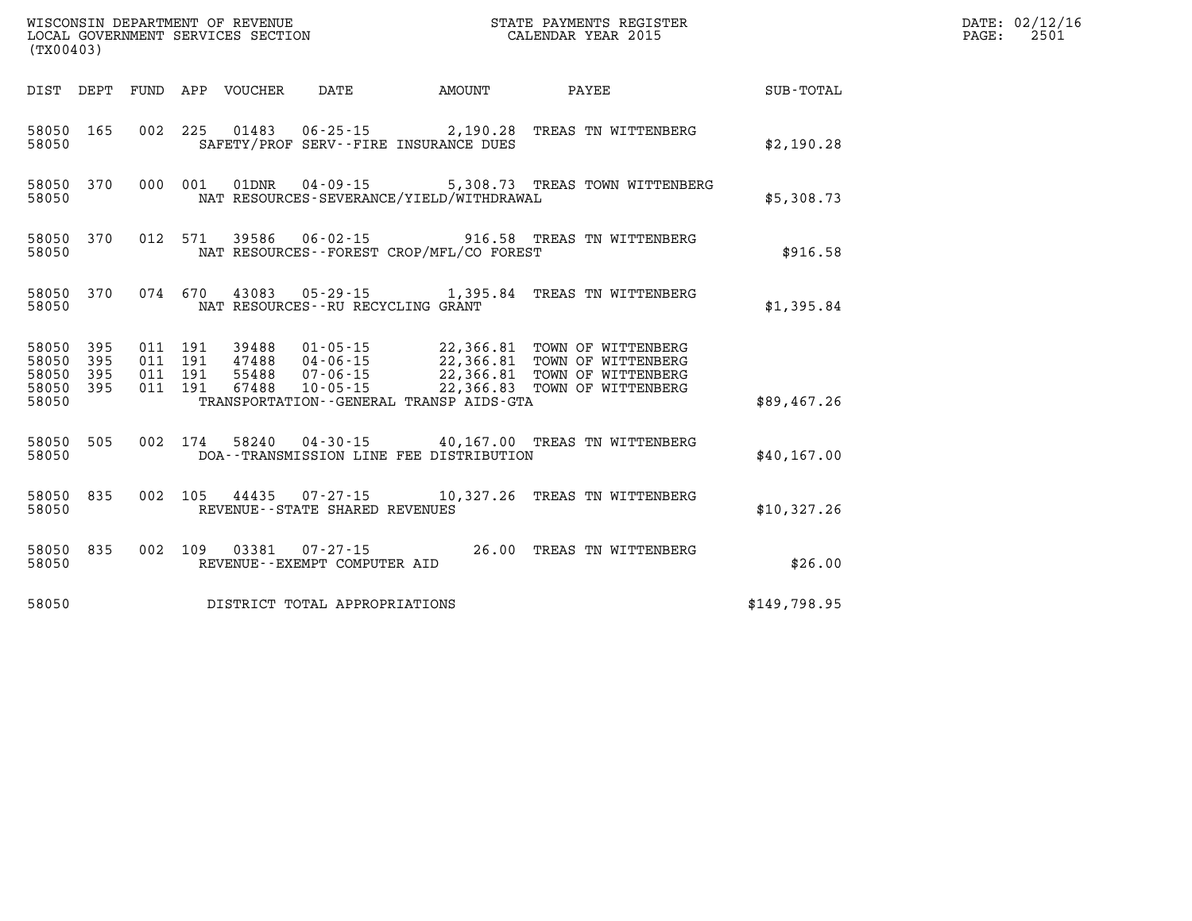WISCONSIN DEPARTMENT OF REVENUE
LOCAL GOVERNMENT SERVICES SECTION
(TX00403)

STATE PAYMENTS REGISTER
CALENDAR YEAR 2015

| DIST | DEPT | FUND | APP | VOUCHER | DATE | AMOUNT | PAYEE | SUB-TOTAL |
|---|---|---|---|---|---|---|---|---|
| 58050 | 165 | 002 | 225 | 01483 | 06-25-15 | 2,190.28 | TREAS TN WITTENBERG | |
| 58050 | | | | SAFETY/PROF SERV--FIRE INSURANCE DUES | | | | $2,190.28 |
| 58050 | 370 | 000 | 001 | 01DNR | 04-09-15 | 5,308.73 | TREAS TOWN WITTENBERG | |
| 58050 | | | | NAT RESOURCES-SEVERANCE/YIELD/WITHDRAWAL | | | | $5,308.73 |
| 58050 | 370 | 012 | 571 | 39586 | 06-02-15 | 916.58 | TREAS TN WITTENBERG | |
| 58050 | | | | NAT RESOURCES--FOREST CROP/MFL/CO FOREST | | | | $916.58 |
| 58050 | 370 | 074 | 670 | 43083 | 05-29-15 | 1,395.84 | TREAS TN WITTENBERG | |
| 58050 | | | | NAT RESOURCES--RU RECYCLING GRANT | | | | $1,395.84 |
| 58050 | 395 | 011 | 191 | 39488 | 01-05-15 | 22,366.81 | TOWN OF WITTENBERG | |
| 58050 | 395 | 011 | 191 | 47488 | 04-06-15 | 22,366.81 | TOWN OF WITTENBERG | |
| 58050 | 395 | 011 | 191 | 55488 | 07-06-15 | 22,366.81 | TOWN OF WITTENBERG | |
| 58050 | 395 | 011 | 191 | 67488 | 10-05-15 | 22,366.83 | TOWN OF WITTENBERG | |
| 58050 | | | | TRANSPORTATION--GENERAL TRANSP AIDS-GTA | | | | $89,467.26 |
| 58050 | 505 | 002 | 174 | 58240 | 04-30-15 | 40,167.00 | TREAS TN WITTENBERG | |
| 58050 | | | | DOA--TRANSMISSION LINE FEE DISTRIBUTION | | | | $40,167.00 |
| 58050 | 835 | 002 | 105 | 44435 | 07-27-15 | 10,327.26 | TREAS TN WITTENBERG | |
| 58050 | | | | REVENUE--STATE SHARED REVENUES | | | | $10,327.26 |
| 58050 | 835 | 002 | 109 | 03381 | 07-27-15 | 26.00 | TREAS TN WITTENBERG | |
| 58050 | | | | REVENUE--EXEMPT COMPUTER AID | | | | $26.00 |
| 58050 | | | | DISTRICT TOTAL APPROPRIATIONS | | | | $149,798.95 |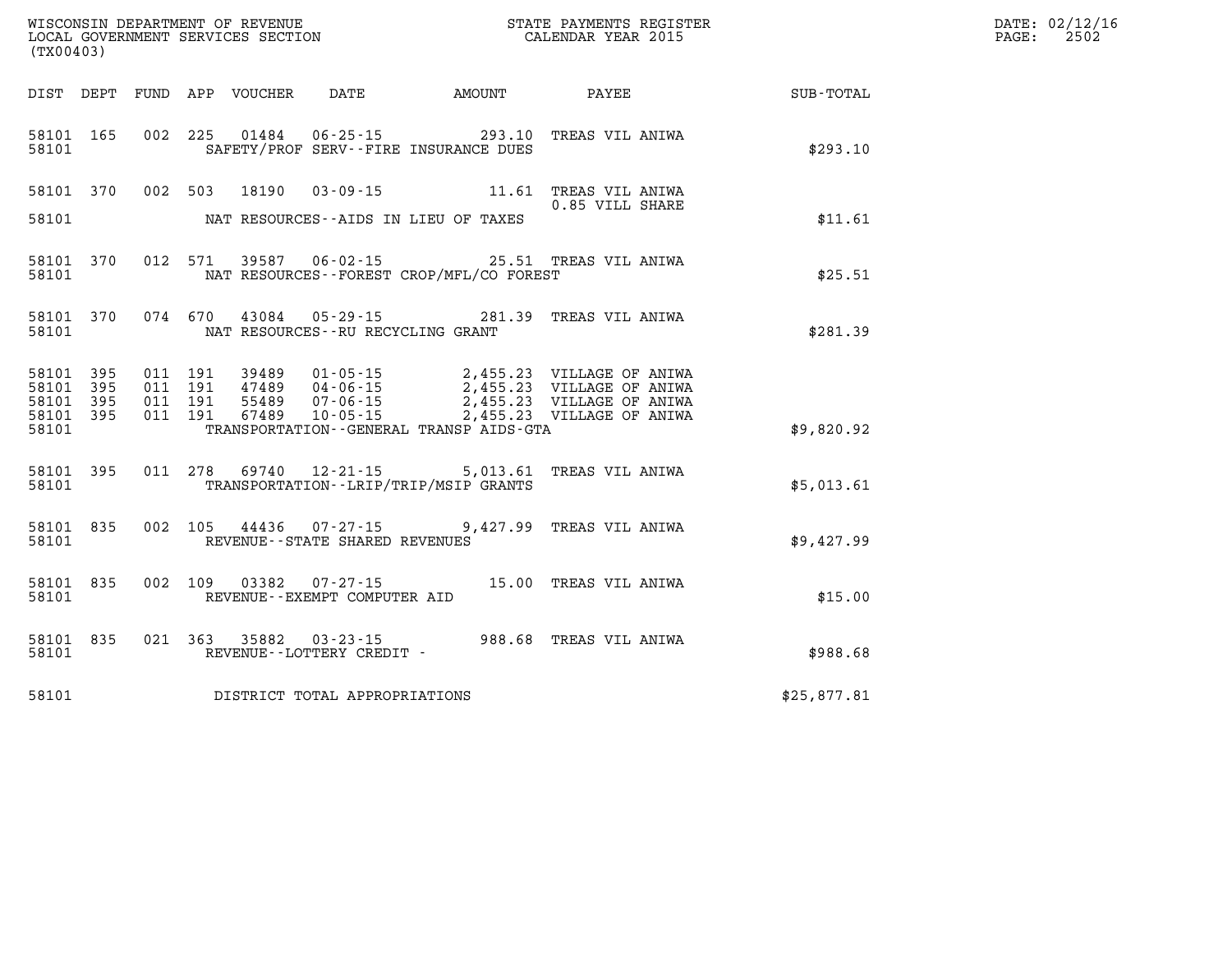WISCONSIN DEPARTMENT OF REVENUE
LOCAL GOVERNMENT SERVICES SECTION
(TX00403)

STATE PAYMENTS REGISTER
CALENDAR YEAR 2015

DATE: 02/12/16
PAGE: 2502

| DIST | DEPT | FUND | APP | VOUCHER | DATE | AMOUNT | PAYEE | SUB-TOTAL |
|---|---|---|---|---|---|---|---|---|
| 58101 | 165 | 002 | 225 | 01484 | 06-25-15 | 293.10 | TREAS VIL ANIWA | |
| 58101 | | | | SAFETY/PROF SERV--FIRE INSURANCE DUES | | | | $293.10 |
| 58101 | 370 | 002 | 503 | 18190 | 03-09-15 | 11.61 | TREAS VIL ANIWA<br>0.85 VILL SHARE | |
| 58101 | | | | NAT RESOURCES--AIDS IN LIEU OF TAXES | | | | $11.61 |
| 58101 | 370 | 012 | 571 | 39587 | 06-02-15 | 25.51 | TREAS VIL ANIWA | |
| 58101 | | | | NAT RESOURCES--FOREST CROP/MFL/CO FOREST | | | | $25.51 |
| 58101 | 370 | 074 | 670 | 43084 | 05-29-15 | 281.39 | TREAS VIL ANIWA | |
| 58101 | | | | NAT RESOURCES--RU RECYCLING GRANT | | | | $281.39 |
| 58101 | 395 | 011 | 191 | 39489 | 01-05-15 | 2,455.23 | VILLAGE OF ANIWA | |
| 58101 | 395 | 011 | 191 | 47489 | 04-06-15 | 2,455.23 | VILLAGE OF ANIWA | |
| 58101 | 395 | 011 | 191 | 55489 | 07-06-15 | 2,455.23 | VILLAGE OF ANIWA | |
| 58101 | 395 | 011 | 191 | 67489 | 10-05-15 | 2,455.23 | VILLAGE OF ANIWA | |
| 58101 | | | | TRANSPORTATION--GENERAL TRANSP AIDS-GTA | | | | $9,820.92 |
| 58101 | 395 | 011 | 278 | 69740 | 12-21-15 | 5,013.61 | TREAS VIL ANIWA | |
| 58101 | | | | TRANSPORTATION--LRIP/TRIP/MSIP GRANTS | | | | $5,013.61 |
| 58101 | 835 | 002 | 105 | 44436 | 07-27-15 | 9,427.99 | TREAS VIL ANIWA | |
| 58101 | | | | REVENUE--STATE SHARED REVENUES | | | | $9,427.99 |
| 58101 | 835 | 002 | 109 | 03382 | 07-27-15 | 15.00 | TREAS VIL ANIWA | |
| 58101 | | | | REVENUE--EXEMPT COMPUTER AID | | | | $15.00 |
| 58101 | 835 | 021 | 363 | 35882 | 03-23-15 | 988.68 | TREAS VIL ANIWA | |
| 58101 | | | | REVENUE--LOTTERY CREDIT - | | | | $988.68 |
| 58101 | | | | DISTRICT TOTAL APPROPRIATIONS | | | | $25,877.81 |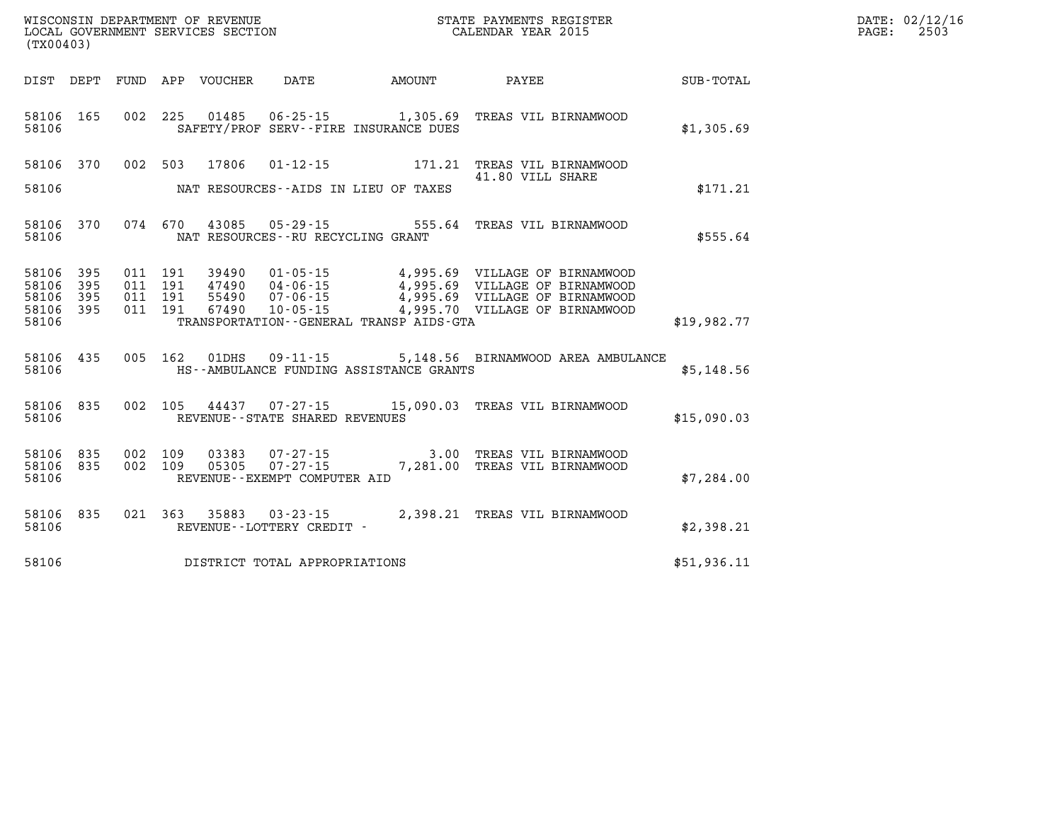WISCONSIN DEPARTMENT OF REVENUE
LOCAL GOVERNMENT SERVICES SECTION
(TX00403)

STATE PAYMENTS REGISTER
CALENDAR YEAR 2015

DATE: 02/12/16
PAGE: 2503

| DIST | DEPT | FUND | APP | VOUCHER | DATE | AMOUNT | PAYEE | SUB-TOTAL |
|---|---|---|---|---|---|---|---|---|
| 58106 | 165 | 002 | 225 | 01485 | 06-25-15 | 1,305.69 | TREAS VIL BIRNAMWOOD | |
| 58106 | | | | | SAFETY/PROF SERV--FIRE INSURANCE DUES | | | $1,305.69 |
| 58106 | 370 | 002 | 503 | 17806 | 01-12-15 | 171.21 | TREAS VIL BIRNAMWOOD 41.80 VILL SHARE | |
| 58106 | | | | | NAT RESOURCES--AIDS IN LIEU OF TAXES | | | $171.21 |
| 58106 | 370 | 074 | 670 | 43085 | 05-29-15 | 555.64 | TREAS VIL BIRNAMWOOD | |
| 58106 | | | | | NAT RESOURCES--RU RECYCLING GRANT | | | $555.64 |
| 58106 | 395 | 011 | 191 | 39490 | 01-05-15 | 4,995.69 | VILLAGE OF BIRNAMWOOD | |
| 58106 | 395 | 011 | 191 | 47490 | 04-06-15 | 4,995.69 | VILLAGE OF BIRNAMWOOD | |
| 58106 | 395 | 011 | 191 | 55490 | 07-06-15 | 4,995.69 | VILLAGE OF BIRNAMWOOD | |
| 58106 | 395 | 011 | 191 | 67490 | 10-05-15 | 4,995.70 | VILLAGE OF BIRNAMWOOD | |
| 58106 | | | | | TRANSPORTATION--GENERAL TRANSP AIDS-GTA | | | $19,982.77 |
| 58106 | 435 | 005 | 162 | 01DHS | 09-11-15 | 5,148.56 | BIRNAMWOOD AREA AMBULANCE | |
| 58106 | | | | | HS--AMBULANCE FUNDING ASSISTANCE GRANTS | | | $5,148.56 |
| 58106 | 835 | 002 | 105 | 44437 | 07-27-15 | 15,090.03 | TREAS VIL BIRNAMWOOD | |
| 58106 | | | | | REVENUE--STATE SHARED REVENUES | | | $15,090.03 |
| 58106 | 835 | 002 | 109 | 03383 | 07-27-15 | 3.00 | TREAS VIL BIRNAMWOOD | |
| 58106 | 835 | 002 | 109 | 05305 | 07-27-15 | 7,281.00 | TREAS VIL BIRNAMWOOD | |
| 58106 | | | | | REVENUE--EXEMPT COMPUTER AID | | | $7,284.00 |
| 58106 | 835 | 021 | 363 | 35883 | 03-23-15 | 2,398.21 | TREAS VIL BIRNAMWOOD | |
| 58106 | | | | | REVENUE--LOTTERY CREDIT - | | | $2,398.21 |
| 58106 | | | | | DISTRICT TOTAL APPROPRIATIONS | | | $51,936.11 |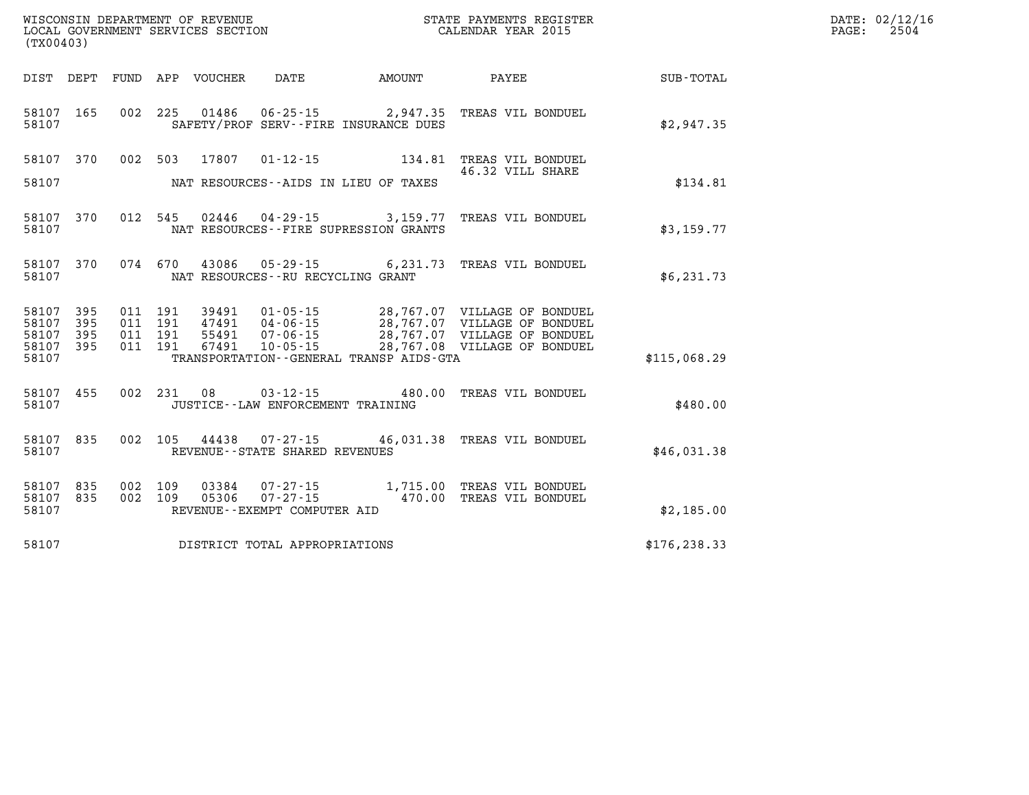WISCONSIN DEPARTMENT OF REVENUE
LOCAL GOVERNMENT SERVICES SECTION
(TX00403)

STATE PAYMENTS REGISTER
CALENDAR YEAR 2015

DATE: 02/12/16
PAGE: 2504

| DIST | DEPT | FUND | APP | VOUCHER | DATE | AMOUNT | PAYEE | SUB-TOTAL |
|---|---|---|---|---|---|---|---|---|
| 58107 | 165 | 002 | 225 | 01486 | 06-25-15 | 2,947.35 | TREAS VIL BONDUEL | |
| 58107 | | | | | SAFETY/PROF SERV--FIRE INSURANCE DUES | | | $2,947.35 |
| 58107 | 370 | 002 | 503 | 17807 | 01-12-15 | 134.81 | TREAS VIL BONDUEL 46.32 VILL SHARE | |
| 58107 | | | | | NAT RESOURCES--AIDS IN LIEU OF TAXES | | | $134.81 |
| 58107 | 370 | 012 | 545 | 02446 | 04-29-15 | 3,159.77 | TREAS VIL BONDUEL | |
| 58107 | | | | | NAT RESOURCES--FIRE SUPRESSION GRANTS | | | $3,159.77 |
| 58107 | 370 | 074 | 670 | 43086 | 05-29-15 | 6,231.73 | TREAS VIL BONDUEL | |
| 58107 | | | | | NAT RESOURCES--RU RECYCLING GRANT | | | $6,231.73 |
| 58107 | 395 | 011 | 191 | 39491 | 01-05-15 | 28,767.07 | VILLAGE OF BONDUEL | |
| 58107 | 395 | 011 | 191 | 47491 | 04-06-15 | 28,767.07 | VILLAGE OF BONDUEL | |
| 58107 | 395 | 011 | 191 | 55491 | 07-06-15 | 28,767.07 | VILLAGE OF BONDUEL | |
| 58107 | 395 | 011 | 191 | 67491 | 10-05-15 | 28,767.08 | VILLAGE OF BONDUEL | |
| 58107 | | | | | TRANSPORTATION--GENERAL TRANSP AIDS-GTA | | | $115,068.29 |
| 58107 | 455 | 002 | 231 | 08 | 03-12-15 | 480.00 | TREAS VIL BONDUEL | |
| 58107 | | | | | JUSTICE--LAW ENFORCEMENT TRAINING | | | $480.00 |
| 58107 | 835 | 002 | 105 | 44438 | 07-27-15 | 46,031.38 | TREAS VIL BONDUEL | |
| 58107 | | | | | REVENUE--STATE SHARED REVENUES | | | $46,031.38 |
| 58107 | 835 | 002 | 109 | 03384 | 07-27-15 | 1,715.00 | TREAS VIL BONDUEL | |
| 58107 | 835 | 002 | 109 | 05306 | 07-27-15 | 470.00 | TREAS VIL BONDUEL | |
| 58107 | | | | | REVENUE--EXEMPT COMPUTER AID | | | $2,185.00 |
| 58107 | | | | | DISTRICT TOTAL APPROPRIATIONS | | | $176,238.33 |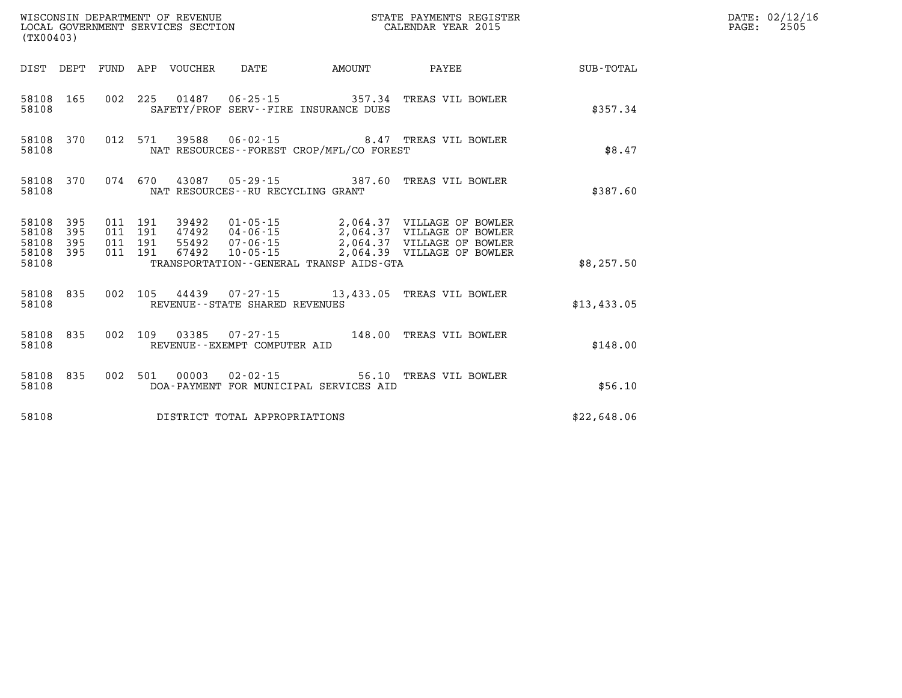WISCONSIN DEPARTMENT OF REVENUE
LOCAL GOVERNMENT SERVICES SECTION
(TX00403)

STATE PAYMENTS REGISTER
CALENDAR YEAR 2015

DATE: 02/12/16
PAGE: 2505

| DIST | DEPT | FUND | APP | VOUCHER | DATE | AMOUNT | PAYEE | SUB-TOTAL |
|---|---|---|---|---|---|---|---|---|
| 58108 | 165 | 002 | 225 | 01487 | 06-25-15 | 357.34 | TREAS VIL BOWLER | |
| 58108 | | | | SAFETY/PROF SERV--FIRE INSURANCE DUES | | | | $357.34 |
| 58108 | 370 | 012 | 571 | 39588 | 06-02-15 | 8.47 | TREAS VIL BOWLER | |
| 58108 | | | | NAT RESOURCES--FOREST CROP/MFL/CO FOREST | | | | $8.47 |
| 58108 | 370 | 074 | 670 | 43087 | 05-29-15 | 387.60 | TREAS VIL BOWLER | |
| 58108 | | | | NAT RESOURCES--RU RECYCLING GRANT | | | | $387.60 |
| 58108 | 395 | 011 | 191 | 39492 | 01-05-15 | 2,064.37 | VILLAGE OF BOWLER | |
| 58108 | 395 | 011 | 191 | 47492 | 04-06-15 | 2,064.37 | VILLAGE OF BOWLER | |
| 58108 | 395 | 011 | 191 | 55492 | 07-06-15 | 2,064.37 | VILLAGE OF BOWLER | |
| 58108 | 395 | 011 | 191 | 67492 | 10-05-15 | 2,064.39 | VILLAGE OF BOWLER | |
| 58108 | | | | TRANSPORTATION--GENERAL TRANSP AIDS-GTA | | | | $8,257.50 |
| 58108 | 835 | 002 | 105 | 44439 | 07-27-15 | 13,433.05 | TREAS VIL BOWLER | |
| 58108 | | | | REVENUE--STATE SHARED REVENUES | | | | $13,433.05 |
| 58108 | 835 | 002 | 109 | 03385 | 07-27-15 | 148.00 | TREAS VIL BOWLER | |
| 58108 | | | | REVENUE--EXEMPT COMPUTER AID | | | | $148.00 |
| 58108 | 835 | 002 | 501 | 00003 | 02-02-15 | 56.10 | TREAS VIL BOWLER | |
| 58108 | | | | DOA-PAYMENT FOR MUNICIPAL SERVICES AID | | | | $56.10 |
| 58108 | | | | DISTRICT TOTAL APPROPRIATIONS | | | | $22,648.06 |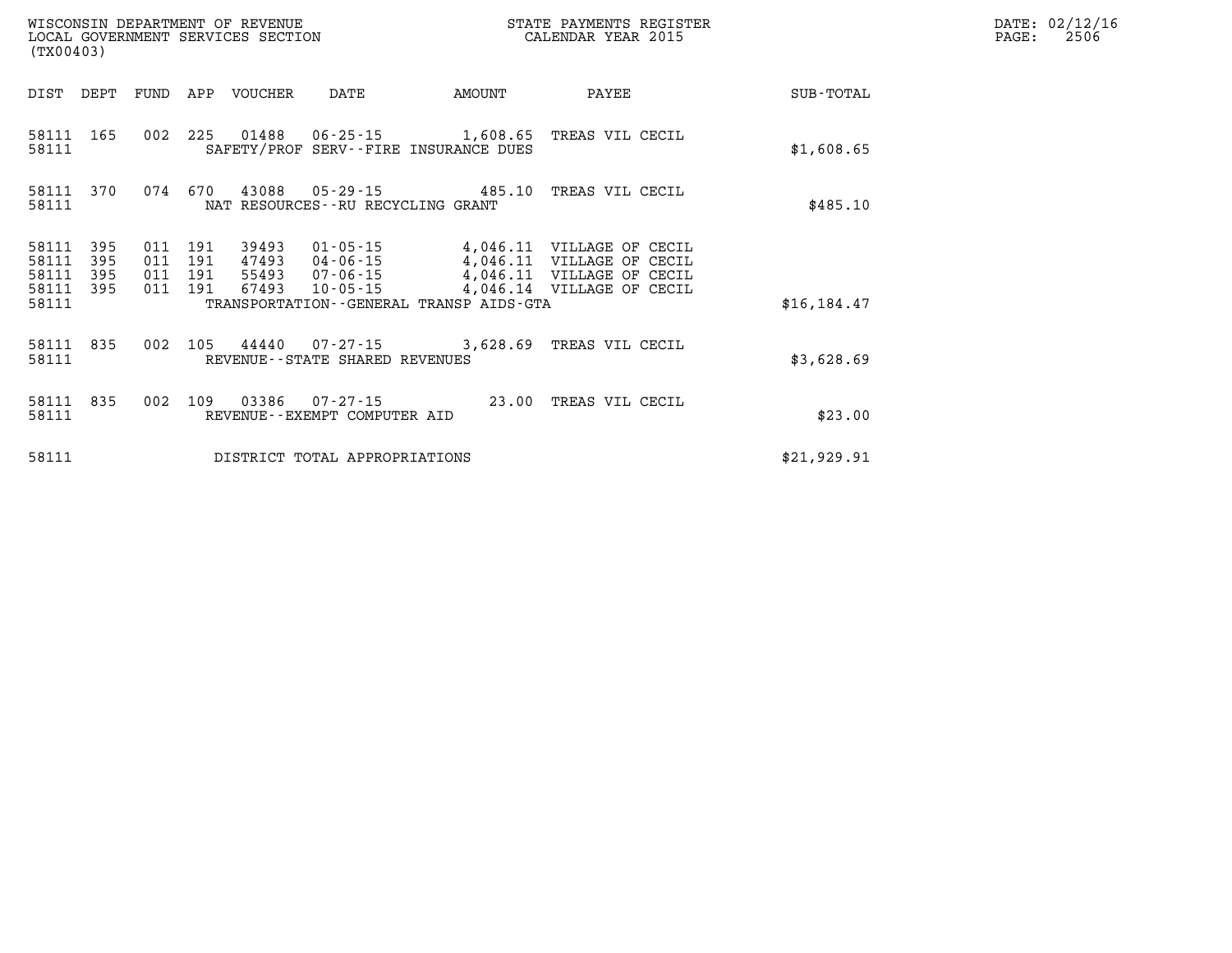WISCONSIN DEPARTMENT OF REVENUE
LOCAL GOVERNMENT SERVICES SECTION
(TX00403)

STATE PAYMENTS REGISTER
CALENDAR YEAR 2015

DATE: 02/12/16
PAGE: 2506

| DIST | DEPT | FUND | APP | VOUCHER | DATE | AMOUNT | PAYEE | SUB-TOTAL |
|---|---|---|---|---|---|---|---|---|
| 58111 | 165 | 002 | 225 | 01488 | 06-25-15 | 1,608.65 | TREAS VIL CECIL | |
| 58111 | | | | SAFETY/PROF SERV--FIRE INSURANCE DUES | | | | $1,608.65 |
| 58111 | 370 | 074 | 670 | 43088 | 05-29-15 | 485.10 | TREAS VIL CECIL | |
| 58111 | | | | NAT RESOURCES--RU RECYCLING GRANT | | | | $485.10 |
| 58111 | 395 | 011 | 191 | 39493 | 01-05-15 | 4,046.11 | VILLAGE OF CECIL | |
| 58111 | 395 | 011 | 191 | 47493 | 04-06-15 | 4,046.11 | VILLAGE OF CECIL | |
| 58111 | 395 | 011 | 191 | 55493 | 07-06-15 | 4,046.11 | VILLAGE OF CECIL | |
| 58111 | 395 | 011 | 191 | 67493 | 10-05-15 | 4,046.14 | VILLAGE OF CECIL | |
| 58111 | | | | TRANSPORTATION--GENERAL TRANSP AIDS-GTA | | | | $16,184.47 |
| 58111 | 835 | 002 | 105 | 44440 | 07-27-15 | 3,628.69 | TREAS VIL CECIL | |
| 58111 | | | | REVENUE--STATE SHARED REVENUES | | | | $3,628.69 |
| 58111 | 835 | 002 | 109 | 03386 | 07-27-15 | 23.00 | TREAS VIL CECIL | |
| 58111 | | | | REVENUE--EXEMPT COMPUTER AID | | | | $23.00 |
| 58111 | | | | DISTRICT TOTAL APPROPRIATIONS | | | | $21,929.91 |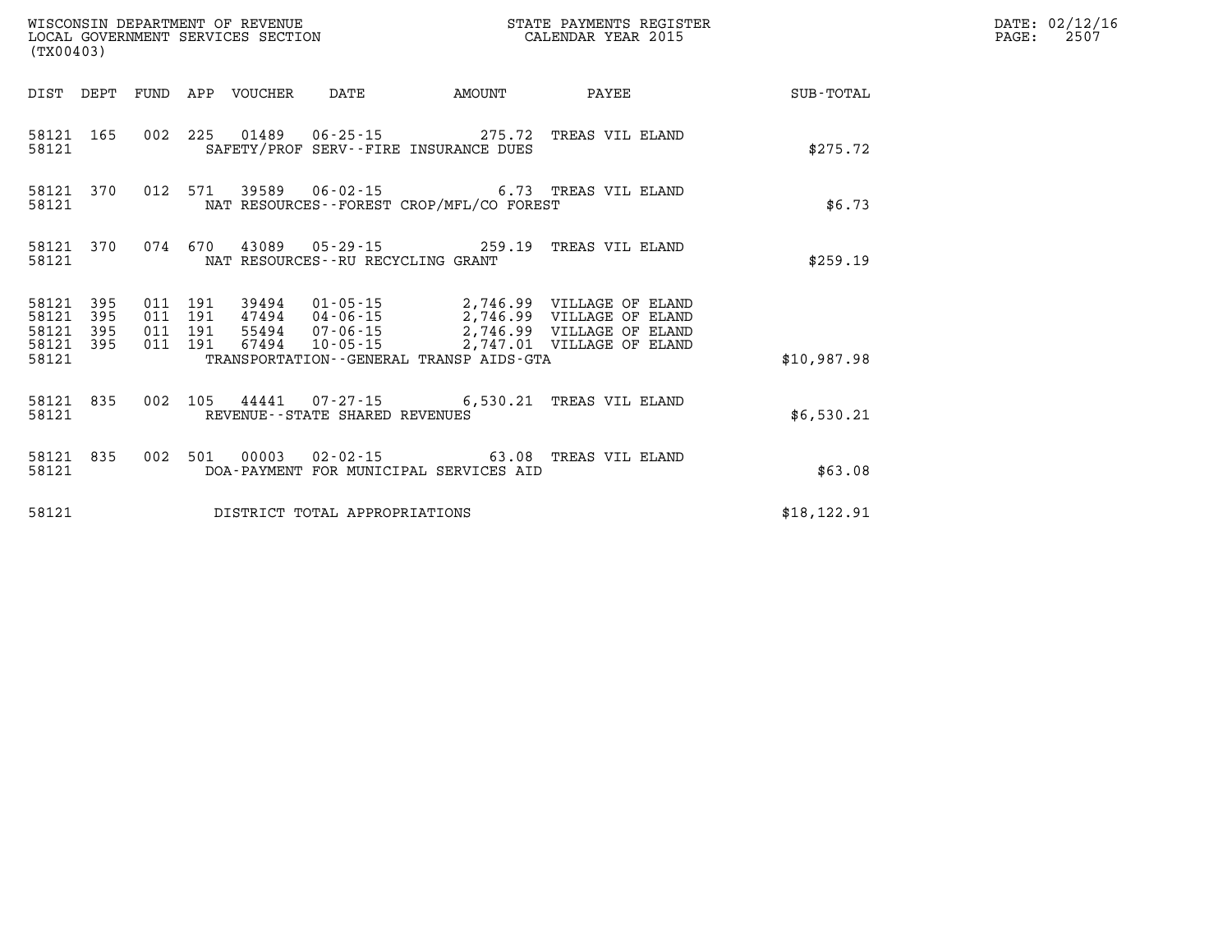WISCONSIN DEPARTMENT OF REVENUE
LOCAL GOVERNMENT SERVICES SECTION
(TX00403)

STATE PAYMENTS REGISTER
CALENDAR YEAR 2015

DATE: 02/12/16
PAGE: 2507

| DIST | DEPT | FUND | APP | VOUCHER | DATE | AMOUNT | PAYEE | SUB-TOTAL |
|---|---|---|---|---|---|---|---|---|
| 58121 | 165 | 002 | 225 | 01489 | 06-25-15 | 275.72 | TREAS VIL ELAND | |
| 58121 | | | | | SAFETY/PROF SERV--FIRE INSURANCE DUES | | | $275.72 |
| 58121 | 370 | 012 | 571 | 39589 | 06-02-15 | 6.73 | TREAS VIL ELAND | |
| 58121 | | | | | NAT RESOURCES--FOREST CROP/MFL/CO FOREST | | | $6.73 |
| 58121 | 370 | 074 | 670 | 43089 | 05-29-15 | 259.19 | TREAS VIL ELAND | |
| 58121 | | | | | NAT RESOURCES--RU RECYCLING GRANT | | | $259.19 |
| 58121 | 395 | 011 | 191 | 39494 | 01-05-15 | 2,746.99 | VILLAGE OF ELAND | |
| 58121 | 395 | 011 | 191 | 47494 | 04-06-15 | 2,746.99 | VILLAGE OF ELAND | |
| 58121 | 395 | 011 | 191 | 55494 | 07-06-15 | 2,746.99 | VILLAGE OF ELAND | |
| 58121 | 395 | 011 | 191 | 67494 | 10-05-15 | 2,747.01 | VILLAGE OF ELAND | |
| 58121 | | | | | TRANSPORTATION--GENERAL TRANSP AIDS-GTA | | | $10,987.98 |
| 58121 | 835 | 002 | 105 | 44441 | 07-27-15 | 6,530.21 | TREAS VIL ELAND | |
| 58121 | | | | | REVENUE--STATE SHARED REVENUES | | | $6,530.21 |
| 58121 | 835 | 002 | 501 | 00003 | 02-02-15 | 63.08 | TREAS VIL ELAND | |
| 58121 | | | | | DOA-PAYMENT FOR MUNICIPAL SERVICES AID | | | $63.08 |
| 58121 | | | | | DISTRICT TOTAL APPROPRIATIONS | | | $18,122.91 |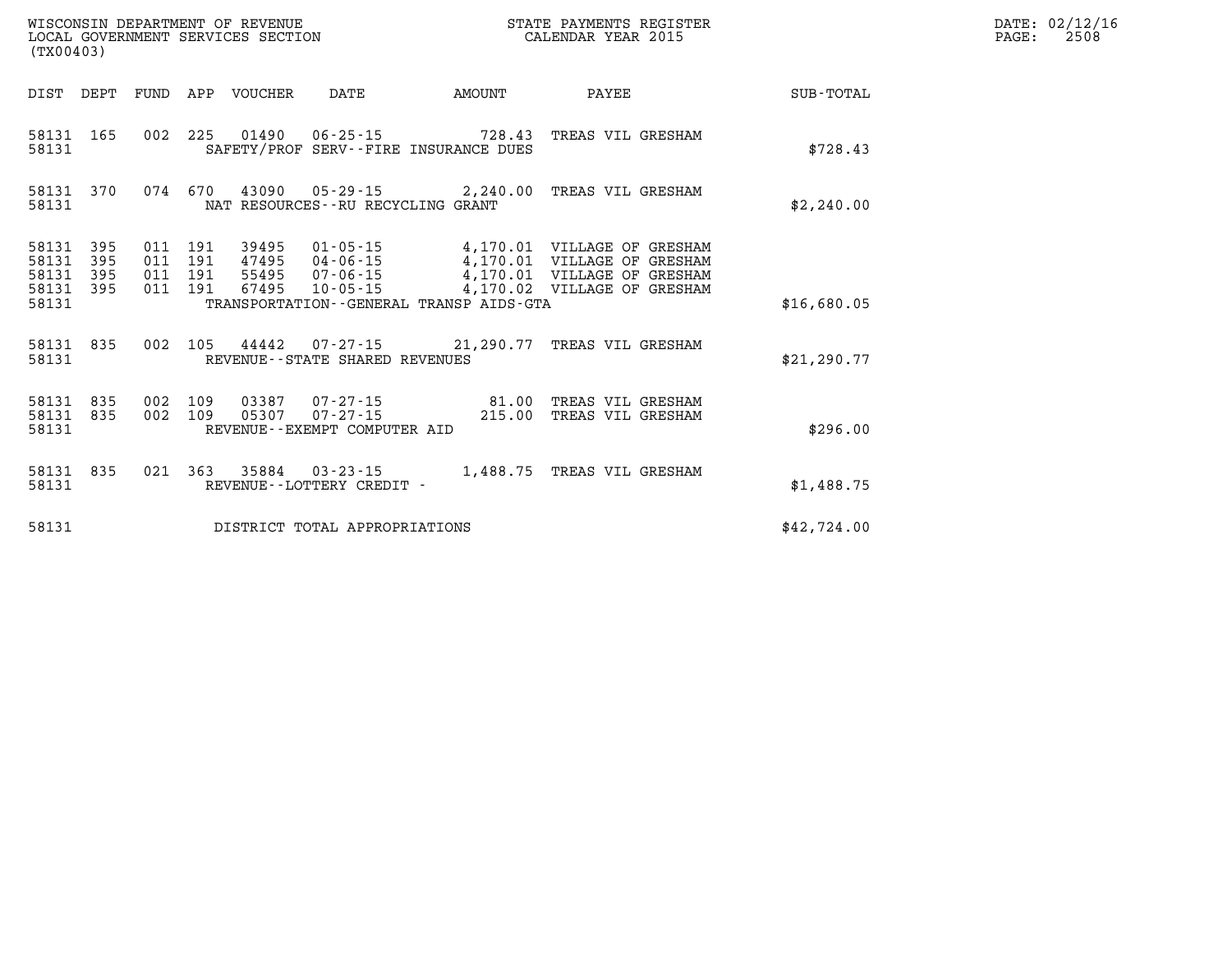WISCONSIN DEPARTMENT OF REVENUE
LOCAL GOVERNMENT SERVICES SECTION
(TX00403)

STATE PAYMENTS REGISTER
CALENDAR YEAR 2015

DATE: 02/12/16

| DIST | DEPT | FUND | APP | VOUCHER | DATE | AMOUNT | PAYEE | SUB-TOTAL |
|---|---|---|---|---|---|---|---|---|
| 58131 | 165 | 002 | 225 | 01490 | 06-25-15 | 728.43 | TREAS VIL GRESHAM | |
| 58131 | | | | SAFETY/PROF SERV--FIRE INSURANCE DUES | | | | $728.43 |
| 58131 | 370 | 074 | 670 | 43090 | 05-29-15 | 2,240.00 | TREAS VIL GRESHAM | |
| 58131 | | | | NAT RESOURCES--RU RECYCLING GRANT | | | | $2,240.00 |
| 58131 | 395 | 011 | 191 | 39495 | 01-05-15 | 4,170.01 | VILLAGE OF GRESHAM | |
| 58131 | 395 | 011 | 191 | 47495 | 04-06-15 | 4,170.01 | VILLAGE OF GRESHAM | |
| 58131 | 395 | 011 | 191 | 55495 | 07-06-15 | 4,170.01 | VILLAGE OF GRESHAM | |
| 58131 | 395 | 011 | 191 | 67495 | 10-05-15 | 4,170.02 | VILLAGE OF GRESHAM | |
| 58131 | | | | TRANSPORTATION--GENERAL TRANSP AIDS-GTA | | | | $16,680.05 |
| 58131 | 835 | 002 | 105 | 44442 | 07-27-15 | 21,290.77 | TREAS VIL GRESHAM | |
| 58131 | | | | REVENUE--STATE SHARED REVENUES | | | | $21,290.77 |
| 58131 | 835 | 002 | 109 | 03387 | 07-27-15 | 81.00 | TREAS VIL GRESHAM | |
| 58131 | 835 | 002 | 109 | 05307 | 07-27-15 | 215.00 | TREAS VIL GRESHAM | |
| 58131 | | | | REVENUE--EXEMPT COMPUTER AID | | | | $296.00 |
| 58131 | 835 | 021 | 363 | 35884 | 03-23-15 | 1,488.75 | TREAS VIL GRESHAM | |
| 58131 | | | | REVENUE--LOTTERY CREDIT - | | | | $1,488.75 |
| 58131 | | | | DISTRICT TOTAL APPROPRIATIONS | | | | $42,724.00 |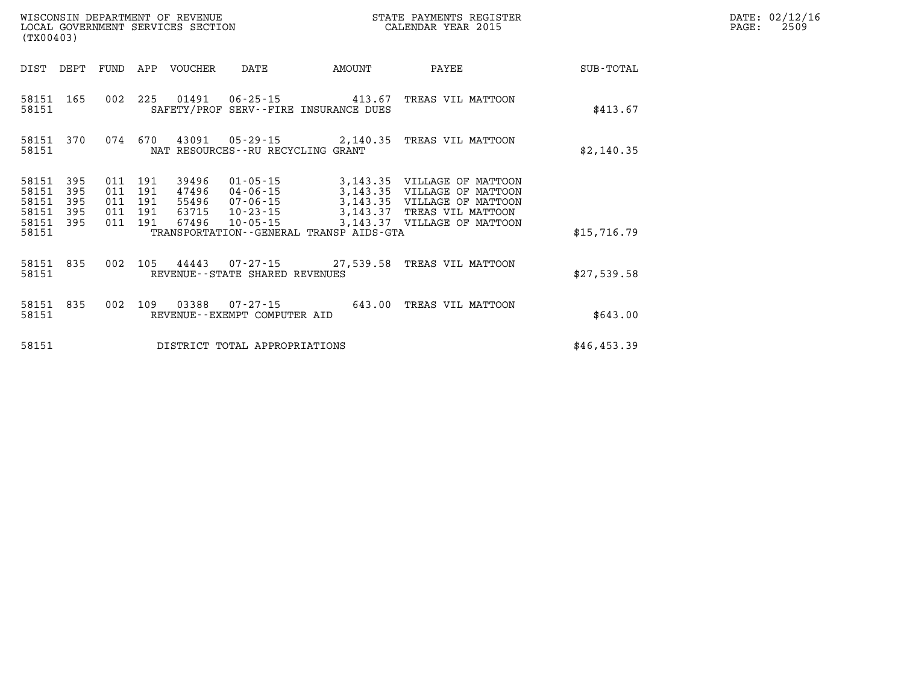WISCONSIN DEPARTMENT OF REVENUE
LOCAL GOVERNMENT SERVICES SECTION
(TX00403)

STATE PAYMENTS REGISTER
CALENDAR YEAR 2015

DATE: 02/12/16
PAGE: 2509

| DIST | DEPT | FUND | APP | VOUCHER | DATE | AMOUNT | PAYEE | SUB-TOTAL |
|---|---|---|---|---|---|---|---|---|
| 58151 | 165 | 002 | 225 | 01491 | 06-25-15 | 413.67 | TREAS VIL MATTOON | |
| 58151 | | | | | SAFETY/PROF SERV--FIRE INSURANCE DUES | | | $413.67 |
| 58151 | 370 | 074 | 670 | 43091 | 05-29-15 | 2,140.35 | TREAS VIL MATTOON | |
| 58151 | | | | | NAT RESOURCES--RU RECYCLING GRANT | | | $2,140.35 |
| 58151 | 395 | 011 | 191 | 39496 | 01-05-15 | 3,143.35 | VILLAGE OF MATTOON | |
| 58151 | 395 | 011 | 191 | 47496 | 04-06-15 | 3,143.35 | VILLAGE OF MATTOON | |
| 58151 | 395 | 011 | 191 | 55496 | 07-06-15 | 3,143.35 | VILLAGE OF MATTOON | |
| 58151 | 395 | 011 | 191 | 63715 | 10-23-15 | 3,143.37 | TREAS VIL MATTOON | |
| 58151 | 395 | 011 | 191 | 67496 | 10-05-15 | 3,143.37 | VILLAGE OF MATTOON | |
| 58151 | | | | | TRANSPORTATION--GENERAL TRANSP AIDS-GTA | | | $15,716.79 |
| 58151 | 835 | 002 | 105 | 44443 | 07-27-15 | 27,539.58 | TREAS VIL MATTOON | |
| 58151 | | | | | REVENUE--STATE SHARED REVENUES | | | $27,539.58 |
| 58151 | 835 | 002 | 109 | 03388 | 07-27-15 | 643.00 | TREAS VIL MATTOON | |
| 58151 | | | | | REVENUE--EXEMPT COMPUTER AID | | | $643.00 |
| 58151 | | | | | DISTRICT TOTAL APPROPRIATIONS | | | $46,453.39 |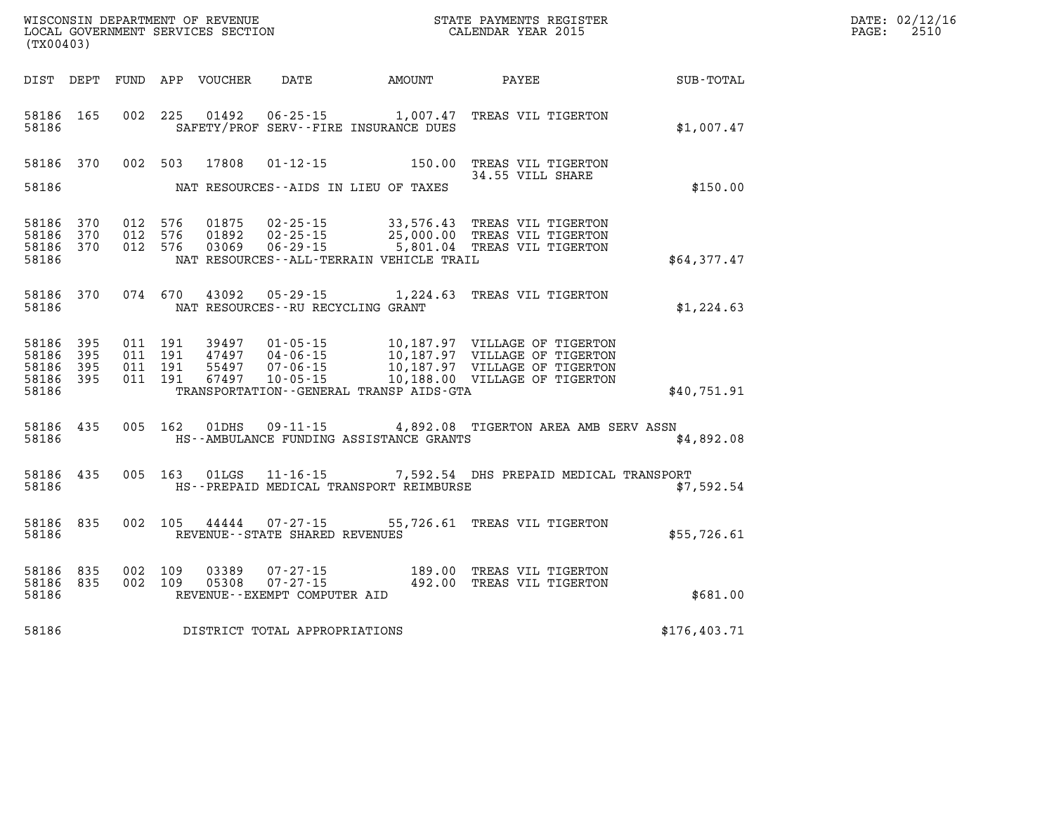WISCONSIN DEPARTMENT OF REVENUE
LOCAL GOVERNMENT SERVICES SECTION
(TX00403)

STATE PAYMENTS REGISTER
CALENDAR YEAR 2015

DATE: 02/12/16
PAGE: 2510

| DIST | DEPT | FUND | APP | VOUCHER | DATE | AMOUNT | PAYEE | SUB-TOTAL |
|---|---|---|---|---|---|---|---|---|
| 58186 | 165 | 002 | 225 | 01492 | 06-25-15 | 1,007.47 | TREAS VIL TIGERTON | |
| 58186 | | | | | SAFETY/PROF SERV--FIRE INSURANCE DUES | | | $1,007.47 |
| 58186 | 370 | 002 | 503 | 17808 | 01-12-15 | 150.00 | TREAS VIL TIGERTON 34.55 VILL SHARE | |
| 58186 | | | | | NAT RESOURCES--AIDS IN LIEU OF TAXES | | | $150.00 |
| 58186 | 370 | 012 | 576 | 01875 | 02-25-15 | 33,576.43 | TREAS VIL TIGERTON | |
| 58186 | 370 | 012 | 576 | 01892 | 02-25-15 | 25,000.00 | TREAS VIL TIGERTON | |
| 58186 | 370 | 012 | 576 | 03069 | 06-29-15 | 5,801.04 | TREAS VIL TIGERTON | |
| 58186 | | | | | NAT RESOURCES--ALL-TERRAIN VEHICLE TRAIL | | | $64,377.47 |
| 58186 | 370 | 074 | 670 | 43092 | 05-29-15 | 1,224.63 | TREAS VIL TIGERTON | |
| 58186 | | | | | NAT RESOURCES--RU RECYCLING GRANT | | | $1,224.63 |
| 58186 | 395 | 011 | 191 | 39497 | 01-05-15 | 10,187.97 | VILLAGE OF TIGERTON | |
| 58186 | 395 | 011 | 191 | 47497 | 04-06-15 | 10,187.97 | VILLAGE OF TIGERTON | |
| 58186 | 395 | 011 | 191 | 55497 | 07-06-15 | 10,187.97 | VILLAGE OF TIGERTON | |
| 58186 | 395 | 011 | 191 | 67497 | 10-05-15 | 10,188.00 | VILLAGE OF TIGERTON | |
| 58186 | | | | | TRANSPORTATION--GENERAL TRANSP AIDS-GTA | | | $40,751.91 |
| 58186 | 435 | 005 | 162 | 01DHS | 09-11-15 | 4,892.08 | TIGERTON AREA AMB SERV ASSN | |
| 58186 | | | | | HS--AMBULANCE FUNDING ASSISTANCE GRANTS | | | $4,892.08 |
| 58186 | 435 | 005 | 163 | 01LGS | 11-16-15 | 7,592.54 | DHS PREPAID MEDICAL TRANSPORT | |
| 58186 | | | | | HS--PREPAID MEDICAL TRANSPORT REIMBURSE | | | $7,592.54 |
| 58186 | 835 | 002 | 105 | 44444 | 07-27-15 | 55,726.61 | TREAS VIL TIGERTON | |
| 58186 | | | | | REVENUE--STATE SHARED REVENUES | | | $55,726.61 |
| 58186 | 835 | 002 | 109 | 03389 | 07-27-15 | 189.00 | TREAS VIL TIGERTON | |
| 58186 | 835 | 002 | 109 | 05308 | 07-27-15 | 492.00 | TREAS VIL TIGERTON | |
| 58186 | | | | | REVENUE--EXEMPT COMPUTER AID | | | $681.00 |
| 58186 | | | | | DISTRICT TOTAL APPROPRIATIONS | | | $176,403.71 |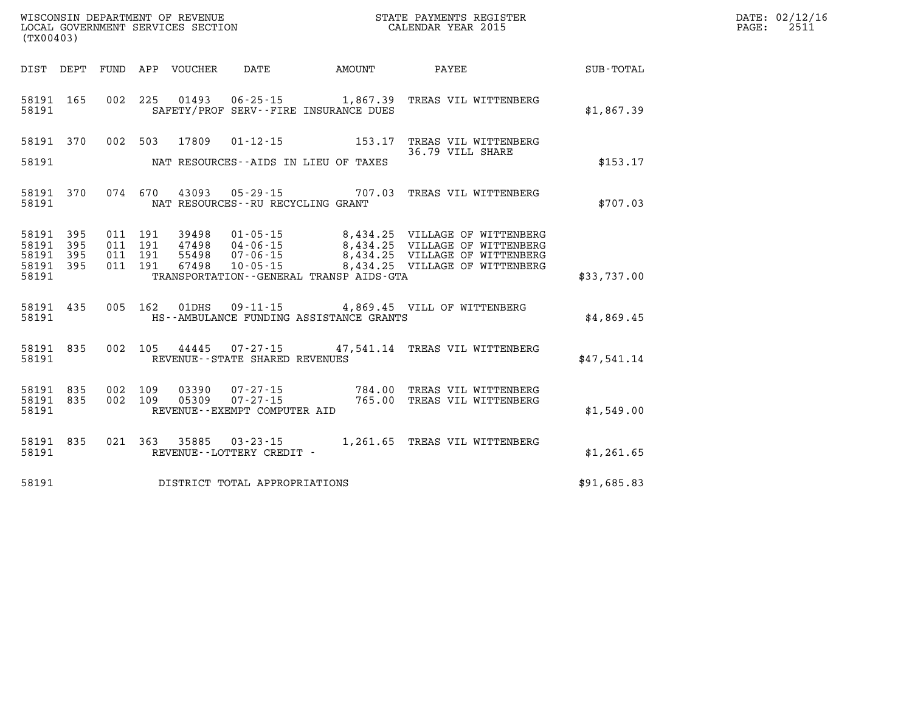WISCONSIN DEPARTMENT OF REVENUE
LOCAL GOVERNMENT SERVICES SECTION
(TX00403)

STATE PAYMENTS REGISTER
CALENDAR YEAR 2015

DATE: 02/12/16
PAGE: 2511

| DIST | DEPT | FUND | APP | VOUCHER | DATE | AMOUNT | PAYEE | SUB-TOTAL |
|---|---|---|---|---|---|---|---|---|
| 58191 | 165 | 002 | 225 | 01493 | 06-25-15 | 1,867.39 | TREAS VIL WITTENBERG | |
| 58191 | | | | | SAFETY/PROF SERV--FIRE INSURANCE DUES | | | $1,867.39 |
| 58191 | 370 | 002 | 503 | 17809 | 01-12-15 | 153.17 | TREAS VIL WITTENBERG 36.79 VILL SHARE | |
| 58191 | | | | | NAT RESOURCES--AIDS IN LIEU OF TAXES | | | $153.17 |
| 58191 | 370 | 074 | 670 | 43093 | 05-29-15 | 707.03 | TREAS VIL WITTENBERG | |
| 58191 | | | | | NAT RESOURCES--RU RECYCLING GRANT | | | $707.03 |
| 58191 | 395 | 011 | 191 | 39498 | 01-05-15 | 8,434.25 | VILLAGE OF WITTENBERG | |
| 58191 | 395 | 011 | 191 | 47498 | 04-06-15 | 8,434.25 | VILLAGE OF WITTENBERG | |
| 58191 | 395 | 011 | 191 | 55498 | 07-06-15 | 8,434.25 | VILLAGE OF WITTENBERG | |
| 58191 | 395 | 011 | 191 | 67498 | 10-05-15 | 8,434.25 | VILLAGE OF WITTENBERG | |
| 58191 | | | | | TRANSPORTATION--GENERAL TRANSP AIDS-GTA | | | $33,737.00 |
| 58191 | 435 | 005 | 162 | 01DHS | 09-11-15 | 4,869.45 | VILL OF WITTENBERG | |
| 58191 | | | | | HS--AMBULANCE FUNDING ASSISTANCE GRANTS | | | $4,869.45 |
| 58191 | 835 | 002 | 105 | 44445 | 07-27-15 | 47,541.14 | TREAS VIL WITTENBERG | |
| 58191 | | | | | REVENUE--STATE SHARED REVENUES | | | $47,541.14 |
| 58191 | 835 | 002 | 109 | 03390 | 07-27-15 | 784.00 | TREAS VIL WITTENBERG | |
| 58191 | 835 | 002 | 109 | 05309 | 07-27-15 | 765.00 | TREAS VIL WITTENBERG | |
| 58191 | | | | | REVENUE--EXEMPT COMPUTER AID | | | $1,549.00 |
| 58191 | 835 | 021 | 363 | 35885 | 03-23-15 | 1,261.65 | TREAS VIL WITTENBERG | |
| 58191 | | | | | REVENUE--LOTTERY CREDIT - | | | $1,261.65 |
| 58191 | | | | | DISTRICT TOTAL APPROPRIATIONS | | | $91,685.83 |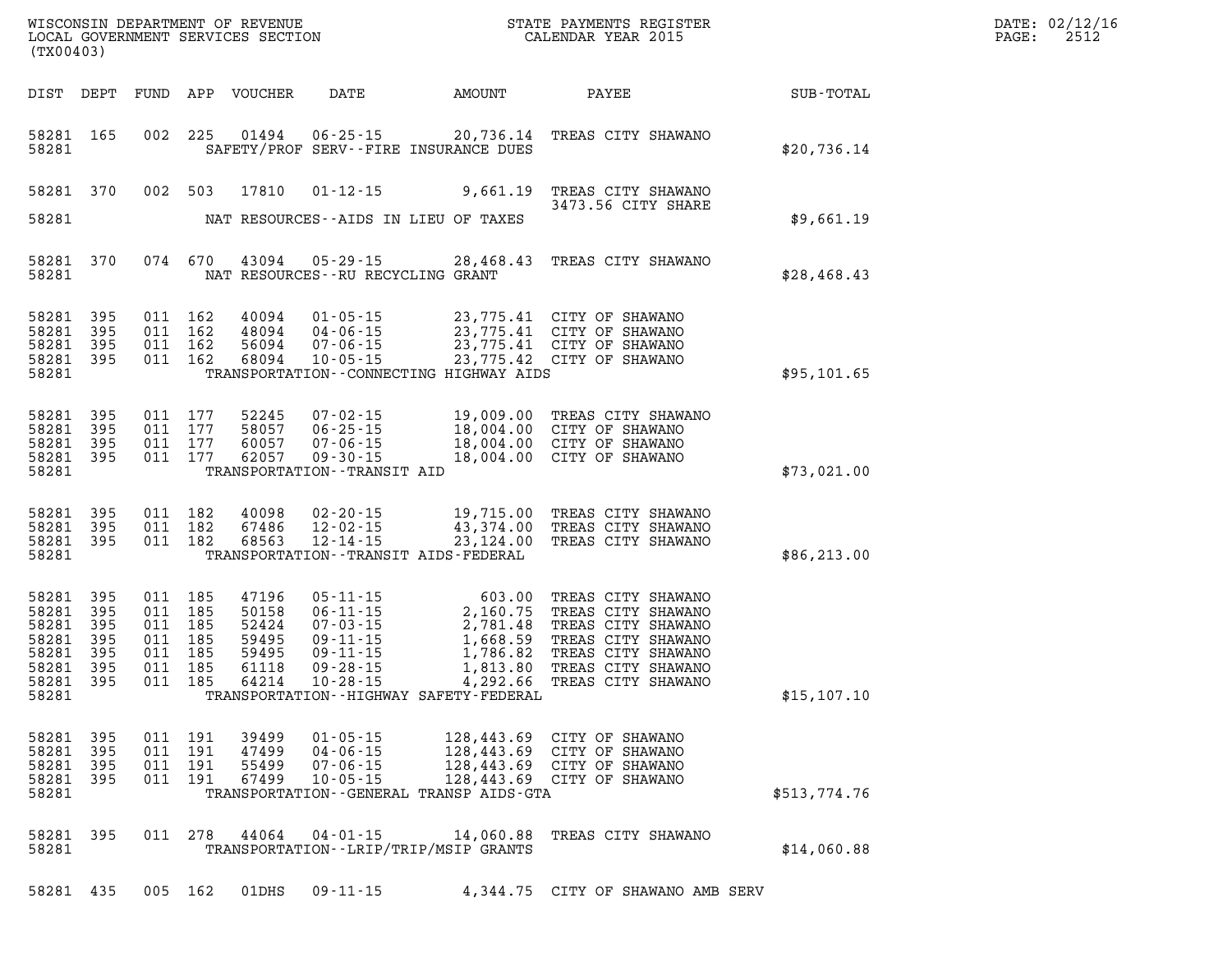WISCONSIN DEPARTMENT OF REVENUE
LOCAL GOVERNMENT SERVICES SECTION
(TX00403)

STATE PAYMENTS REGISTER
CALENDAR YEAR 2015

DATE: 02/12/16
PAGE: 2512

| DIST | DEPT | FUND | APP | VOUCHER | DATE | AMOUNT | PAYEE | SUB-TOTAL |
|---|---|---|---|---|---|---|---|---|
| 58281 | 165 | 002 | 225 | 01494 | 06-25-15 | 20,736.14 | TREAS CITY SHAWANO | |
| 58281 | | | | | SAFETY/PROF SERV--FIRE INSURANCE DUES | | | $20,736.14 |
| 58281 | 370 | 002 | 503 | 17810 | 01-12-15 | 9,661.19 | TREAS CITY SHAWANO 3473.56 CITY SHARE | |
| 58281 | | | | | NAT RESOURCES--AIDS IN LIEU OF TAXES | | | $9,661.19 |
| 58281 | 370 | 074 | 670 | 43094 | 05-29-15 | 28,468.43 | TREAS CITY SHAWANO | |
| 58281 | | | | | NAT RESOURCES--RU RECYCLING GRANT | | | $28,468.43 |
| 58281 | 395 | 011 | 162 | 40094 | 01-05-15 | 23,775.41 | CITY OF SHAWANO | |
| 58281 | 395 | 011 | 162 | 48094 | 04-06-15 | 23,775.41 | CITY OF SHAWANO | |
| 58281 | 395 | 011 | 162 | 56094 | 07-06-15 | 23,775.41 | CITY OF SHAWANO | |
| 58281 | 395 | 011 | 162 | 68094 | 10-05-15 | 23,775.42 | CITY OF SHAWANO | |
| 58281 | | | | | TRANSPORTATION--CONNECTING HIGHWAY AIDS | | | $95,101.65 |
| 58281 | 395 | 011 | 177 | 52245 | 07-02-15 | 19,009.00 | TREAS CITY SHAWANO | |
| 58281 | 395 | 011 | 177 | 58057 | 06-25-15 | 18,004.00 | CITY OF SHAWANO | |
| 58281 | 395 | 011 | 177 | 60057 | 07-06-15 | 18,004.00 | CITY OF SHAWANO | |
| 58281 | 395 | 011 | 177 | 62057 | 09-30-15 | 18,004.00 | CITY OF SHAWANO | |
| 58281 | | | | | TRANSPORTATION--TRANSIT AID | | | $73,021.00 |
| 58281 | 395 | 011 | 182 | 40098 | 02-20-15 | 19,715.00 | TREAS CITY SHAWANO | |
| 58281 | 395 | 011 | 182 | 67486 | 12-02-15 | 43,374.00 | TREAS CITY SHAWANO | |
| 58281 | 395 | 011 | 182 | 68563 | 12-14-15 | 23,124.00 | TREAS CITY SHAWANO | |
| 58281 | | | | | TRANSPORTATION--TRANSIT AIDS-FEDERAL | | | $86,213.00 |
| 58281 | 395 | 011 | 185 | 47196 | 05-11-15 | 603.00 | TREAS CITY SHAWANO | |
| 58281 | 395 | 011 | 185 | 50158 | 06-11-15 | 2,160.75 | TREAS CITY SHAWANO | |
| 58281 | 395 | 011 | 185 | 52424 | 07-03-15 | 2,781.48 | TREAS CITY SHAWANO | |
| 58281 | 395 | 011 | 185 | 59495 | 09-11-15 | 1,668.59 | TREAS CITY SHAWANO | |
| 58281 | 395 | 011 | 185 | 59495 | 09-11-15 | 1,786.82 | TREAS CITY SHAWANO | |
| 58281 | 395 | 011 | 185 | 61118 | 09-28-15 | 1,813.80 | TREAS CITY SHAWANO | |
| 58281 | 395 | 011 | 185 | 64214 | 10-28-15 | 4,292.66 | TREAS CITY SHAWANO | |
| 58281 | | | | | TRANSPORTATION--HIGHWAY SAFETY-FEDERAL | | | $15,107.10 |
| 58281 | 395 | 011 | 191 | 39499 | 01-05-15 | 128,443.69 | CITY OF SHAWANO | |
| 58281 | 395 | 011 | 191 | 47499 | 04-06-15 | 128,443.69 | CITY OF SHAWANO | |
| 58281 | 395 | 011 | 191 | 55499 | 07-06-15 | 128,443.69 | CITY OF SHAWANO | |
| 58281 | 395 | 011 | 191 | 67499 | 10-05-15 | 128,443.69 | CITY OF SHAWANO | |
| 58281 | | | | | TRANSPORTATION--GENERAL TRANSP AIDS-GTA | | | $513,774.76 |
| 58281 | 395 | 011 | 278 | 44064 | 04-01-15 | 14,060.88 | TREAS CITY SHAWANO | |
| 58281 | | | | | TRANSPORTATION--LRIP/TRIP/MSIP GRANTS | | | $14,060.88 |
| 58281 | 435 | 005 | 162 | 01DHS | 09-11-15 | 4,344.75 | CITY OF SHAWANO AMB SERV | |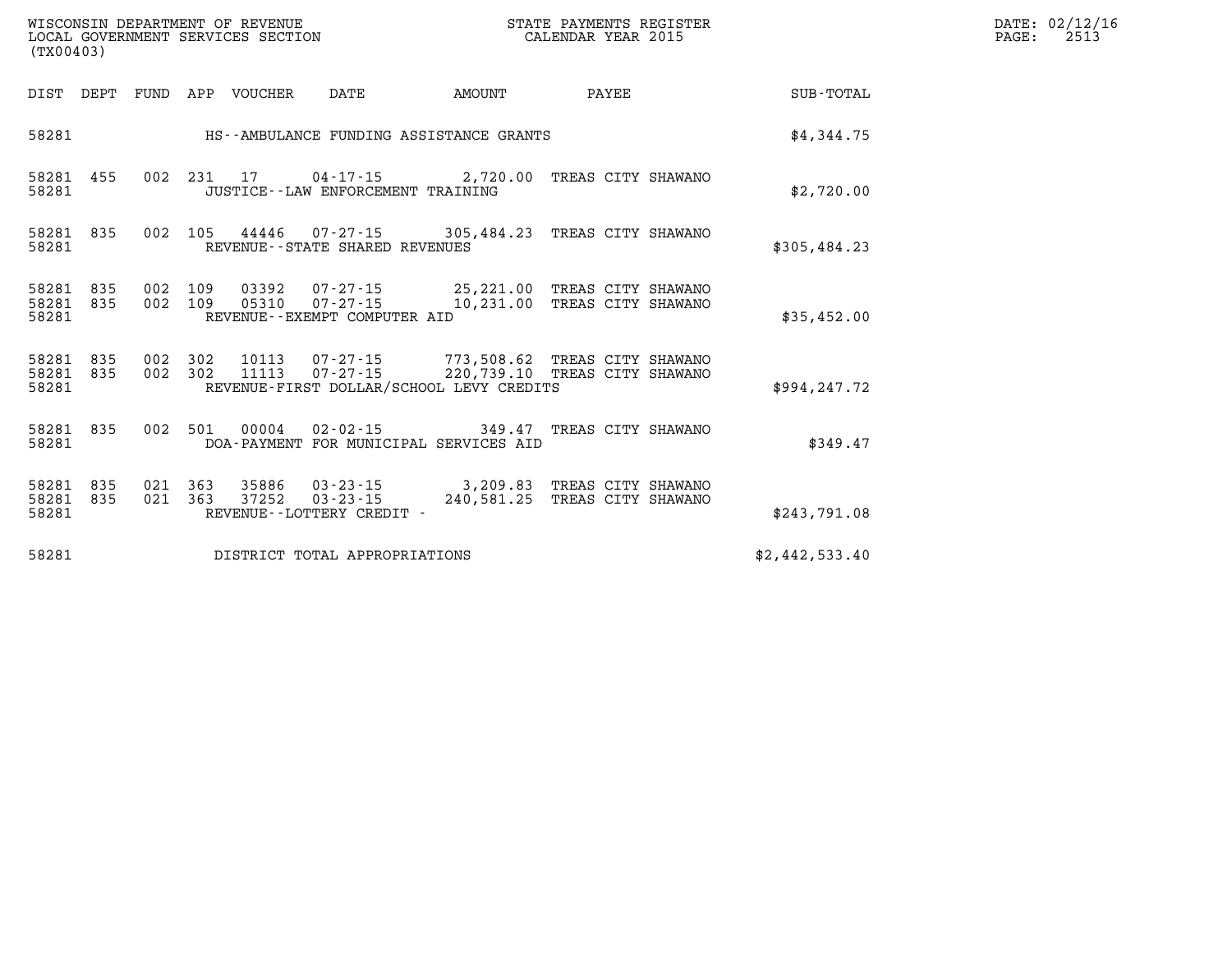| DIST | DEPT | FUND | APP | VOUCHER | DATE | AMOUNT | PAYEE | SUB-TOTAL |
|---|---|---|---|---|---|---|---|---|
| 58281 | | | | | HS--AMBULANCE FUNDING ASSISTANCE GRANTS | | | $4,344.75 |
| 58281 | 455 | 002 | 231 | 17 | 04-17-15 | 2,720.00 | TREAS CITY SHAWANO | |
| 58281 | | | | | JUSTICE--LAW ENFORCEMENT TRAINING | | | $2,720.00 |
| 58281 | 835 | 002 | 105 | 44446 | 07-27-15 | 305,484.23 | TREAS CITY SHAWANO | |
| 58281 | | | | | REVENUE--STATE SHARED REVENUES | | | $305,484.23 |
| 58281 | 835 | 002 | 109 | 03392 | 07-27-15 | 25,221.00 | TREAS CITY SHAWANO | |
| 58281 | 835 | 002 | 109 | 05310 | 07-27-15 | 10,231.00 | TREAS CITY SHAWANO | |
| 58281 | | | | | REVENUE--EXEMPT COMPUTER AID | | | $35,452.00 |
| 58281 | 835 | 002 | 302 | 10113 | 07-27-15 | 773,508.62 | TREAS CITY SHAWANO | |
| 58281 | 835 | 002 | 302 | 11113 | 07-27-15 | 220,739.10 | TREAS CITY SHAWANO | |
| 58281 | | | | | REVENUE-FIRST DOLLAR/SCHOOL LEVY CREDITS | | | $994,247.72 |
| 58281 | 835 | 002 | 501 | 00004 | 02-02-15 | 349.47 | TREAS CITY SHAWANO | |
| 58281 | | | | | DOA-PAYMENT FOR MUNICIPAL SERVICES AID | | | $349.47 |
| 58281 | 835 | 021 | 363 | 35886 | 03-23-15 | 3,209.83 | TREAS CITY SHAWANO | |
| 58281 | 835 | 021 | 363 | 37252 | 03-23-15 | 240,581.25 | TREAS CITY SHAWANO | |
| 58281 | | | | | REVENUE--LOTTERY CREDIT - | | | $243,791.08 |
| 58281 | | | | | DISTRICT TOTAL APPROPRIATIONS | | | $2,442,533.40 |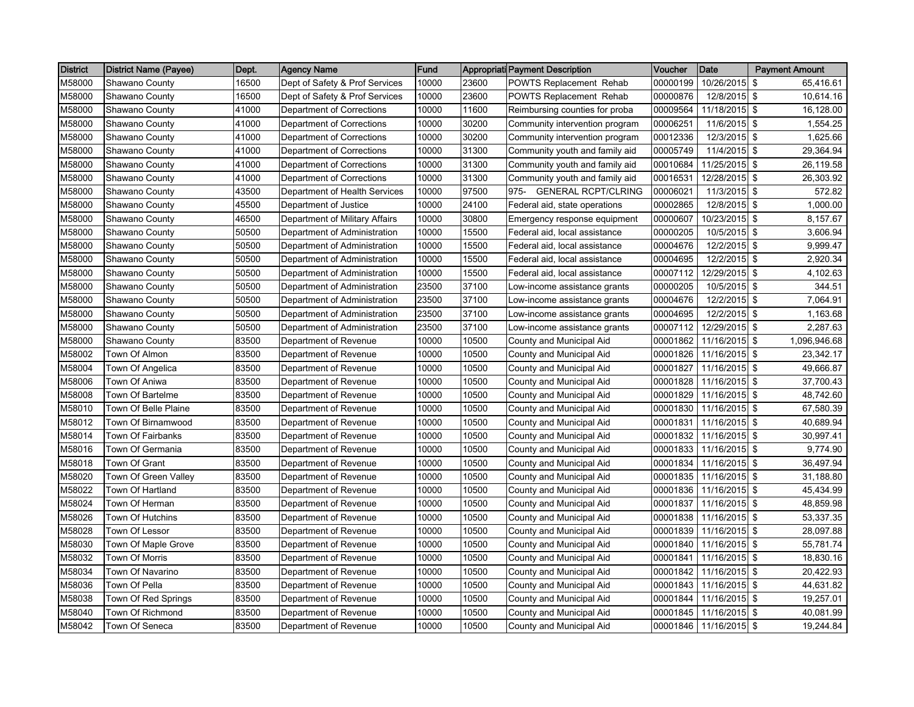| District | District Name (Payee) | Dept. | Agency Name | Fund | Appropriati | Payment Description | Voucher | Date | Payment Amount |
|---|---|---|---|---|---|---|---|---|---|
| M58000 | Shawano County | 16500 | Dept of Safety & Prof Services | 10000 | 23600 | POWTS Replacement Rehab | 00000199 | 10/26/2015 | $ 65,416.61 |
| M58000 | Shawano County | 16500 | Dept of Safety & Prof Services | 10000 | 23600 | POWTS Replacement Rehab | 00000876 | 12/8/2015 | $ 10,614.16 |
| M58000 | Shawano County | 41000 | Department of Corrections | 10000 | 11600 | Reimbursing counties for proba | 00009564 | 11/18/2015 | $ 16,128.00 |
| M58000 | Shawano County | 41000 | Department of Corrections | 10000 | 30200 | Community intervention program | 00006251 | 11/6/2015 | $ 1,554.25 |
| M58000 | Shawano County | 41000 | Department of Corrections | 10000 | 30200 | Community intervention program | 00012336 | 12/3/2015 | $ 1,625.66 |
| M58000 | Shawano County | 41000 | Department of Corrections | 10000 | 31300 | Community youth and family aid | 00005749 | 11/4/2015 | $ 29,364.94 |
| M58000 | Shawano County | 41000 | Department of Corrections | 10000 | 31300 | Community youth and family aid | 00010684 | 11/25/2015 | $ 26,119.58 |
| M58000 | Shawano County | 41000 | Department of Corrections | 10000 | 31300 | Community youth and family aid | 00016531 | 12/28/2015 | $ 26,303.92 |
| M58000 | Shawano County | 43500 | Department of Health Services | 10000 | 97500 | 975- GENERAL RCPT/CLRING | 00006021 | 11/3/2015 | $ 572.82 |
| M58000 | Shawano County | 45500 | Department of Justice | 10000 | 24100 | Federal aid, state operations | 00002865 | 12/8/2015 | $ 1,000.00 |
| M58000 | Shawano County | 46500 | Department of Military Affairs | 10000 | 30800 | Emergency response equipment | 00000607 | 10/23/2015 | $ 8,157.67 |
| M58000 | Shawano County | 50500 | Department of Administration | 10000 | 15500 | Federal aid, local assistance | 00000205 | 10/5/2015 | $ 3,606.94 |
| M58000 | Shawano County | 50500 | Department of Administration | 10000 | 15500 | Federal aid, local assistance | 00004676 | 12/2/2015 | $ 9,999.47 |
| M58000 | Shawano County | 50500 | Department of Administration | 10000 | 15500 | Federal aid, local assistance | 00004695 | 12/2/2015 | $ 2,920.34 |
| M58000 | Shawano County | 50500 | Department of Administration | 10000 | 15500 | Federal aid, local assistance | 00007112 | 12/29/2015 | $ 4,102.63 |
| M58000 | Shawano County | 50500 | Department of Administration | 23500 | 37100 | Low-income assistance grants | 00000205 | 10/5/2015 | $ 344.51 |
| M58000 | Shawano County | 50500 | Department of Administration | 23500 | 37100 | Low-income assistance grants | 00004676 | 12/2/2015 | $ 7,064.91 |
| M58000 | Shawano County | 50500 | Department of Administration | 23500 | 37100 | Low-income assistance grants | 00004695 | 12/2/2015 | $ 1,163.68 |
| M58000 | Shawano County | 50500 | Department of Administration | 23500 | 37100 | Low-income assistance grants | 00007112 | 12/29/2015 | $ 2,287.63 |
| M58000 | Shawano County | 83500 | Department of Revenue | 10000 | 10500 | County and Municipal Aid | 00001862 | 11/16/2015 | $ 1,096,946.68 |
| M58002 | Town Of Almon | 83500 | Department of Revenue | 10000 | 10500 | County and Municipal Aid | 00001826 | 11/16/2015 | $ 23,342.17 |
| M58004 | Town Of Angelica | 83500 | Department of Revenue | 10000 | 10500 | County and Municipal Aid | 00001827 | 11/16/2015 | $ 49,666.87 |
| M58006 | Town Of Aniwa | 83500 | Department of Revenue | 10000 | 10500 | County and Municipal Aid | 00001828 | 11/16/2015 | $ 37,700.43 |
| M58008 | Town Of Bartelme | 83500 | Department of Revenue | 10000 | 10500 | County and Municipal Aid | 00001829 | 11/16/2015 | $ 48,742.60 |
| M58010 | Town Of Belle Plaine | 83500 | Department of Revenue | 10000 | 10500 | County and Municipal Aid | 00001830 | 11/16/2015 | $ 67,580.39 |
| M58012 | Town Of Birnamwood | 83500 | Department of Revenue | 10000 | 10500 | County and Municipal Aid | 00001831 | 11/16/2015 | $ 40,689.94 |
| M58014 | Town Of Fairbanks | 83500 | Department of Revenue | 10000 | 10500 | County and Municipal Aid | 00001832 | 11/16/2015 | $ 30,997.41 |
| M58016 | Town Of Germania | 83500 | Department of Revenue | 10000 | 10500 | County and Municipal Aid | 00001833 | 11/16/2015 | $ 9,774.90 |
| M58018 | Town Of Grant | 83500 | Department of Revenue | 10000 | 10500 | County and Municipal Aid | 00001834 | 11/16/2015 | $ 36,497.94 |
| M58020 | Town Of Green Valley | 83500 | Department of Revenue | 10000 | 10500 | County and Municipal Aid | 00001835 | 11/16/2015 | $ 31,188.80 |
| M58022 | Town Of Hartland | 83500 | Department of Revenue | 10000 | 10500 | County and Municipal Aid | 00001836 | 11/16/2015 | $ 45,434.99 |
| M58024 | Town Of Herman | 83500 | Department of Revenue | 10000 | 10500 | County and Municipal Aid | 00001837 | 11/16/2015 | $ 48,859.98 |
| M58026 | Town Of Hutchins | 83500 | Department of Revenue | 10000 | 10500 | County and Municipal Aid | 00001838 | 11/16/2015 | $ 53,337.35 |
| M58028 | Town Of Lessor | 83500 | Department of Revenue | 10000 | 10500 | County and Municipal Aid | 00001839 | 11/16/2015 | $ 28,097.88 |
| M58030 | Town Of Maple Grove | 83500 | Department of Revenue | 10000 | 10500 | County and Municipal Aid | 00001840 | 11/16/2015 | $ 55,781.74 |
| M58032 | Town Of Morris | 83500 | Department of Revenue | 10000 | 10500 | County and Municipal Aid | 00001841 | 11/16/2015 | $ 18,830.16 |
| M58034 | Town Of Navarino | 83500 | Department of Revenue | 10000 | 10500 | County and Municipal Aid | 00001842 | 11/16/2015 | $ 20,422.93 |
| M58036 | Town Of Pella | 83500 | Department of Revenue | 10000 | 10500 | County and Municipal Aid | 00001843 | 11/16/2015 | $ 44,631.82 |
| M58038 | Town Of Red Springs | 83500 | Department of Revenue | 10000 | 10500 | County and Municipal Aid | 00001844 | 11/16/2015 | $ 19,257.01 |
| M58040 | Town Of Richmond | 83500 | Department of Revenue | 10000 | 10500 | County and Municipal Aid | 00001845 | 11/16/2015 | $ 40,081.99 |
| M58042 | Town Of Seneca | 83500 | Department of Revenue | 10000 | 10500 | County and Municipal Aid | 00001846 | 11/16/2015 | $ 19,244.84 |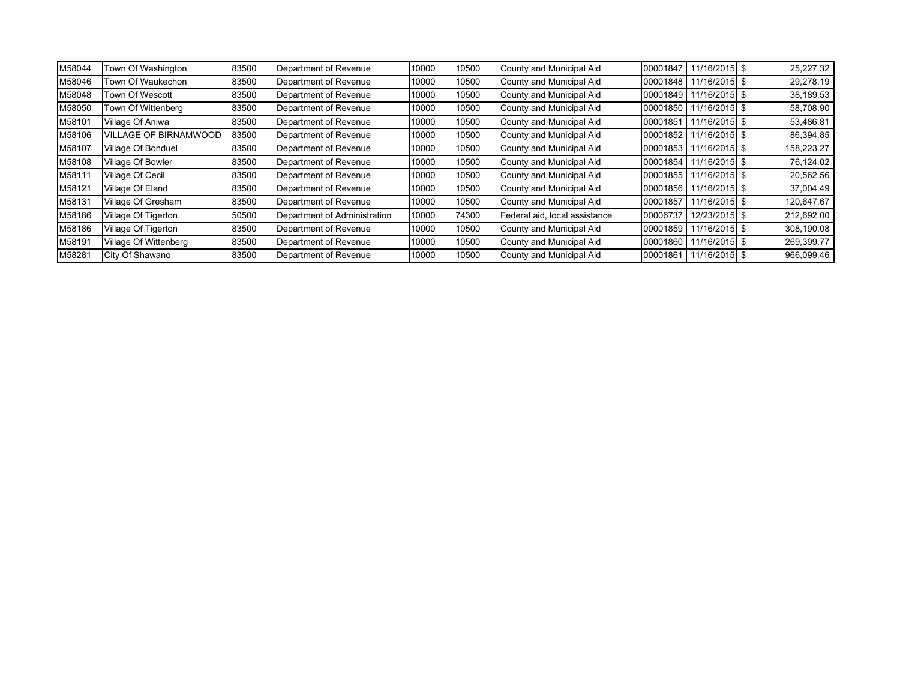| | | | | | | | | | | |
|---|---|---|---|---|---|---|---|---|---|---|
| M58044 | Town Of Washington | 83500 | Department of Revenue | 10000 | 10500 | County and Municipal Aid | 00001847 | 11/16/2015 | $ | 25,227.32 |
| M58046 | Town Of Waukechon | 83500 | Department of Revenue | 10000 | 10500 | County and Municipal Aid | 00001848 | 11/16/2015 | $ | 29,278.19 |
| M58048 | Town Of Wescott | 83500 | Department of Revenue | 10000 | 10500 | County and Municipal Aid | 00001849 | 11/16/2015 | $ | 38,189.53 |
| M58050 | Town Of Wittenberg | 83500 | Department of Revenue | 10000 | 10500 | County and Municipal Aid | 00001850 | 11/16/2015 | $ | 58,708.90 |
| M58101 | Village Of Aniwa | 83500 | Department of Revenue | 10000 | 10500 | County and Municipal Aid | 00001851 | 11/16/2015 | $ | 53,486.81 |
| M58106 | VILLAGE OF BIRNAMWOOD | 83500 | Department of Revenue | 10000 | 10500 | County and Municipal Aid | 00001852 | 11/16/2015 | $ | 86,394.85 |
| M58107 | Village Of Bonduel | 83500 | Department of Revenue | 10000 | 10500 | County and Municipal Aid | 00001853 | 11/16/2015 | $ | 158,223.27 |
| M58108 | Village Of Bowler | 83500 | Department of Revenue | 10000 | 10500 | County and Municipal Aid | 00001854 | 11/16/2015 | $ | 76,124.02 |
| M58111 | Village Of Cecil | 83500 | Department of Revenue | 10000 | 10500 | County and Municipal Aid | 00001855 | 11/16/2015 | $ | 20,562.56 |
| M58121 | Village Of Eland | 83500 | Department of Revenue | 10000 | 10500 | County and Municipal Aid | 00001856 | 11/16/2015 | $ | 37,004.49 |
| M58131 | Village Of Gresham | 83500 | Department of Revenue | 10000 | 10500 | County and Municipal Aid | 00001857 | 11/16/2015 | $ | 120,647.67 |
| M58186 | Village Of Tigerton | 50500 | Department of Administration | 10000 | 74300 | Federal aid, local assistance | 00006737 | 12/23/2015 | $ | 212,692.00 |
| M58186 | Village Of Tigerton | 83500 | Department of Revenue | 10000 | 10500 | County and Municipal Aid | 00001859 | 11/16/2015 | $ | 308,190.08 |
| M58191 | Village Of Wittenberg | 83500 | Department of Revenue | 10000 | 10500 | County and Municipal Aid | 00001860 | 11/16/2015 | $ | 269,399.77 |
| M58281 | City Of Shawano | 83500 | Department of Revenue | 10000 | 10500 | County and Municipal Aid | 00001861 | 11/16/2015 | $ | 966,099.46 |